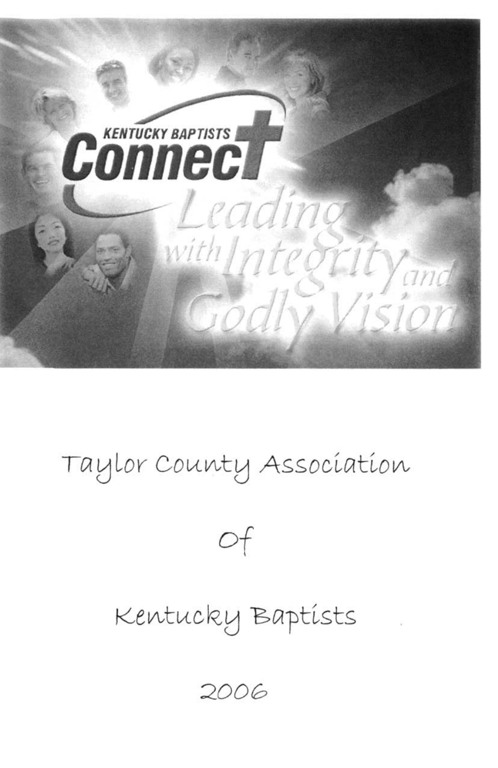KENTUCKY BAPTISTS

Connect

Leading with Integrity and Godly Vision

# Taylor County Association

# Of

# Kentucky Baptists

# 2006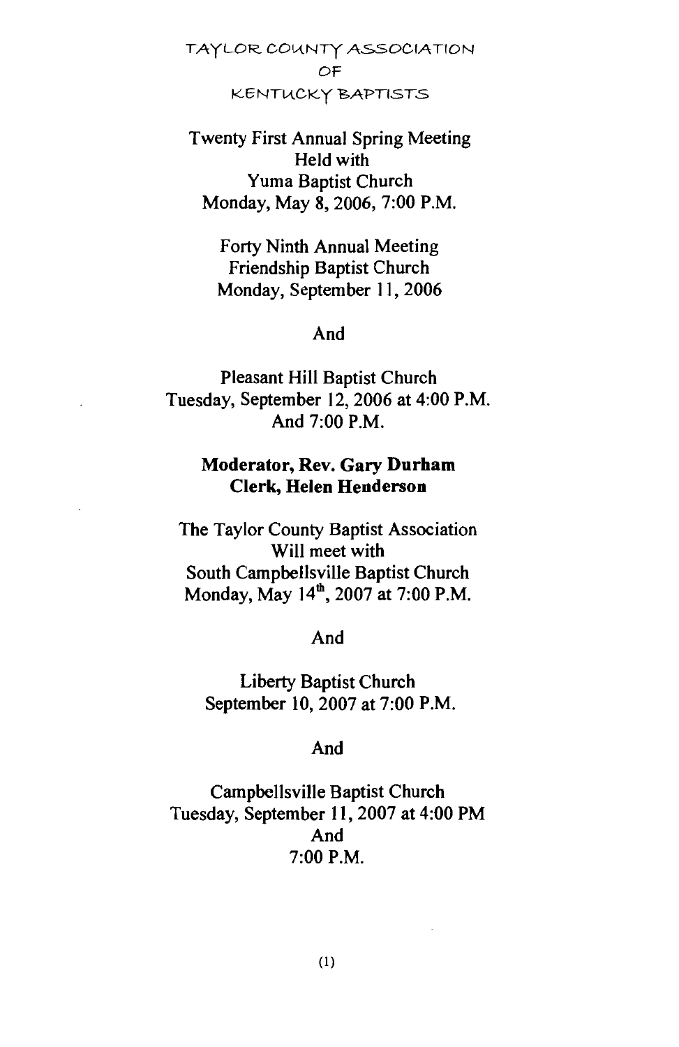# TAYLOR COUNTY ASSOCIATION
# OF
# KENTUCKY BAPTISTS

Twenty First Annual Spring Meeting
Held with
Yuma Baptist Church
Monday, May 8, 2006, 7:00 P.M.

Forty Ninth Annual Meeting
Friendship Baptist Church
Monday, September 11, 2006

And

Pleasant Hill Baptist Church
Tuesday, September 12, 2006 at 4:00 P.M.
And 7:00 P.M.

**Moderator, Rev. Gary Durham**
**Clerk, Helen Henderson**

The Taylor County Baptist Association
Will meet with
South Campbellsville Baptist Church
Monday, May 14th, 2007 at 7:00 P.M.

And

Liberty Baptist Church
September 10, 2007 at 7:00 P.M.

And

Campbellsville Baptist Church
Tuesday, September 11, 2007 at 4:00 PM
And
7:00 P.M.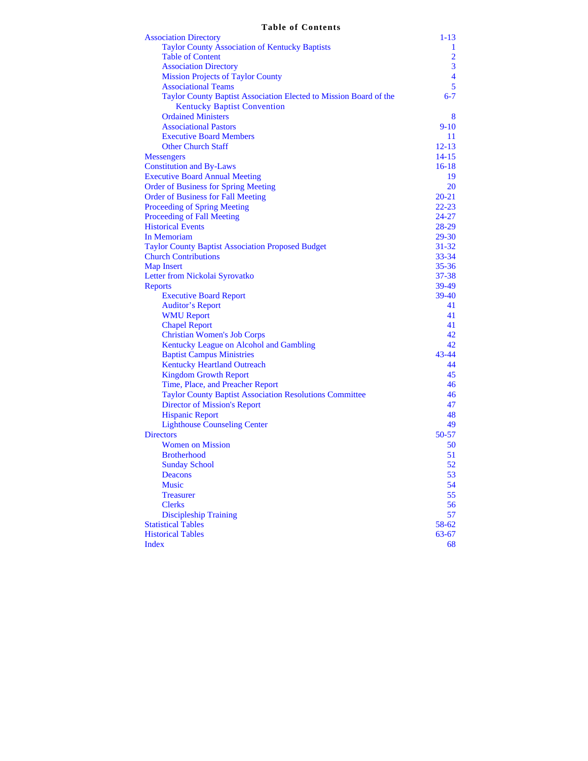# Table of Contents

| | |
|---|---|
| Association Directory | 1-13 |
| Taylor County Association of Kentucky Baptists | 1 |
| Table of Content | 2 |
| Association Directory | 3 |
| Mission Projects of Taylor County | 4 |
| Associational Teams | 5 |
| Taylor County Baptist Association Elected to Mission Board of the Kentucky Baptist Convention | 6-7 |
| Ordained Ministers | 8 |
| Associational Pastors | 9-10 |
| Executive Board Members | 11 |
| Other Church Staff | 12-13 |
| Messengers | 14-15 |
| Constitution and By-Laws | 16-18 |
| Executive Board Annual Meeting | 19 |
| Order of Business for Spring Meeting | 20 |
| Order of Business for Fall Meeting | 20-21 |
| Proceeding of Spring Meeting | 22-23 |
| Proceeding of Fall Meeting | 24-27 |
| Historical Events | 28-29 |
| In Memoriam | 29-30 |
| Taylor County Baptist Association Proposed Budget | 31-32 |
| Church Contributions | 33-34 |
| Map Insert | 35-36 |
| Letter from Nickolai Syrovatko | 37-38 |
| Reports | 39-49 |
| Executive Board Report | 39-40 |
| Auditor’s Report | 41 |
| WMU Report | 41 |
| Chapel Report | 41 |
| Christian Women's Job Corps | 42 |
| Kentucky League on Alcohol and Gambling | 42 |
| Baptist Campus Ministries | 43-44 |
| Kentucky Heartland Outreach | 44 |
| Kingdom Growth Report | 45 |
| Time, Place, and Preacher Report | 46 |
| Taylor County Baptist Association Resolutions Committee | 46 |
| Director of Mission's Report | 47 |
| Hispanic Report | 48 |
| Lighthouse Counseling Center | 49 |
| Directors | 50-57 |
| Women on Mission | 50 |
| Brotherhood | 51 |
| Sunday School | 52 |
| Deacons | 53 |
| Music | 54 |
| Treasurer | 55 |
| Clerks | 56 |
| Discipleship Training | 57 |
| Statistical Tables | 58-62 |
| Historical Tables | 63-67 |
| Index | 68 |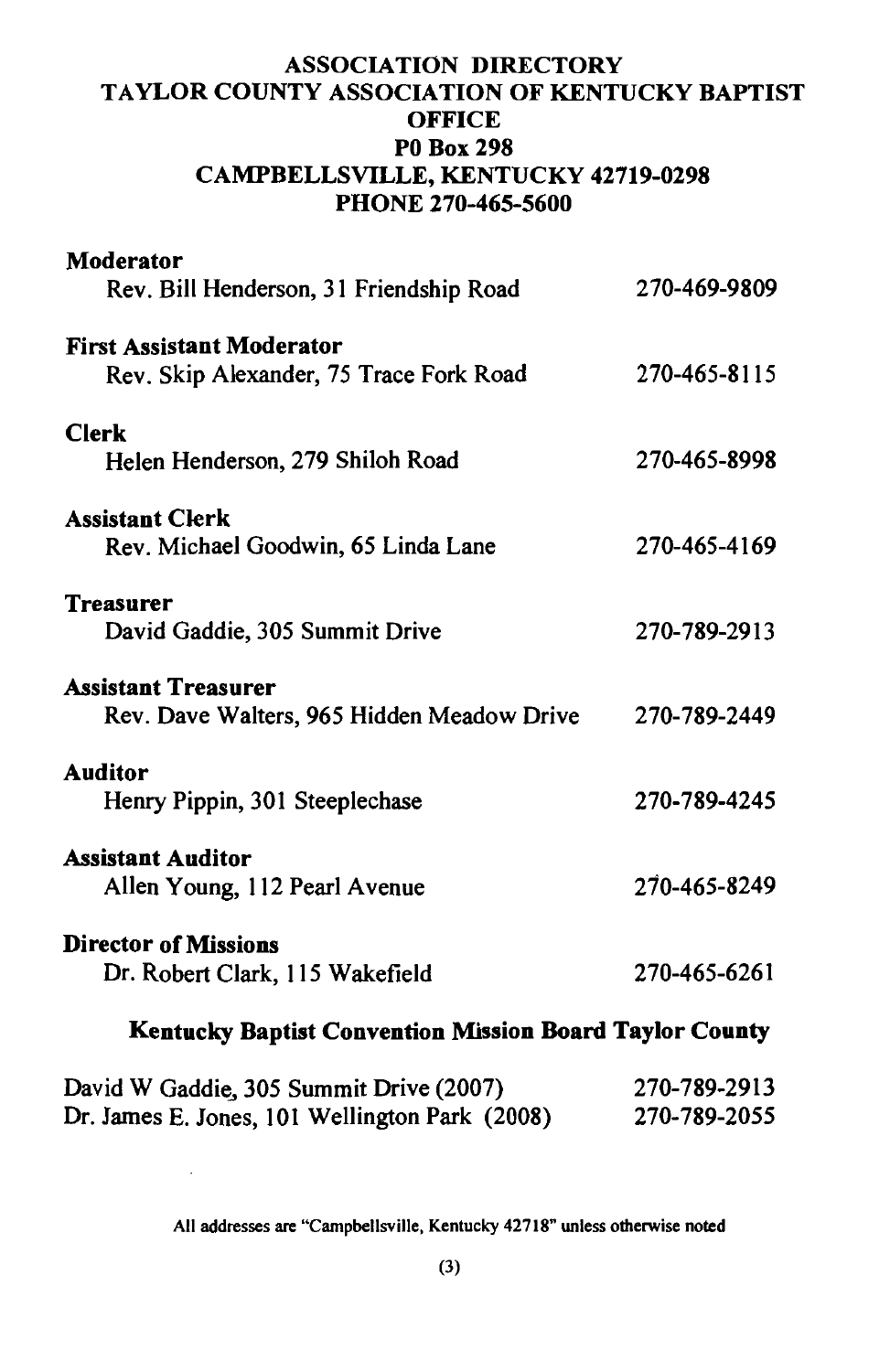# ASSOCIATION DIRECTORY
# TAYLOR COUNTY ASSOCIATION OF KENTUCKY BAPTIST OFFICE
## P0 Box 298
## CAMPBELLSVILLE, KENTUCKY 42719-0298
## PHONE 270-465-5600

**Moderator**
Rev. Bill Henderson, 31 Friendship Road — 270-469-9809

**First Assistant Moderator**
Rev. Skip Alexander, 75 Trace Fork Road — 270-465-8115

**Clerk**
Helen Henderson, 279 Shiloh Road — 270-465-8998

**Assistant Clerk**
Rev. Michael Goodwin, 65 Linda Lane — 270-465-4169

**Treasurer**
David Gaddie, 305 Summit Drive — 270-789-2913

**Assistant Treasurer**
Rev. Dave Walters, 965 Hidden Meadow Drive — 270-789-2449

**Auditor**
Henry Pippin, 301 Steeplechase — 270-789-4245

**Assistant Auditor**
Allen Young, 112 Pearl Avenue — 270-465-8249

**Director of Missions**
Dr. Robert Clark, 115 Wakefield — 270-465-6261

### Kentucky Baptist Convention Mission Board Taylor County

David W Gaddie, 305 Summit Drive (2007) — 270-789-2913
Dr. James E. Jones, 101 Wellington Park (2008) — 270-789-2055

All addresses are "Campbellsville, Kentucky 42718" unless otherwise noted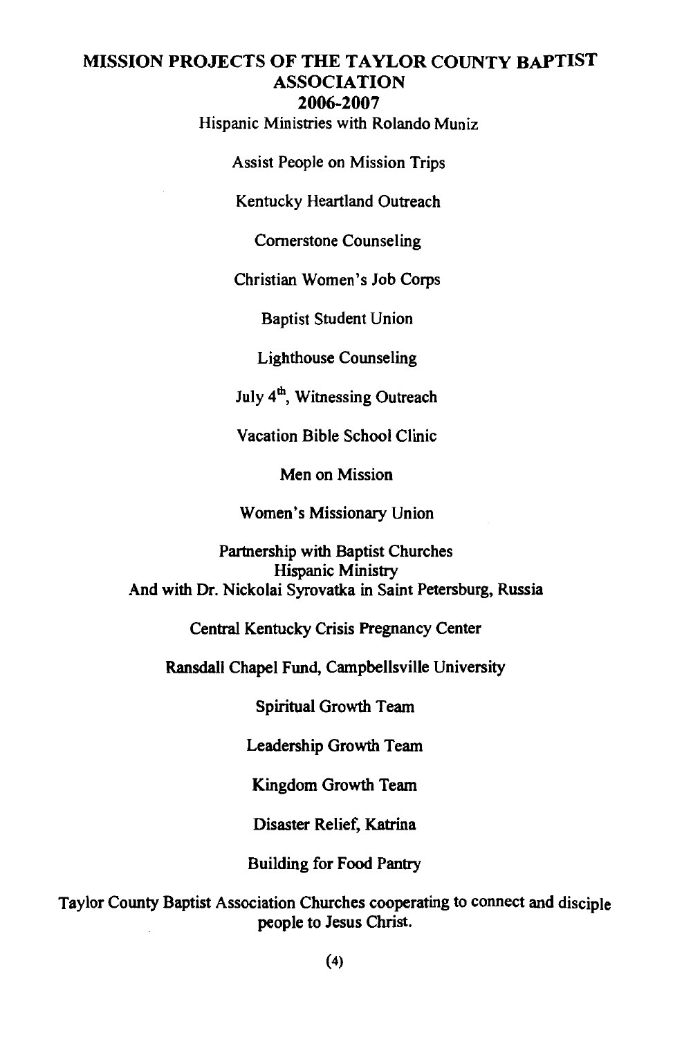# MISSION PROJECTS OF THE TAYLOR COUNTY BAPTIST ASSOCIATION 2006-2007

Hispanic Ministries with Rolando Muniz

Assist People on Mission Trips

Kentucky Heartland Outreach

Cornerstone Counseling

Christian Women's Job Corps

Baptist Student Union

Lighthouse Counseling

July 4th, Witnessing Outreach

Vacation Bible School Clinic

Men on Mission

Women's Missionary Union

Partnership with Baptist Churches
Hispanic Ministry
And with Dr. Nickolai Syrovatka in Saint Petersburg, Russia

Central Kentucky Crisis Pregnancy Center

Ransdall Chapel Fund, Campbellsville University

Spiritual Growth Team

Leadership Growth Team

Kingdom Growth Team

Disaster Relief, Katrina

Building for Food Pantry

Taylor County Baptist Association Churches cooperating to connect and disciple people to Jesus Christ.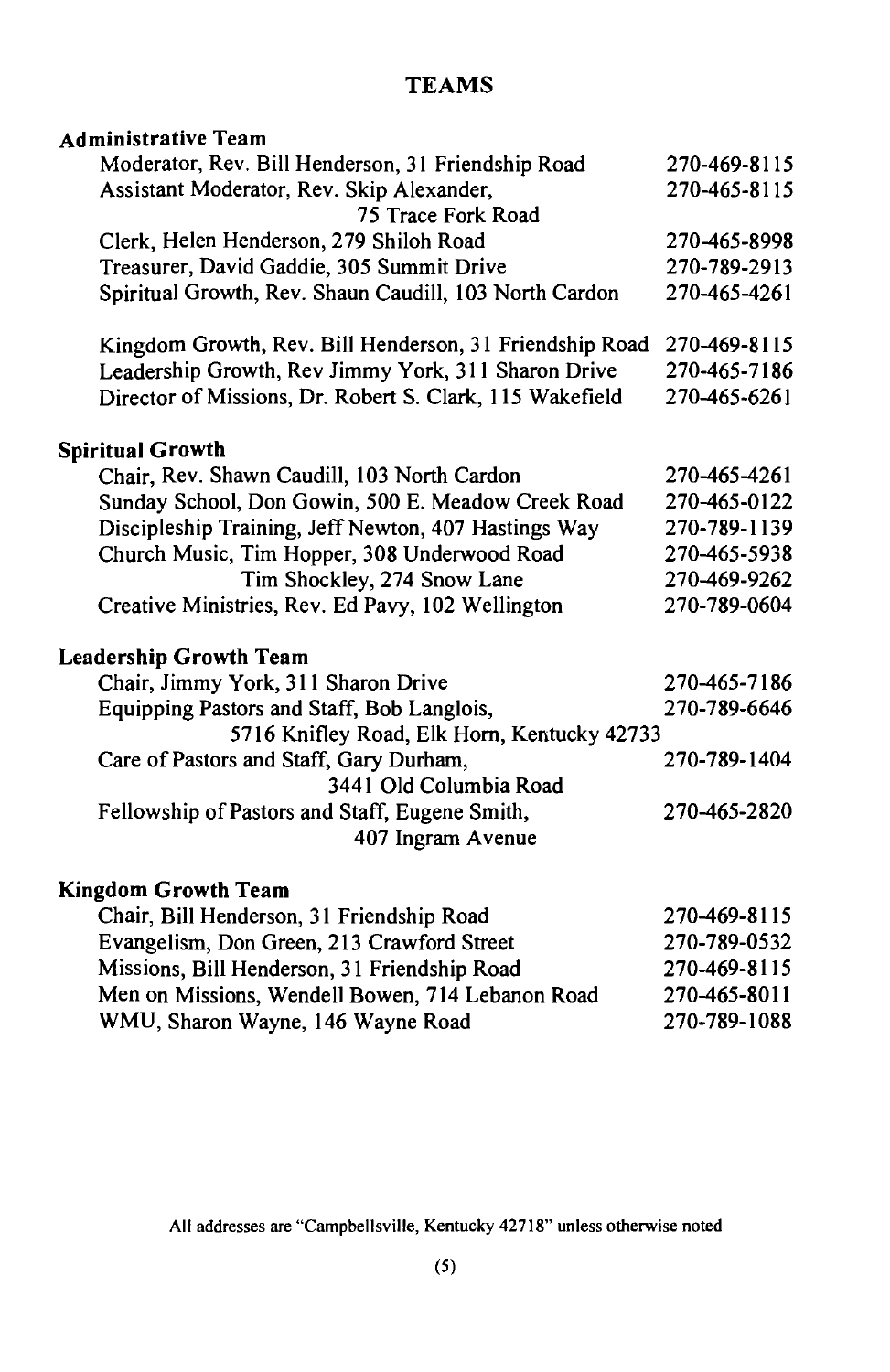## TEAMS

**Administrative Team**

| | |
|---|---|
| Moderator, Rev. Bill Henderson, 31 Friendship Road | 270-469-8115 |
| Assistant Moderator, Rev. Skip Alexander, 75 Trace Fork Road | 270-465-8115 |
| Clerk, Helen Henderson, 279 Shiloh Road | 270-465-8998 |
| Treasurer, David Gaddie, 305 Summit Drive | 270-789-2913 |
| Spiritual Growth, Rev. Shaun Caudill, 103 North Cardon | 270-465-4261 |
| Kingdom Growth, Rev. Bill Henderson, 31 Friendship Road | 270-469-8115 |
| Leadership Growth, Rev Jimmy York, 311 Sharon Drive | 270-465-7186 |
| Director of Missions, Dr. Robert S. Clark, 115 Wakefield | 270-465-6261 |

**Spiritual Growth**

| | |
|---|---|
| Chair, Rev. Shawn Caudill, 103 North Cardon | 270-465-4261 |
| Sunday School, Don Gowin, 500 E. Meadow Creek Road | 270-465-0122 |
| Discipleship Training, Jeff Newton, 407 Hastings Way | 270-789-1139 |
| Church Music, Tim Hopper, 308 Underwood Road | 270-465-5938 |
| Tim Shockley, 274 Snow Lane | 270-469-9262 |
| Creative Ministries, Rev. Ed Pavy, 102 Wellington | 270-789-0604 |

**Leadership Growth Team**

| | |
|---|---|
| Chair, Jimmy York, 311 Sharon Drive | 270-465-7186 |
| Equipping Pastors and Staff, Bob Langlois, 5716 Knifley Road, Elk Horn, Kentucky 42733 | 270-789-6646 |
| Care of Pastors and Staff, Gary Durham, 3441 Old Columbia Road | 270-789-1404 |
| Fellowship of Pastors and Staff, Eugene Smith, 407 Ingram Avenue | 270-465-2820 |

**Kingdom Growth Team**

| | |
|---|---|
| Chair, Bill Henderson, 31 Friendship Road | 270-469-8115 |
| Evangelism, Don Green, 213 Crawford Street | 270-789-0532 |
| Missions, Bill Henderson, 31 Friendship Road | 270-469-8115 |
| Men on Missions, Wendell Bowen, 714 Lebanon Road | 270-465-8011 |
| WMU, Sharon Wayne, 146 Wayne Road | 270-789-1088 |

All addresses are "Campbellsville, Kentucky 42718" unless otherwise noted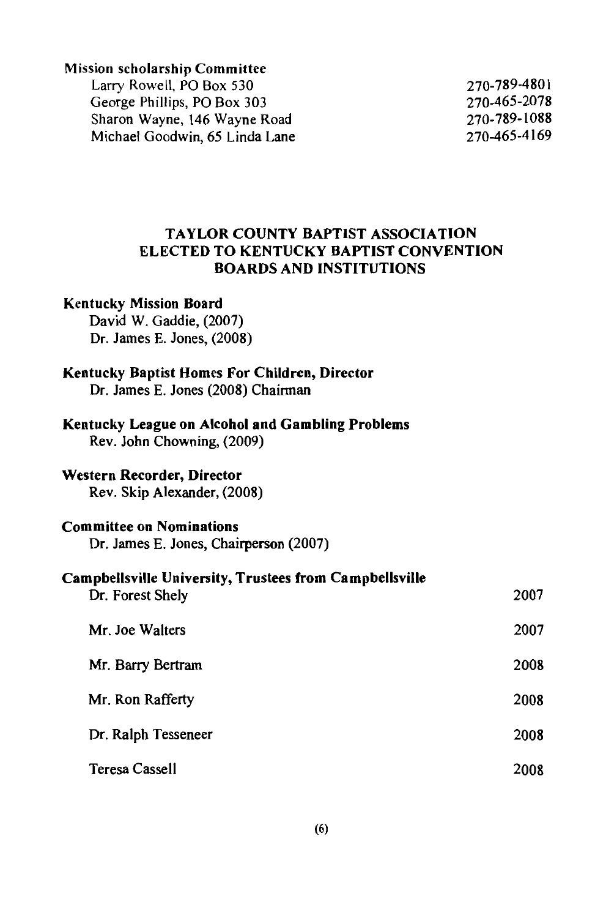**Mission scholarship Committee**

| | |
|---|---|
| Larry Rowell, PO Box 530 | 270-789-4801 |
| George Phillips, PO Box 303 | 270-465-2078 |
| Sharon Wayne, 146 Wayne Road | 270-789-1088 |
| Michael Goodwin, 65 Linda Lane | 270-465-4169 |

## TAYLOR COUNTY BAPTIST ASSOCIATION ELECTED TO KENTUCKY BAPTIST CONVENTION BOARDS AND INSTITUTIONS

**Kentucky Mission Board**

David W. Gaddie, (2007)
Dr. James E. Jones, (2008)

**Kentucky Baptist Homes For Children, Director**

Dr. James E. Jones (2008) Chairman

**Kentucky League on Alcohol and Gambling Problems**

Rev. John Chowning, (2009)

**Western Recorder, Director**

Rev. Skip Alexander, (2008)

**Committee on Nominations**

Dr. James E. Jones, Chairperson (2007)

**Campbellsville University, Trustees from Campbellsville**

| | |
|---|---|
| Dr. Forest Shely | 2007 |
| Mr. Joe Walters | 2007 |
| Mr. Barry Bertram | 2008 |
| Mr. Ron Rafferty | 2008 |
| Dr. Ralph Tesseneer | 2008 |
| Teresa Cassell | 2008 |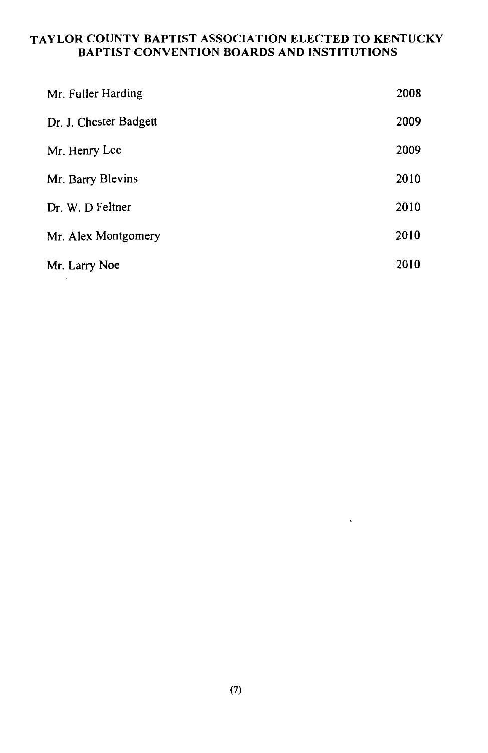## TAYLOR COUNTY BAPTIST ASSOCIATION ELECTED TO KENTUCKY BAPTIST CONVENTION BOARDS AND INSTITUTIONS

| | |
|---|---|
| Mr. Fuller Harding | 2008 |
| Dr. J. Chester Badgett | 2009 |
| Mr. Henry Lee | 2009 |
| Mr. Barry Blevins | 2010 |
| Dr. W. D Feltner | 2010 |
| Mr. Alex Montgomery | 2010 |
| Mr. Larry Noe | 2010 |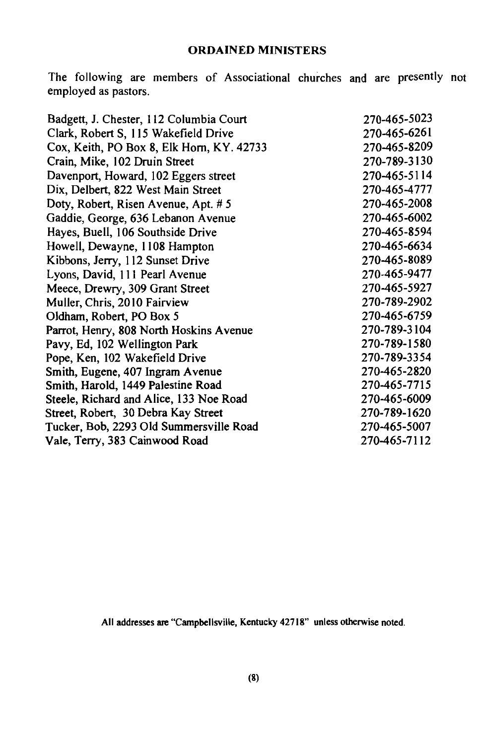## ORDAINED MINISTERS

The following are members of Associational churches and are presently not employed as pastors.

| | |
|---|---|
| Badgett, J. Chester, 112 Columbia Court | 270-465-5023 |
| Clark, Robert S, 115 Wakefield Drive | 270-465-6261 |
| Cox, Keith, PO Box 8, Elk Horn, KY. 42733 | 270-465-8209 |
| Crain, Mike, 102 Druin Street | 270-789-3130 |
| Davenport, Howard, 102 Eggers street | 270-465-5114 |
| Dix, Delbert, 822 West Main Street | 270-465-4777 |
| Doty, Robert, Risen Avenue, Apt. # 5 | 270-465-2008 |
| Gaddie, George, 636 Lebanon Avenue | 270-465-6002 |
| Hayes, Buell, 106 Southside Drive | 270-465-8594 |
| Howell, Dewayne, 1108 Hampton | 270-465-6634 |
| Kibbons, Jerry, 112 Sunset Drive | 270-465-8089 |
| Lyons, David, 111 Pearl Avenue | 270-465-9477 |
| Meece, Drewry, 309 Grant Street | 270-465-5927 |
| Muller, Chris, 2010 Fairview | 270-789-2902 |
| Oldham, Robert, PO Box 5 | 270-465-6759 |
| Parrot, Henry, 808 North Hoskins Avenue | 270-789-3104 |
| Pavy, Ed, 102 Wellington Park | 270-789-1580 |
| Pope, Ken, 102 Wakefield Drive | 270-789-3354 |
| Smith, Eugene, 407 Ingram Avenue | 270-465-2820 |
| Smith, Harold, 1449 Palestine Road | 270-465-7715 |
| Steele, Richard and Alice, 133 Noe Road | 270-465-6009 |
| Street, Robert, 30 Debra Kay Street | 270-789-1620 |
| Tucker, Bob, 2293 Old Summersville Road | 270-465-5007 |
| Vale, Terry, 383 Cainwood Road | 270-465-7112 |

All addresses are "Campbellsville, Kentucky 42718" unless otherwise noted.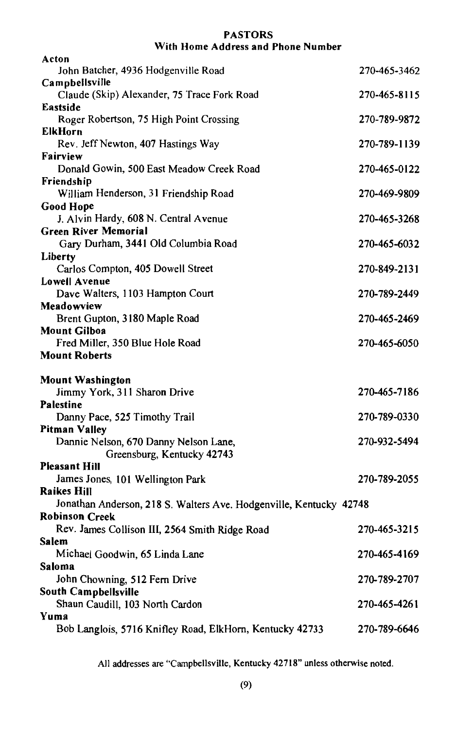## PASTORS
### With Home Address and Phone Number

**Acton**
John Batcher, 4936 Hodgenville Road — 270-465-3462

**Campbellsville**
Claude (Skip) Alexander, 75 Trace Fork Road — 270-465-8115

**Eastside**
Roger Robertson, 75 High Point Crossing — 270-789-9872

**ElkHorn**
Rev. Jeff Newton, 407 Hastings Way — 270-789-1139

**Fairview**
Donald Gowin, 500 East Meadow Creek Road — 270-465-0122

**Friendship**
William Henderson, 31 Friendship Road — 270-469-9809

**Good Hope**
J. Alvin Hardy, 608 N. Central Avenue — 270-465-3268

**Green River Memorial**
Gary Durham, 3441 Old Columbia Road — 270-465-6032

**Liberty**
Carlos Compton, 405 Dowell Street — 270-849-2131

**Lowell Avenue**
Dave Walters, 1103 Hampton Court — 270-789-2449

**Meadowview**
Brent Gupton, 3180 Maple Road — 270-465-2469

**Mount Gilboa**
Fred Miller, 350 Blue Hole Road — 270-465-6050

**Mount Roberts**

**Mount Washington**
Jimmy York, 311 Sharon Drive — 270-465-7186

**Palestine**
Danny Pace, 525 Timothy Trail — 270-789-0330

**Pitman Valley**
Dannie Nelson, 670 Danny Nelson Lane, Greensburg, Kentucky 42743 — 270-932-5494

**Pleasant Hill**
James Jones, 101 Wellington Park — 270-789-2055

**Raikes Hill**
Jonathan Anderson, 218 S. Walters Ave. Hodgenville, Kentucky 42748

**Robinson Creek**
Rev. James Collison III, 2564 Smith Ridge Road — 270-465-3215

**Salem**
Michael Goodwin, 65 Linda Lane — 270-465-4169

**Saloma**
John Chowning, 512 Fern Drive — 270-789-2707

**South Campbellsville**
Shaun Caudill, 103 North Cardon — 270-465-4261

**Yuma**
Bob Langlois, 5716 Knifley Road, ElkHorn, Kentucky 42733 — 270-789-6646

All addresses are "Campbellsville, Kentucky 42718" unless otherwise noted.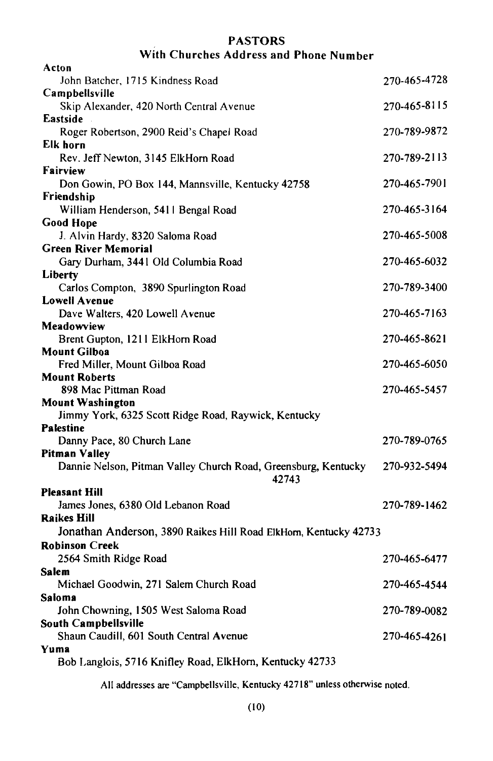## PASTORS

### With Churches Address and Phone Number

**Acton**
John Batcher, 1715 Kindness Road 270-465-4728

**Campbellsville**
Skip Alexander, 420 North Central Avenue 270-465-8115

**Eastside**
Roger Robertson, 2900 Reid's Chapel Road 270-789-9872

**Elk horn**
Rev. Jeff Newton, 3145 ElkHorn Road 270-789-2113

**Fairview**
Don Gowin, PO Box 144, Mannsville, Kentucky 42758 270-465-7901

**Friendship**
William Henderson, 5411 Bengal Road 270-465-3164

**Good Hope**
J. Alvin Hardy, 8320 Saloma Road 270-465-5008

**Green River Memorial**
Gary Durham, 3441 Old Columbia Road 270-465-6032

**Liberty**
Carlos Compton, 3890 Spurlington Road 270-789-3400

**Lowell Avenue**
Dave Walters, 420 Lowell Avenue 270-465-7163

**Meadowview**
Brent Gupton, 1211 ElkHorn Road 270-465-8621

**Mount Gilboa**
Fred Miller, Mount Gilboa Road 270-465-6050

**Mount Roberts**
898 Mac Pittman Road 270-465-5457

**Mount Washington**
Jimmy York, 6325 Scott Ridge Road, Raywick, Kentucky

**Palestine**
Danny Pace, 80 Church Lane 270-789-0765

**Pitman Valley**
Dannie Nelson, Pitman Valley Church Road, Greensburg, Kentucky 42743 270-932-5494

**Pleasant Hill**
James Jones, 6380 Old Lebanon Road 270-789-1462

**Raikes Hill**
Jonathan Anderson, 3890 Raikes Hill Road ElkHorn, Kentucky 42733

**Robinson Creek**
2564 Smith Ridge Road 270-465-6477

**Salem**
Michael Goodwin, 271 Salem Church Road 270-465-4544

**Saloma**
John Chowning, 1505 West Saloma Road 270-789-0082

**South Campbellsville**
Shaun Caudill, 601 South Central Avenue 270-465-4261

**Yuma**
Bob Langlois, 5716 Knifley Road, ElkHorn, Kentucky 42733

All addresses are "Campbellsville, Kentucky 42718" unless otherwise noted.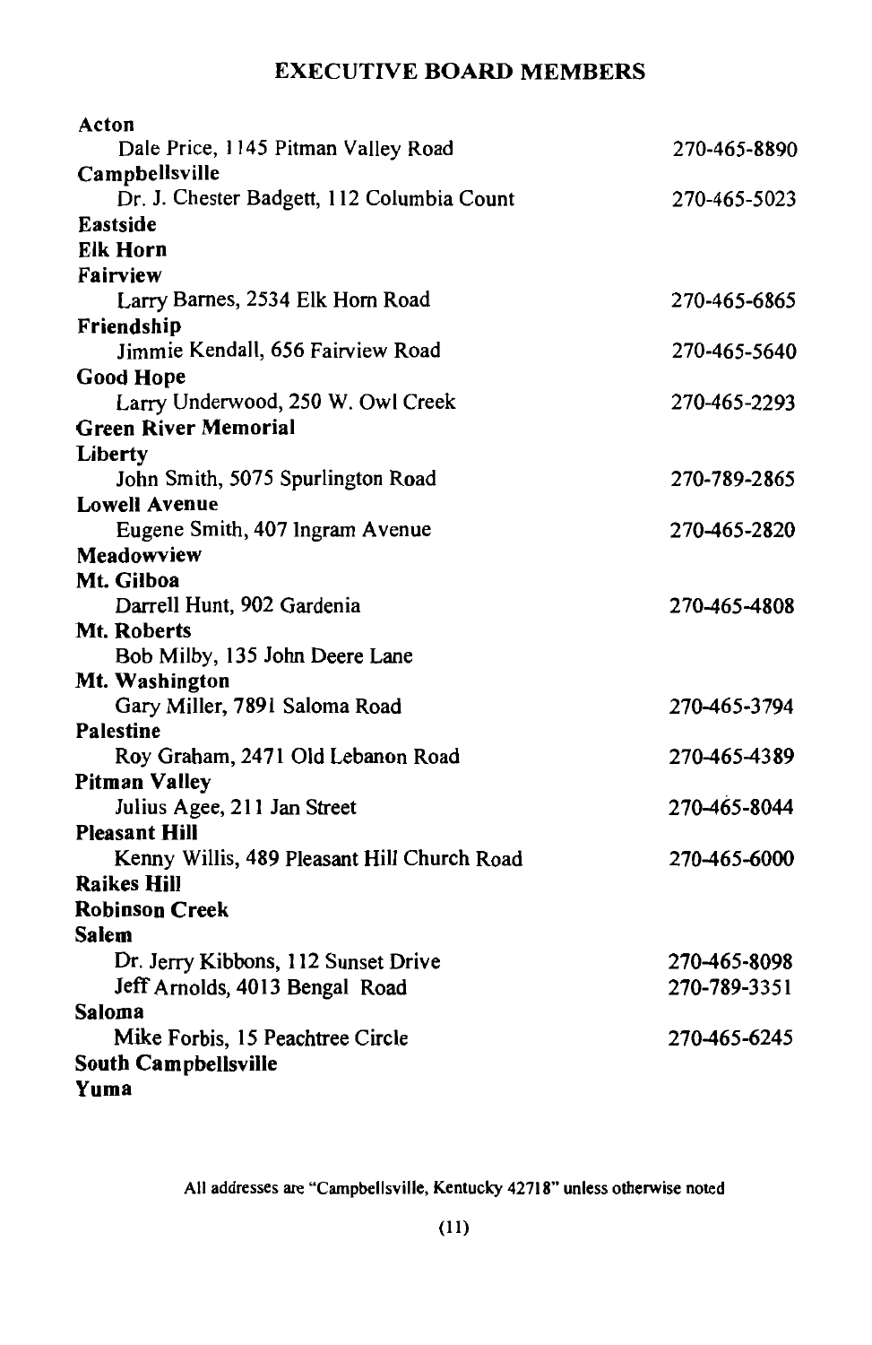## EXECUTIVE BOARD MEMBERS

**Acton**
Dale Price, 1145 Pitman Valley Road — 270-465-8890

**Campbellsville**
Dr. J. Chester Badgett, 112 Columbia Count — 270-465-5023

**Eastside**

**Elk Horn**

**Fairview**
Larry Barnes, 2534 Elk Horn Road — 270-465-6865

**Friendship**
Jimmie Kendall, 656 Fairview Road — 270-465-5640

**Good Hope**
Larry Underwood, 250 W. Owl Creek — 270-465-2293

**Green River Memorial**

**Liberty**
John Smith, 5075 Spurlington Road — 270-789-2865

**Lowell Avenue**
Eugene Smith, 407 Ingram Avenue — 270-465-2820

**Meadowview**

**Mt. Gilboa**
Darrell Hunt, 902 Gardenia — 270-465-4808

**Mt. Roberts**
Bob Milby, 135 John Deere Lane

**Mt. Washington**
Gary Miller, 7891 Saloma Road — 270-465-3794

**Palestine**
Roy Graham, 2471 Old Lebanon Road — 270-465-4389

**Pitman Valley**
Julius Agee, 211 Jan Street — 270-465-8044

**Pleasant Hill**
Kenny Willis, 489 Pleasant Hill Church Road — 270-465-6000

**Raikes Hill**

**Robinson Creek**

**Salem**
Dr. Jerry Kibbons, 112 Sunset Drive — 270-465-8098
Jeff Arnolds, 4013 Bengal Road — 270-789-3351

**Saloma**
Mike Forbis, 15 Peachtree Circle — 270-465-6245

**South Campbellsville**

**Yuma**

All addresses are "Campbellsville, Kentucky 42718" unless otherwise noted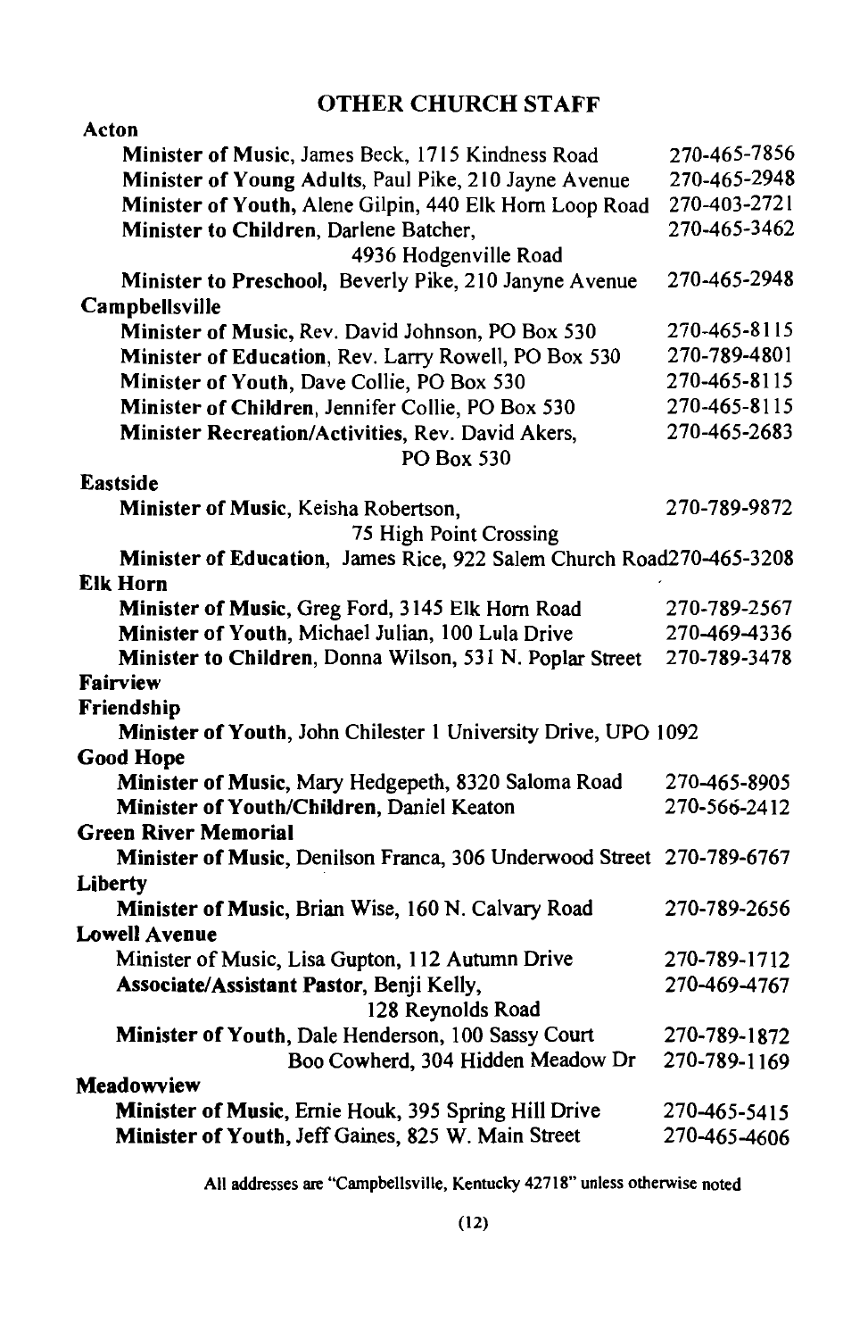## OTHER CHURCH STAFF

**Acton**

**Minister of Music**, James Beck, 1715 Kindness Road 270-465-7856

**Minister of Young Adults**, Paul Pike, 210 Jayne Avenue 270-465-2948

**Minister of Youth**, Alene Gilpin, 440 Elk Horn Loop Road 270-403-2721

**Minister to Children**, Darlene Batcher, 4936 Hodgenville Road 270-465-3462

**Minister to Preschool**, Beverly Pike, 210 Janyne Avenue 270-465-2948

**Campbellsville**

**Minister of Music**, Rev. David Johnson, PO Box 530 270-465-8115

**Minister of Education**, Rev. Larry Rowell, PO Box 530 270-789-4801

**Minister of Youth**, Dave Collie, PO Box 530 270-465-8115

**Minister of Children**, Jennifer Collie, PO Box 530 270-465-8115

**Minister Recreation/Activities**, Rev. David Akers, PO Box 530 270-465-2683

**Eastside**

**Minister of Music**, Keisha Robertson, 75 High Point Crossing 270-789-9872

**Minister of Education**, James Rice, 922 Salem Church Road270-465-3208

**Elk Horn**

**Minister of Music**, Greg Ford, 3145 Elk Horn Road 270-789-2567

**Minister of Youth**, Michael Julian, 100 Lula Drive 270-469-4336

**Minister to Children**, Donna Wilson, 531 N. Poplar Street 270-789-3478

**Fairview**

**Friendship**

**Minister of Youth**, John Chilester 1 University Drive, UPO 1092

**Good Hope**

**Minister of Music**, Mary Hedgepeth, 8320 Saloma Road 270-465-8905

**Minister of Youth/Children**, Daniel Keaton 270-566-2412

**Green River Memorial**

**Minister of Music**, Denilson Franca, 306 Underwood Street 270-789-6767

**Liberty**

**Minister of Music**, Brian Wise, 160 N. Calvary Road 270-789-2656

**Lowell Avenue**

Minister of Music, Lisa Gupton, 112 Autumn Drive 270-789-1712

**Associate/Assistant Pastor**, Benji Kelly, 128 Reynolds Road 270-469-4767

**Minister of Youth**, Dale Henderson, 100 Sassy Court 270-789-1872

Boo Cowherd, 304 Hidden Meadow Dr 270-789-1169

**Meadowview**

**Minister of Music**, Ernie Houk, 395 Spring Hill Drive 270-465-5415

**Minister of Youth**, Jeff Gaines, 825 W. Main Street 270-465-4606

All addresses are "Campbellsville, Kentucky 42718" unless otherwise noted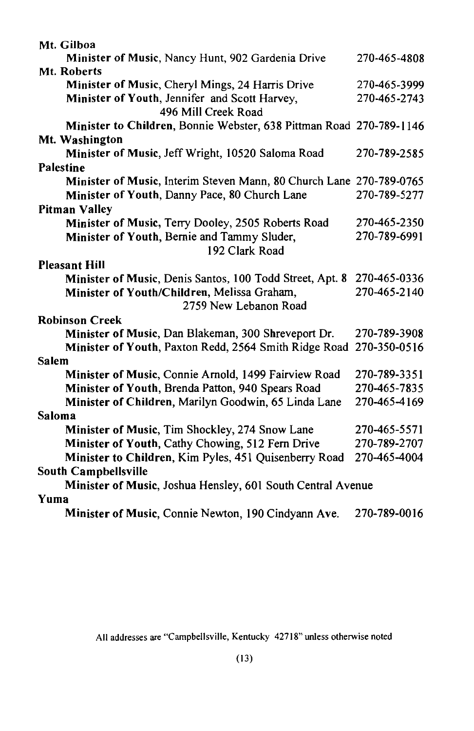**Mt. Gilboa**

**Minister of Music**, Nancy Hunt, 902 Gardenia Drive 270-465-4808

**Mt. Roberts**

**Minister of Music**, Cheryl Mings, 24 Harris Drive 270-465-3999

**Minister of Youth**, Jennifer and Scott Harvey, 496 Mill Creek Road 270-465-2743

**Minister to Children**, Bonnie Webster, 638 Pittman Road 270-789-1146

**Mt. Washington**

**Minister of Music**, Jeff Wright, 10520 Saloma Road 270-789-2585

**Palestine**

**Minister of Music**, Interim Steven Mann, 80 Church Lane 270-789-0765

**Minister of Youth**, Danny Pace, 80 Church Lane 270-789-5277

**Pitman Valley**

**Minister of Music**, Terry Dooley, 2505 Roberts Road 270-465-2350

**Minister of Youth**, Bernie and Tammy Sluder, 192 Clark Road 270-789-6991

**Pleasant Hill**

**Minister of Music**, Denis Santos, 100 Todd Street, Apt. 8 270-465-0336

**Minister of Youth/Children**, Melissa Graham, 2759 New Lebanon Road 270-465-2140

**Robinson Creek**

**Minister of Music**, Dan Blakeman, 300 Shreveport Dr. 270-789-3908

**Minister of Youth**, Paxton Redd, 2564 Smith Ridge Road 270-350-0516

**Salem**

**Minister of Music**, Connie Arnold, 1499 Fairview Road 270-789-3351

**Minister of Youth**, Brenda Patton, 940 Spears Road 270-465-7835

**Minister of Children**, Marilyn Goodwin, 65 Linda Lane 270-465-4169

**Saloma**

**Minister of Music**, Tim Shockley, 274 Snow Lane 270-465-5571

**Minister of Youth**, Cathy Chowing, 512 Fern Drive 270-789-2707

**Minister to Children**, Kim Pyles, 451 Quisenberry Road 270-465-4004

**South Campbellsville**

**Minister of Music**, Joshua Hensley, 601 South Central Avenue

**Yuma**

**Minister of Music**, Connie Newton, 190 Cindyann Ave. 270-789-0016

All addresses are "Campbellsville, Kentucky 42718" unless otherwise noted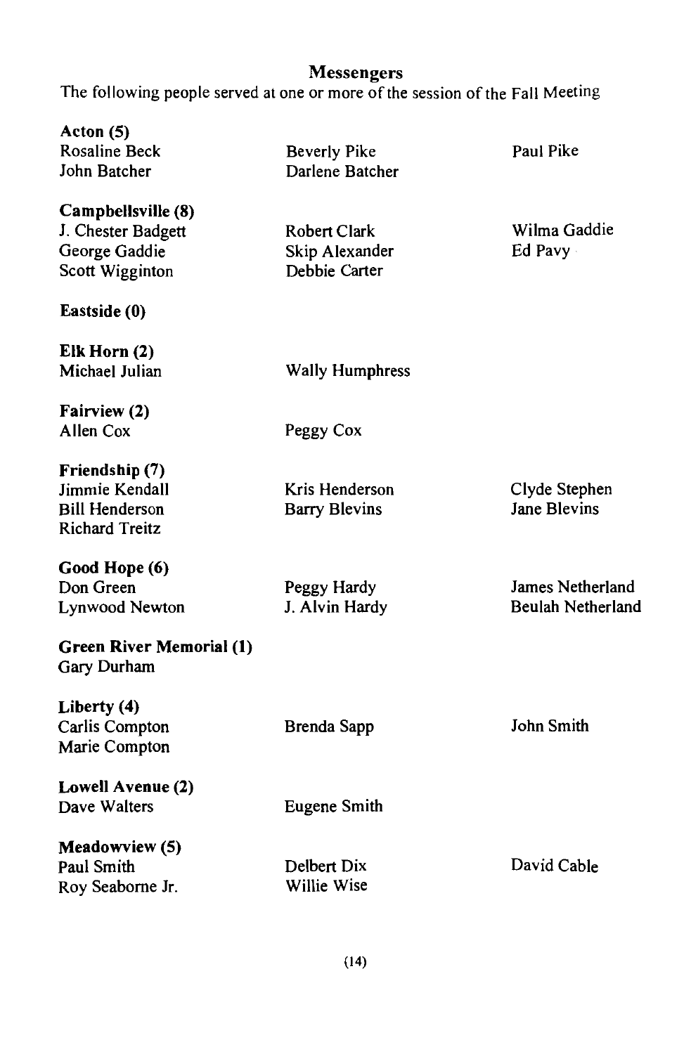## Messengers

The following people served at one or more of the session of the Fall Meeting

**Acton (5)**
Rosaline Beck
Beverly Pike
Paul Pike
John Batcher
Darlene Batcher

**Campbellsville (8)**
J. Chester Badgett
Robert Clark
Wilma Gaddie
George Gaddie
Skip Alexander
Ed Pavy
Scott Wigginton
Debbie Carter

**Eastside (0)**

**Elk Horn (2)**
Michael Julian
Wally Humphress

**Fairview (2)**
Allen Cox
Peggy Cox

**Friendship (7)**
Jimmie Kendall
Kris Henderson
Clyde Stephen
Bill Henderson
Barry Blevins
Jane Blevins
Richard Treitz

**Good Hope (6)**
Don Green
Peggy Hardy
James Netherland
Lynwood Newton
J. Alvin Hardy
Beulah Netherland

**Green River Memorial (1)**
Gary Durham

**Liberty (4)**
Carlis Compton
Brenda Sapp
John Smith
Marie Compton

**Lowell Avenue (2)**
Dave Walters
Eugene Smith

**Meadowview (5)**
Paul Smith
Delbert Dix
David Cable
Roy Seaborne Jr.
Willie Wise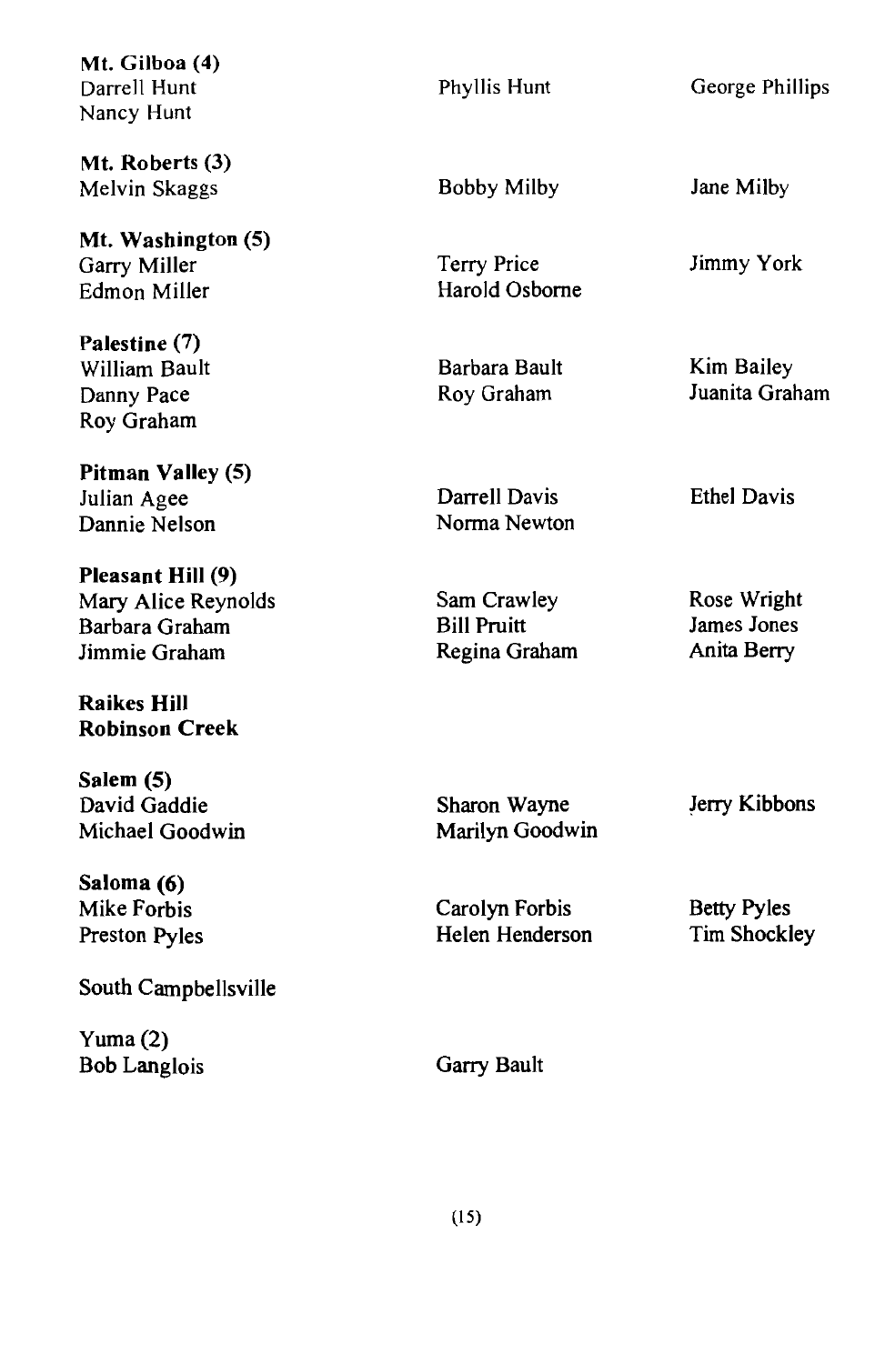**Mt. Gilboa (4)**

Darrell Hunt
Nancy Hunt
Phyllis Hunt
George Phillips

**Mt. Roberts (3)**

Melvin Skaggs
Bobby Milby
Jane Milby

**Mt. Washington (5)**

Garry Miller
Edmon Miller
Terry Price
Harold Osborne
Jimmy York

**Palestine (7)**

William Bault
Danny Pace
Roy Graham
Barbara Bault
Roy Graham
Kim Bailey
Juanita Graham

**Pitman Valley (5)**

Julian Agee
Dannie Nelson
Darrell Davis
Norma Newton
Ethel Davis

**Pleasant Hill (9)**

Mary Alice Reynolds
Barbara Graham
Jimmie Graham
Sam Crawley
Bill Pruitt
Regina Graham
Rose Wright
James Jones
Anita Berry

**Raikes Hill**

**Robinson Creek**

**Salem (5)**

David Gaddie
Michael Goodwin
Sharon Wayne
Marilyn Goodwin
Jerry Kibbons

**Saloma (6)**

Mike Forbis
Preston Pyles
Carolyn Forbis
Helen Henderson
Betty Pyles
Tim Shockley

South Campbellsville

Yuma (2)

Bob Langlois
Garry Bault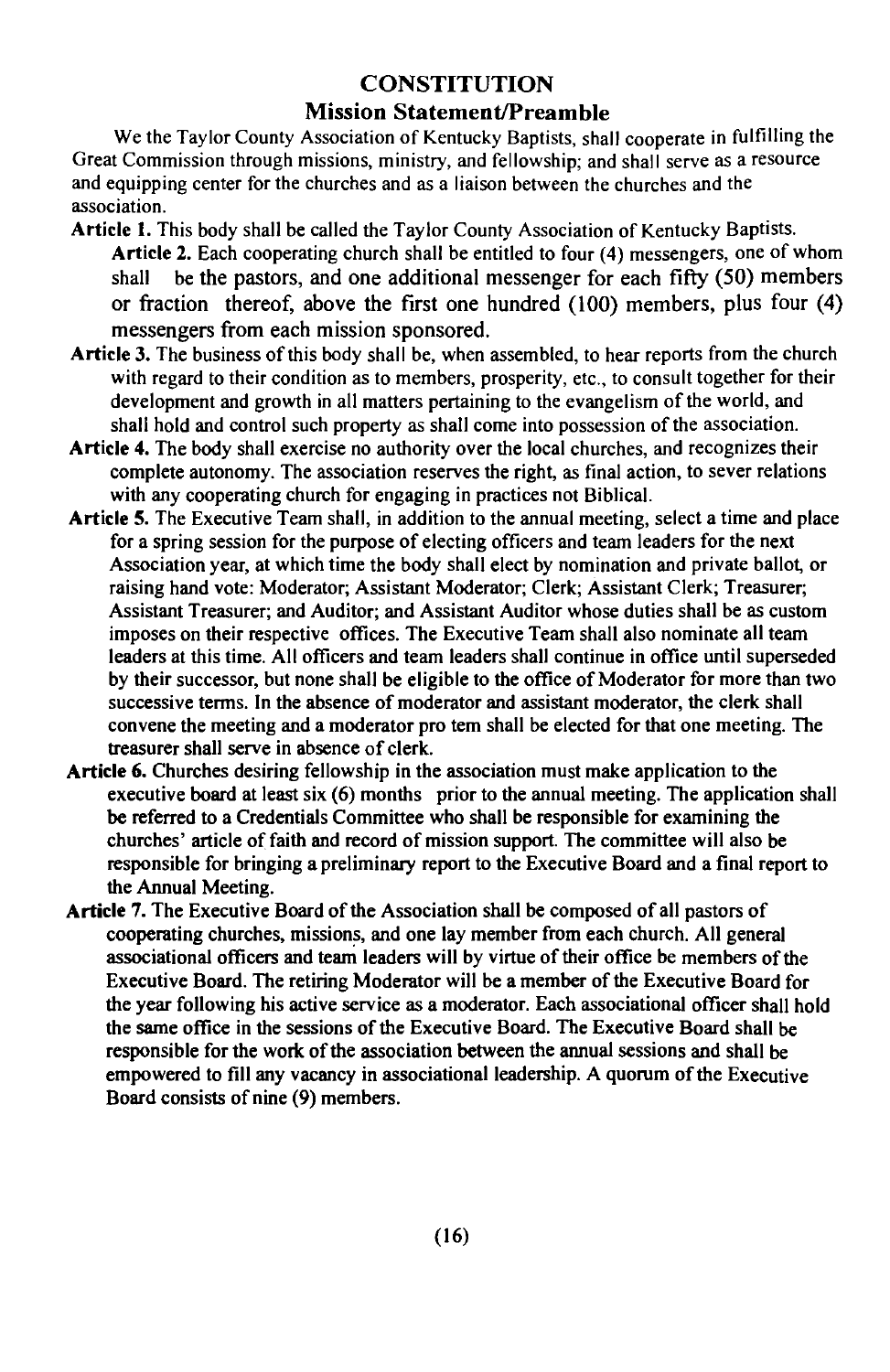# CONSTITUTION

## Mission Statement/Preamble

We the Taylor County Association of Kentucky Baptists, shall cooperate in fulfilling the Great Commission through missions, ministry, and fellowship; and shall serve as a resource and equipping center for the churches and as a liaison between the churches and the association.

**Article 1.** This body shall be called the Taylor County Association of Kentucky Baptists.

**Article 2.** Each cooperating church shall be entitled to four (4) messengers, one of whom shall be the pastors, and one additional messenger for each fifty (50) members or fraction thereof, above the first one hundred (100) members, plus four (4) messengers from each mission sponsored.

**Article 3.** The business of this body shall be, when assembled, to hear reports from the church with regard to their condition as to members, prosperity, etc., to consult together for their development and growth in all matters pertaining to the evangelism of the world, and shall hold and control such property as shall come into possession of the association.

**Article 4.** The body shall exercise no authority over the local churches, and recognizes their complete autonomy. The association reserves the right, as final action, to sever relations with any cooperating church for engaging in practices not Biblical.

**Article 5.** The Executive Team shall, in addition to the annual meeting, select a time and place for a spring session for the purpose of electing officers and team leaders for the next Association year, at which time the body shall elect by nomination and private ballot, or raising hand vote: Moderator; Assistant Moderator; Clerk; Assistant Clerk; Treasurer; Assistant Treasurer; and Auditor; and Assistant Auditor whose duties shall be as custom imposes on their respective offices. The Executive Team shall also nominate all team leaders at this time. All officers and team leaders shall continue in office until superseded by their successor, but none shall be eligible to the office of Moderator for more than two successive terms. In the absence of moderator and assistant moderator, the clerk shall convene the meeting and a moderator pro tem shall be elected for that one meeting. The treasurer shall serve in absence of clerk.

**Article 6.** Churches desiring fellowship in the association must make application to the executive board at least six (6) months prior to the annual meeting. The application shall be referred to a Credentials Committee who shall be responsible for examining the churches' article of faith and record of mission support. The committee will also be responsible for bringing a preliminary report to the Executive Board and a final report to the Annual Meeting.

**Article 7.** The Executive Board of the Association shall be composed of all pastors of cooperating churches, missions, and one lay member from each church. All general associational officers and team leaders will by virtue of their office be members of the Executive Board. The retiring Moderator will be a member of the Executive Board for the year following his active service as a moderator. Each associational officer shall hold the same office in the sessions of the Executive Board. The Executive Board shall be responsible for the work of the association between the annual sessions and shall be empowered to fill any vacancy in associational leadership. A quorum of the Executive Board consists of nine (9) members.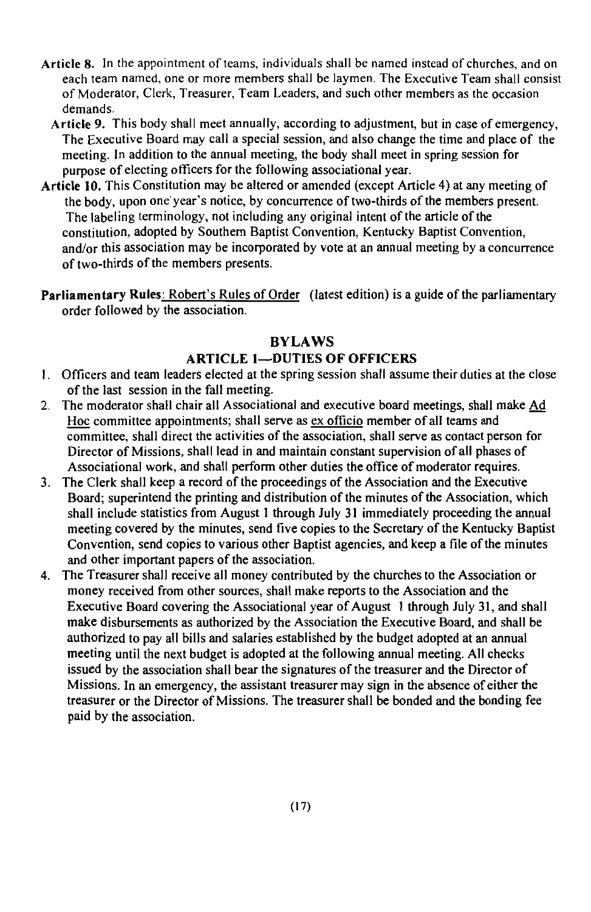**Article 8.** In the appointment of teams, individuals shall be named instead of churches, and on each team named, one or more members shall be laymen. The Executive Team shall consist of Moderator, Clerk, Treasurer, Team Leaders, and such other members as the occasion demands.

**Article 9.** This body shall meet annually, according to adjustment, but in case of emergency, The Executive Board may call a special session, and also change the time and place of the meeting. In addition to the annual meeting, the body shall meet in spring session for purpose of electing officers for the following associational year.

**Article 10.** This Constitution may be altered or amended (except Article 4) at any meeting of the body, upon one year's notice, by concurrence of two-thirds of the members present. The labeling terminology, not including any original intent of the article of the constitution, adopted by Southern Baptist Convention, Kentucky Baptist Convention, and/or this association may be incorporated by vote at an annual meeting by a concurrence of two-thirds of the members presents.

**Parliamentary Rules**: Robert's Rules of Order (latest edition) is a guide of the parliamentary order followed by the association.

## BYLAWS

### ARTICLE 1—DUTIES OF OFFICERS

1. Officers and team leaders elected at the spring session shall assume their duties at the close of the last session in the fall meeting.
2. The moderator shall chair all Associational and executive board meetings, shall make Ad Hoc committee appointments; shall serve as ex officio member of all teams and committee, shall direct the activities of the association, shall serve as contact person for Director of Missions, shall lead in and maintain constant supervision of all phases of Associational work, and shall perform other duties the office of moderator requires.
3. The Clerk shall keep a record of the proceedings of the Association and the Executive Board; superintend the printing and distribution of the minutes of the Association, which shall include statistics from August 1 through July 31 immediately proceeding the annual meeting covered by the minutes, send five copies to the Secretary of the Kentucky Baptist Convention, send copies to various other Baptist agencies, and keep a file of the minutes and other important papers of the association.
4. The Treasurer shall receive all money contributed by the churches to the Association or money received from other sources, shall make reports to the Association and the Executive Board covering the Associational year of August 1 through July 31, and shall make disbursements as authorized by the Association the Executive Board, and shall be authorized to pay all bills and salaries established by the budget adopted at an annual meeting until the next budget is adopted at the following annual meeting. All checks issued by the association shall bear the signatures of the treasurer and the Director of Missions. In an emergency, the assistant treasurer may sign in the absence of either the treasurer or the Director of Missions. The treasurer shall be bonded and the bonding fee paid by the association.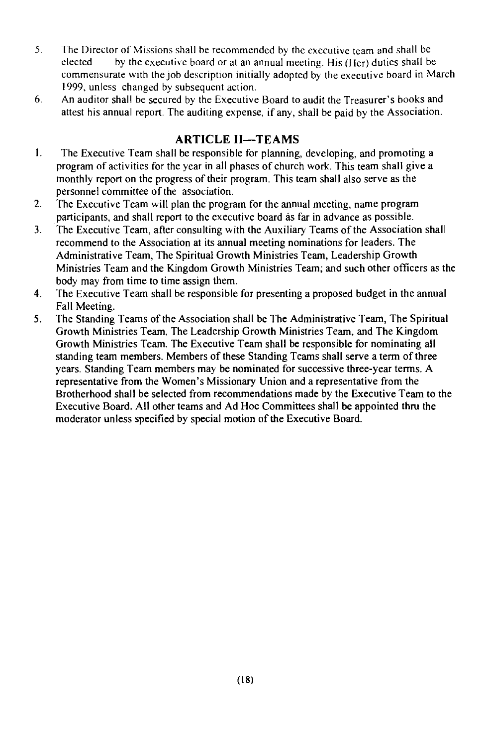5. The Director of Missions shall be recommended by the executive team and shall be elected by the executive board or at an annual meeting. His (Her) duties shall be commensurate with the job description initially adopted by the executive board in March 1999, unless changed by subsequent action.
6. An auditor shall be secured by the Executive Board to audit the Treasurer's books and attest his annual report. The auditing expense, if any, shall be paid by the Association.

## ARTICLE II—TEAMS

1. The Executive Team shall be responsible for planning, developing, and promoting a program of activities for the year in all phases of church work. This team shall give a monthly report on the progress of their program. This team shall also serve as the personnel committee of the association.
2. The Executive Team will plan the program for the annual meeting, name program participants, and shall report to the executive board as far in advance as possible.
3. The Executive Team, after consulting with the Auxiliary Teams of the Association shall recommend to the Association at its annual meeting nominations for leaders. The Administrative Team, The Spiritual Growth Ministries Team, Leadership Growth Ministries Team and the Kingdom Growth Ministries Team; and such other officers as the body may from time to time assign them.
4. The Executive Team shall be responsible for presenting a proposed budget in the annual Fall Meeting.
5. The Standing Teams of the Association shall be The Administrative Team, The Spiritual Growth Ministries Team, The Leadership Growth Ministries Team, and The Kingdom Growth Ministries Team. The Executive Team shall be responsible for nominating all standing team members. Members of these Standing Teams shall serve a term of three years. Standing Team members may be nominated for successive three-year terms. A representative from the Women's Missionary Union and a representative from the Brotherhood shall be selected from recommendations made by the Executive Team to the Executive Board. All other teams and Ad Hoc Committees shall be appointed thru the moderator unless specified by special motion of the Executive Board.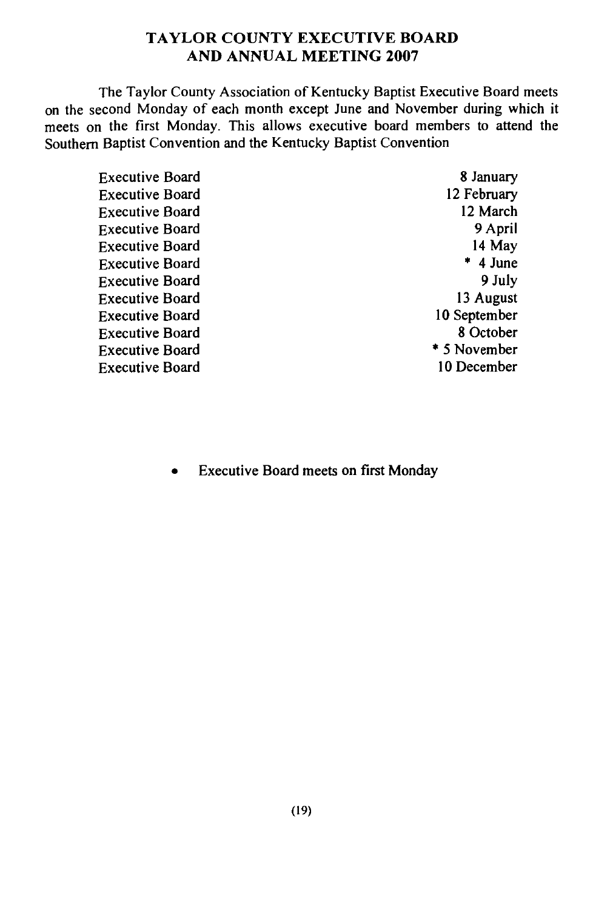## TAYLOR COUNTY EXECUTIVE BOARD AND ANNUAL MEETING 2007

The Taylor County Association of Kentucky Baptist Executive Board meets on the second Monday of each month except June and November during which it meets on the first Monday. This allows executive board members to attend the Southern Baptist Convention and the Kentucky Baptist Convention

| | |
|---|---|
| Executive Board | 8 January |
| Executive Board | 12 February |
| Executive Board | 12 March |
| Executive Board | 9 April |
| Executive Board | 14 May |
| Executive Board | * 4 June |
| Executive Board | 9 July |
| Executive Board | 13 August |
| Executive Board | 10 September |
| Executive Board | 8 October |
| Executive Board | * 5 November |
| Executive Board | 10 December |

- Executive Board meets on first Monday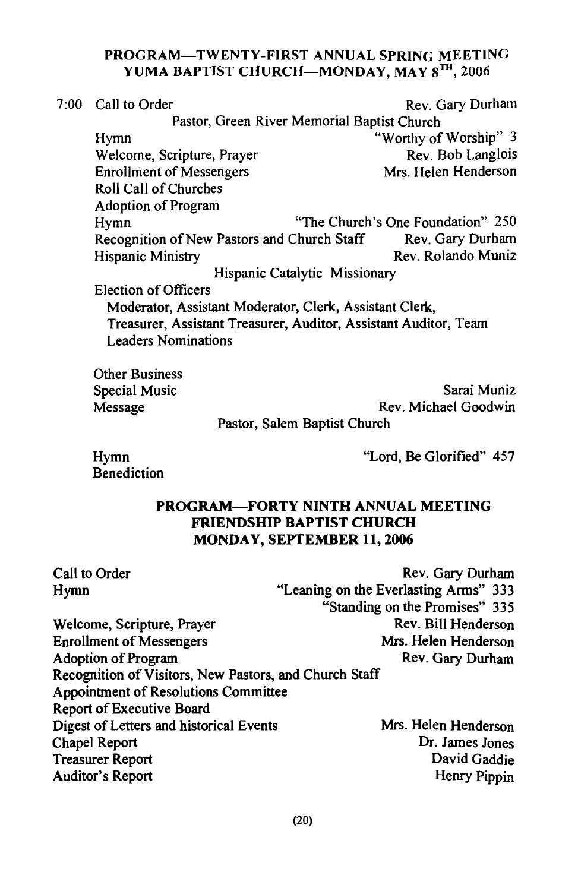## PROGRAM—TWENTY-FIRST ANNUAL SPRING MEETING
## YUMA BAPTIST CHURCH—MONDAY, MAY 8TH, 2006

7:00 Call to Order — Rev. Gary Durham
Pastor, Green River Memorial Baptist Church

Hymn — "Worthy of Worship" 3

Welcome, Scripture, Prayer — Rev. Bob Langlois

Enrollment of Messengers — Mrs. Helen Henderson

Roll Call of Churches

Adoption of Program

Hymn — "The Church's One Foundation" 250

Recognition of New Pastors and Church Staff — Rev. Gary Durham

Hispanic Ministry — Rev. Rolando Muniz
Hispanic Catalytic Missionary

Election of Officers
Moderator, Assistant Moderator, Clerk, Assistant Clerk, Treasurer, Assistant Treasurer, Auditor, Assistant Auditor, Team Leaders Nominations

Other Business

Special Music — Sarai Muniz

Message — Rev. Michael Goodwin
Pastor, Salem Baptist Church

Hymn — "Lord, Be Glorified" 457

Benediction

## PROGRAM—FORTY NINTH ANNUAL MEETING
## FRIENDSHIP BAPTIST CHURCH
## MONDAY, SEPTEMBER 11, 2006

Call to Order — Rev. Gary Durham

Hymn — "Leaning on the Everlasting Arms" 333
"Standing on the Promises" 335

Welcome, Scripture, Prayer — Rev. Bill Henderson

Enrollment of Messengers — Mrs. Helen Henderson

Adoption of Program — Rev. Gary Durham

Recognition of Visitors, New Pastors, and Church Staff

Appointment of Resolutions Committee

Report of Executive Board

Digest of Letters and historical Events — Mrs. Helen Henderson

Chapel Report — Dr. James Jones

Treasurer Report — David Gaddie

Auditor's Report — Henry Pippin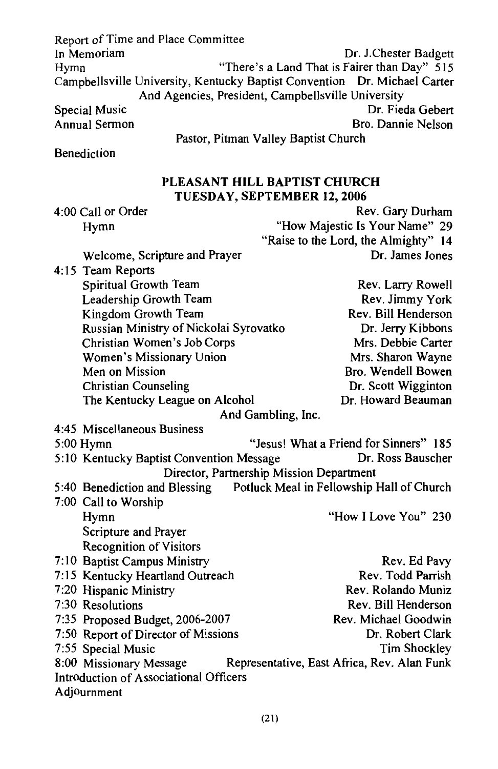Report of Time and Place Committee

In Memoriam — Dr. J.Chester Badgett

Hymn — "There's a Land That is Fairer than Day" 515

Campbellsville University, Kentucky Baptist Convention And Agencies — Dr. Michael Carter, President, Campbellsville University

Special Music — Dr. Fieda Gebert

Annual Sermon — Bro. Dannie Nelson, Pastor, Pitman Valley Baptist Church

Benediction

## PLEASANT HILL BAPTIST CHURCH
## TUESDAY, SEPTEMBER 12, 2006

4:00 Call or Order — Rev. Gary Durham

Hymn — "How Majestic Is Your Name" 29; "Raise to the Lord, the Almighty" 14

Welcome, Scripture and Prayer — Dr. James Jones

4:15 Team Reports

- Spiritual Growth Team — Rev. Larry Rowell
- Leadership Growth Team — Rev. Jimmy York
- Kingdom Growth Team — Rev. Bill Henderson
- Russian Ministry of Nickolai Syrovatko — Dr. Jerry Kibbons
- Christian Women's Job Corps — Mrs. Debbie Carter
- Women's Missionary Union — Mrs. Sharon Wayne
- Men on Mission — Bro. Wendell Bowen
- Christian Counseling — Dr. Scott Wigginton
- The Kentucky League on Alcohol And Gambling, Inc. — Dr. Howard Beauman

4:45 Miscellaneous Business

5:00 Hymn — "Jesus! What a Friend for Sinners" 185

5:10 Kentucky Baptist Convention Message — Dr. Ross Bauscher, Director, Partnership Mission Department

5:40 Benediction and Blessing — Potluck Meal in Fellowship Hall of Church

7:00 Call to Worship

Hymn — "How I Love You" 230

Scripture and Prayer

Recognition of Visitors

7:10 Baptist Campus Ministry — Rev. Ed Pavy

7:15 Kentucky Heartland Outreach — Rev. Todd Parrish

7:20 Hispanic Ministry — Rev. Rolando Muniz

7:30 Resolutions — Rev. Bill Henderson

7:35 Proposed Budget, 2006-2007 — Rev. Michael Goodwin

7:50 Report of Director of Missions — Dr. Robert Clark

7:55 Special Music — Tim Shockley

8:00 Missionary Message — Representative, East Africa, Rev. Alan Funk

Introduction of Associational Officers

Adjournment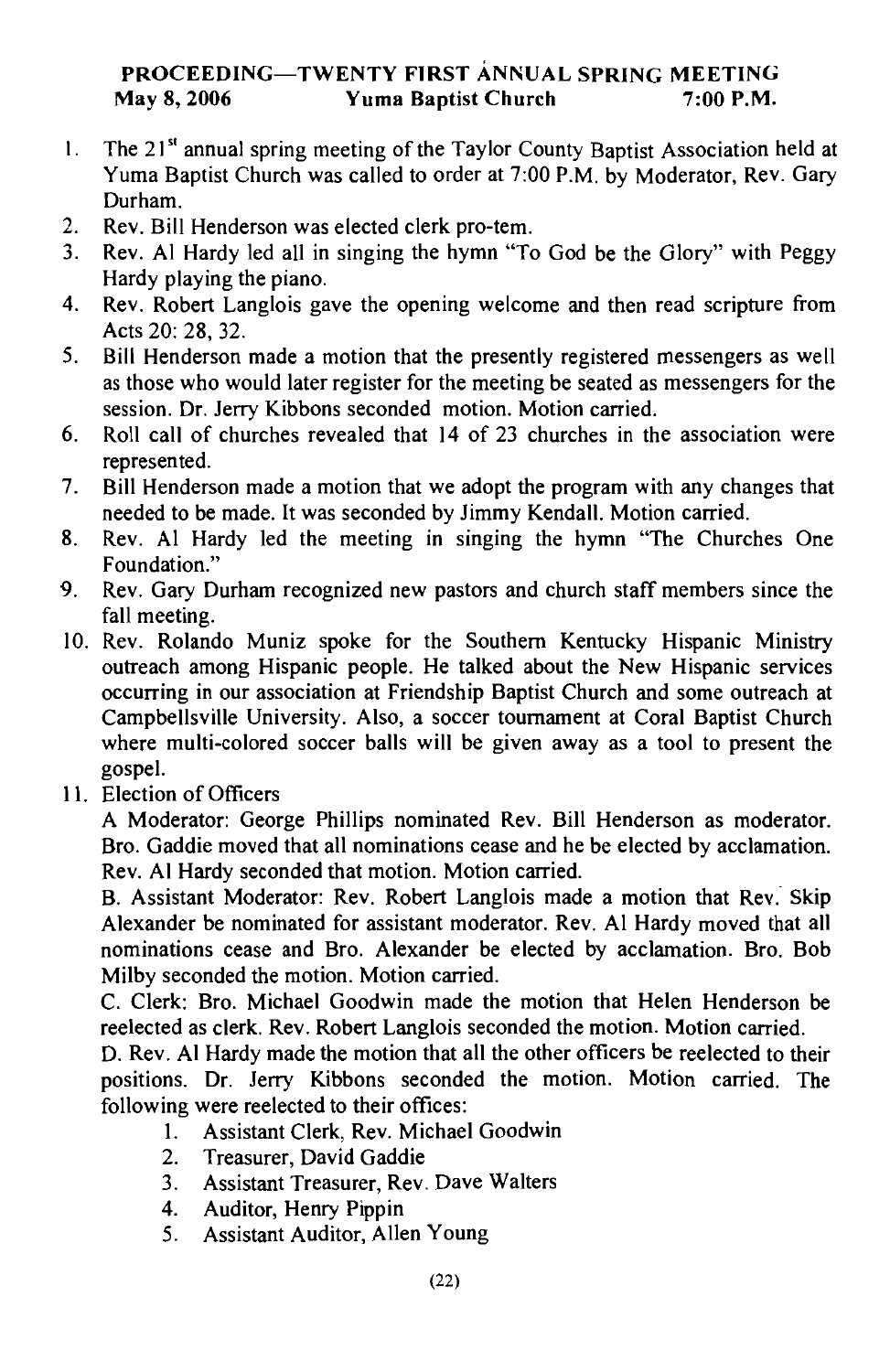**PROCEEDING—TWENTY FIRST ANNUAL SPRING MEETING**
**May 8, 2006 Yuma Baptist Church 7:00 P.M.**

1. The 21st annual spring meeting of the Taylor County Baptist Association held at Yuma Baptist Church was called to order at 7:00 P.M. by Moderator, Rev. Gary Durham.
2. Rev. Bill Henderson was elected clerk pro-tem.
3. Rev. Al Hardy led all in singing the hymn "To God be the Glory" with Peggy Hardy playing the piano.
4. Rev. Robert Langlois gave the opening welcome and then read scripture from Acts 20: 28, 32.
5. Bill Henderson made a motion that the presently registered messengers as well as those who would later register for the meeting be seated as messengers for the session. Dr. Jerry Kibbons seconded motion. Motion carried.
6. Roll call of churches revealed that 14 of 23 churches in the association were represented.
7. Bill Henderson made a motion that we adopt the program with any changes that needed to be made. It was seconded by Jimmy Kendall. Motion carried.
8. Rev. Al Hardy led the meeting in singing the hymn "The Churches One Foundation."
9. Rev. Gary Durham recognized new pastors and church staff members since the fall meeting.
10. Rev. Rolando Muniz spoke for the Southern Kentucky Hispanic Ministry outreach among Hispanic people. He talked about the New Hispanic services occurring in our association at Friendship Baptist Church and some outreach at Campbellsville University. Also, a soccer tournament at Coral Baptist Church where multi-colored soccer balls will be given away as a tool to present the gospel.
11. Election of Officers

    A Moderator: George Phillips nominated Rev. Bill Henderson as moderator. Bro. Gaddie moved that all nominations cease and he be elected by acclamation. Rev. Al Hardy seconded that motion. Motion carried.

    B. Assistant Moderator: Rev. Robert Langlois made a motion that Rev. Skip Alexander be nominated for assistant moderator. Rev. Al Hardy moved that all nominations cease and Bro. Alexander be elected by acclamation. Bro. Bob Milby seconded the motion. Motion carried.

    C. Clerk: Bro. Michael Goodwin made the motion that Helen Henderson be reelected as clerk. Rev. Robert Langlois seconded the motion. Motion carried.

    D. Rev. Al Hardy made the motion that all the other officers be reelected to their positions. Dr. Jerry Kibbons seconded the motion. Motion carried. The following were reelected to their offices:

    1. Assistant Clerk, Rev. Michael Goodwin
    2. Treasurer, David Gaddie
    3. Assistant Treasurer, Rev. Dave Walters
    4. Auditor, Henry Pippin
    5. Assistant Auditor, Allen Young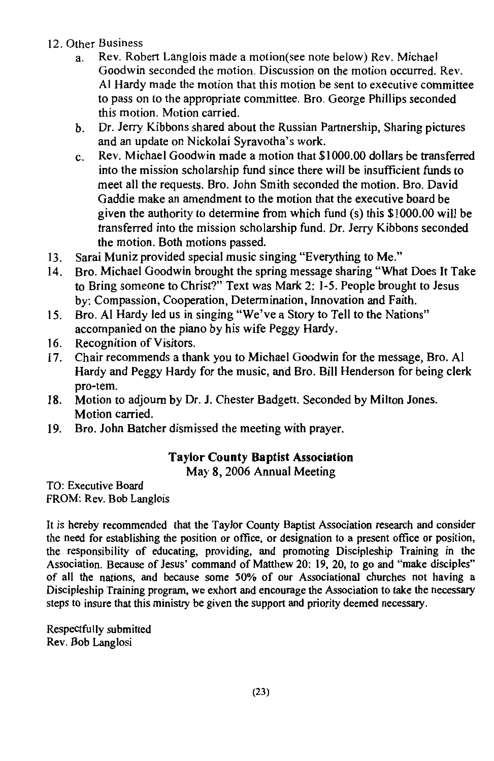12. Other Business
    a. Rev. Robert Langlois made a motion(see note below) Rev. Michael Goodwin seconded the motion. Discussion on the motion occurred. Rev. Al Hardy made the motion that this motion be sent to executive committee to pass on to the appropriate committee. Bro. George Phillips seconded this motion. Motion carried.
    b. Dr. Jerry Kibbons shared about the Russian Partnership, Sharing pictures and an update on Nickolai Syravotha's work.
    c. Rev. Michael Goodwin made a motion that $1000.00 dollars be transferred into the mission scholarship fund since there will be insufficient funds to meet all the requests. Bro. John Smith seconded the motion. Bro. David Gaddie make an amendment to the motion that the executive board be given the authority to determine from which fund (s) this $1000.00 will be transferred into the mission scholarship fund. Dr. Jerry Kibbons seconded the motion. Both motions passed.
13. Sarai Muniz provided special music singing "Everything to Me."
14. Bro. Michael Goodwin brought the spring message sharing "What Does It Take to Bring someone to Christ?" Text was Mark 2: 1-5. People brought to Jesus by: Compassion, Cooperation, Determination, Innovation and Faith.
15. Bro. Al Hardy led us in singing "We've a Story to Tell to the Nations" accompanied on the piano by his wife Peggy Hardy.
16. Recognition of Visitors.
17. Chair recommends a thank you to Michael Goodwin for the message, Bro. Al Hardy and Peggy Hardy for the music, and Bro. Bill Henderson for being clerk pro-tem.
18. Motion to adjourn by Dr. J. Chester Badgett. Seconded by Milton Jones. Motion carried.
19. Bro. John Batcher dismissed the meeting with prayer.

**Taylor County Baptist Association**

May 8, 2006 Annual Meeting

TO: Executive Board
FROM: Rev. Bob Langlois

It is hereby recommended that the Taylor County Baptist Association research and consider the need for establishing the position or office, or designation to a present office or position, the responsibility of educating, providing, and promoting Discipleship Training in the Association. Because of Jesus' command of Matthew 20: 19, 20, to go and "make disciples" of all the nations, and because some 50% of our Associational churches not having a Discipleship Training program, we exhort and encourage the Association to take the necessary steps to insure that this ministry be given the support and priority deemed necessary.

Respectfully submitted
Rev. Bob Langlosi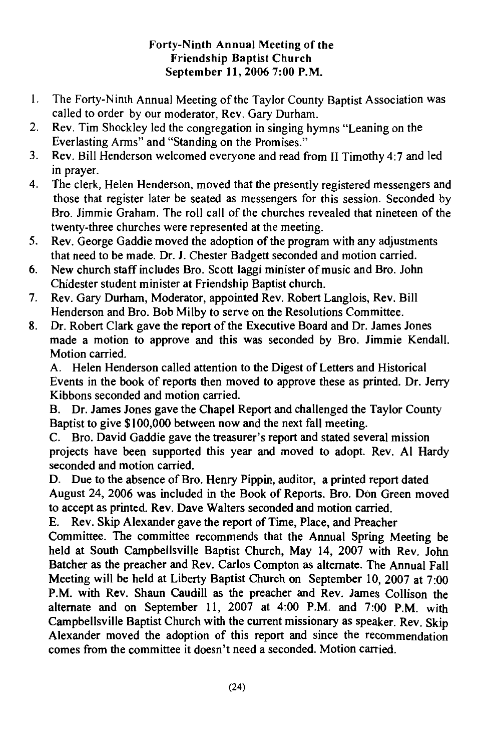**Forty-Ninth Annual Meeting of the**
**Friendship Baptist Church**
**September 11, 2006 7:00 P.M.**

1. The Forty-Ninth Annual Meeting of the Taylor County Baptist Association was called to order by our moderator, Rev. Gary Durham.
2. Rev. Tim Shockley led the congregation in singing hymns "Leaning on the Everlasting Arms" and "Standing on the Promises."
3. Rev. Bill Henderson welcomed everyone and read from II Timothy 4:7 and led in prayer.
4. The clerk, Helen Henderson, moved that the presently registered messengers and those that register later be seated as messengers for this session. Seconded by Bro. Jimmie Graham. The roll call of the churches revealed that nineteen of the twenty-three churches were represented at the meeting.
5. Rev. George Gaddie moved the adoption of the program with any adjustments that need to be made. Dr. J. Chester Badgett seconded and motion carried.
6. New church staff includes Bro. Scott Iaggi minister of music and Bro. John Chidester student minister at Friendship Baptist church.
7. Rev. Gary Durham, Moderator, appointed Rev. Robert Langlois, Rev. Bill Henderson and Bro. Bob Milby to serve on the Resolutions Committee.
8. Dr. Robert Clark gave the report of the Executive Board and Dr. James Jones made a motion to approve and this was seconded by Bro. Jimmie Kendall. Motion carried.

   A. Helen Henderson called attention to the Digest of Letters and Historical Events in the book of reports then moved to approve these as printed. Dr. Jerry Kibbons seconded and motion carried.

   B. Dr. James Jones gave the Chapel Report and challenged the Taylor County Baptist to give $100,000 between now and the next fall meeting.

   C. Bro. David Gaddie gave the treasurer's report and stated several mission projects have been supported this year and moved to adopt. Rev. Al Hardy seconded and motion carried.

   D. Due to the absence of Bro. Henry Pippin, auditor, a printed report dated August 24, 2006 was included in the Book of Reports. Bro. Don Green moved to accept as printed. Rev. Dave Walters seconded and motion carried.

   E. Rev. Skip Alexander gave the report of Time, Place, and Preacher Committee. The committee recommends that the Annual Spring Meeting be held at South Campbellsville Baptist Church, May 14, 2007 with Rev. John Batcher as the preacher and Rev. Carlos Compton as alternate. The Annual Fall Meeting will be held at Liberty Baptist Church on September 10, 2007 at 7:00 P.M. with Rev. Shaun Caudill as the preacher and Rev. James Collison the alternate and on September 11, 2007 at 4:00 P.M. and 7:00 P.M. with Campbellsville Baptist Church with the current missionary as speaker. Rev. Skip Alexander moved the adoption of this report and since the recommendation comes from the committee it doesn't need a seconded. Motion carried.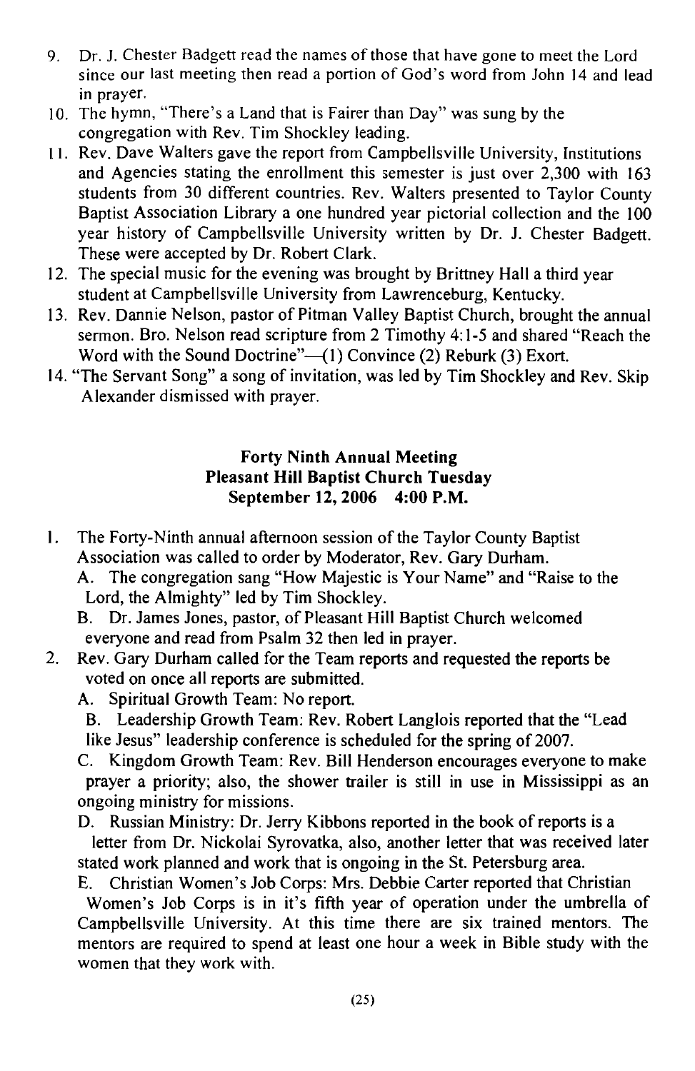9. Dr. J. Chester Badgett read the names of those that have gone to meet the Lord since our last meeting then read a portion of God's word from John 14 and lead in prayer.
10. The hymn, "There's a Land that is Fairer than Day" was sung by the congregation with Rev. Tim Shockley leading.
11. Rev. Dave Walters gave the report from Campbellsville University, Institutions and Agencies stating the enrollment this semester is just over 2,300 with 163 students from 30 different countries. Rev. Walters presented to Taylor County Baptist Association Library a one hundred year pictorial collection and the 100 year history of Campbellsville University written by Dr. J. Chester Badgett. These were accepted by Dr. Robert Clark.
12. The special music for the evening was brought by Brittney Hall a third year student at Campbellsville University from Lawrenceburg, Kentucky.
13. Rev. Dannie Nelson, pastor of Pitman Valley Baptist Church, brought the annual sermon. Bro. Nelson read scripture from 2 Timothy 4:1-5 and shared "Reach the Word with the Sound Doctrine"—(1) Convince (2) Reburk (3) Exort.
14. "The Servant Song" a song of invitation, was led by Tim Shockley and Rev. Skip Alexander dismissed with prayer.

**Forty Ninth Annual Meeting**
**Pleasant Hill Baptist Church Tuesday**
**September 12, 2006 4:00 P.M.**

1. The Forty-Ninth annual afternoon session of the Taylor County Baptist Association was called to order by Moderator, Rev. Gary Durham.
   A. The congregation sang "How Majestic is Your Name" and "Raise to the Lord, the Almighty" led by Tim Shockley.
   B. Dr. James Jones, pastor, of Pleasant Hill Baptist Church welcomed everyone and read from Psalm 32 then led in prayer.
2. Rev. Gary Durham called for the Team reports and requested the reports be voted on once all reports are submitted.
   A. Spiritual Growth Team: No report.
   B. Leadership Growth Team: Rev. Robert Langlois reported that the "Lead like Jesus" leadership conference is scheduled for the spring of 2007.
   C. Kingdom Growth Team: Rev. Bill Henderson encourages everyone to make prayer a priority; also, the shower trailer is still in use in Mississippi as an ongoing ministry for missions.
   D. Russian Ministry: Dr. Jerry Kibbons reported in the book of reports is a letter from Dr. Nickolai Syrovatka, also, another letter that was received later stated work planned and work that is ongoing in the St. Petersburg area.
   E. Christian Women's Job Corps: Mrs. Debbie Carter reported that Christian Women's Job Corps is in it's fifth year of operation under the umbrella of Campbellsville University. At this time there are six trained mentors. The mentors are required to spend at least one hour a week in Bible study with the women that they work with.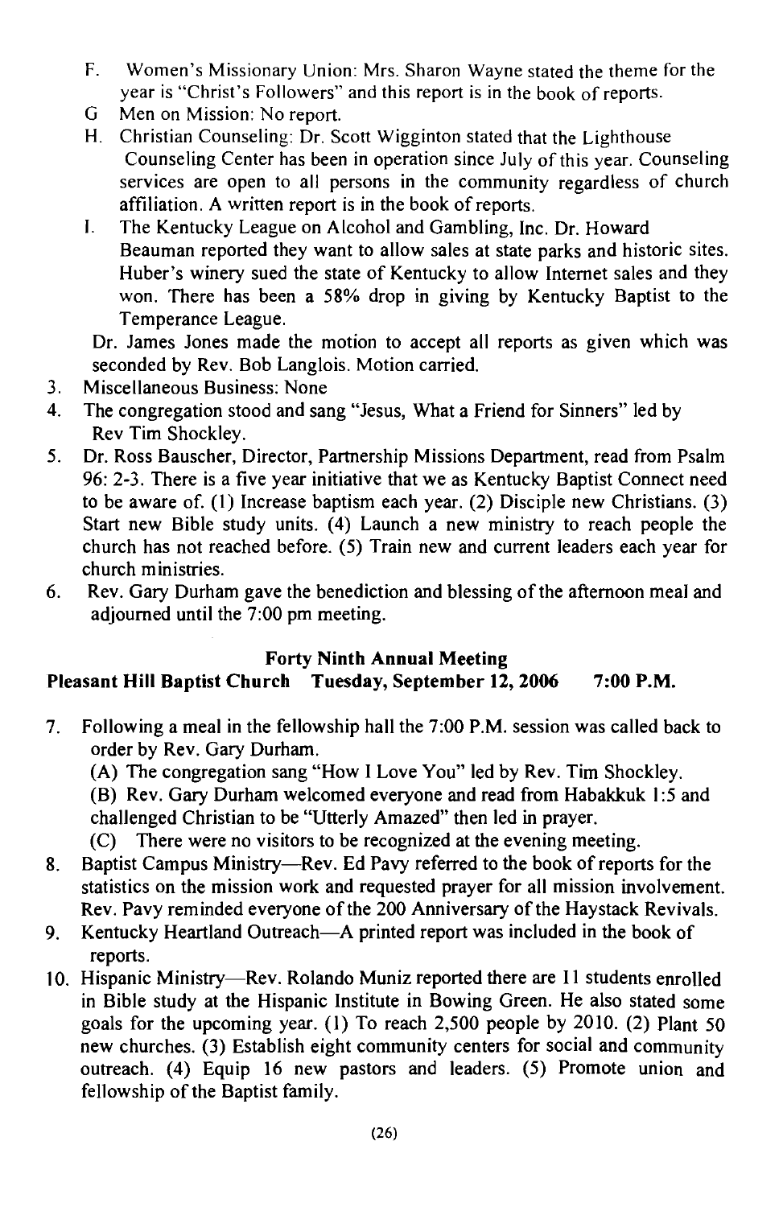F. Women's Missionary Union: Mrs. Sharon Wayne stated the theme for the year is "Christ's Followers" and this report is in the book of reports.

G Men on Mission: No report.

H. Christian Counseling: Dr. Scott Wigginton stated that the Lighthouse Counseling Center has been in operation since July of this year. Counseling services are open to all persons in the community regardless of church affiliation. A written report is in the book of reports.

I. The Kentucky League on Alcohol and Gambling, Inc. Dr. Howard Beauman reported they want to allow sales at state parks and historic sites. Huber's winery sued the state of Kentucky to allow Internet sales and they won. There has been a 58% drop in giving by Kentucky Baptist to the Temperance League.

Dr. James Jones made the motion to accept all reports as given which was seconded by Rev. Bob Langlois. Motion carried.

3. Miscellaneous Business: None
4. The congregation stood and sang "Jesus, What a Friend for Sinners" led by Rev Tim Shockley.
5. Dr. Ross Bauscher, Director, Partnership Missions Department, read from Psalm 96: 2-3. There is a five year initiative that we as Kentucky Baptist Connect need to be aware of. (1) Increase baptism each year. (2) Disciple new Christians. (3) Start new Bible study units. (4) Launch a new ministry to reach people the church has not reached before. (5) Train new and current leaders each year for church ministries.
6. Rev. Gary Durham gave the benediction and blessing of the afternoon meal and adjourned until the 7:00 pm meeting.

**Forty Ninth Annual Meeting**

**Pleasant Hill Baptist Church Tuesday, September 12, 2006 7:00 P.M.**

7. Following a meal in the fellowship hall the 7:00 P.M. session was called back to order by Rev. Gary Durham.

   (A) The congregation sang "How I Love You" led by Rev. Tim Shockley.

   (B) Rev. Gary Durham welcomed everyone and read from Habakkuk 1:5 and challenged Christian to be "Utterly Amazed" then led in prayer.

   (C) There were no visitors to be recognized at the evening meeting.
8. Baptist Campus Ministry—Rev. Ed Pavy referred to the book of reports for the statistics on the mission work and requested prayer for all mission involvement. Rev. Pavy reminded everyone of the 200 Anniversary of the Haystack Revivals.
9. Kentucky Heartland Outreach—A printed report was included in the book of reports.
10. Hispanic Ministry—Rev. Rolando Muniz reported there are 11 students enrolled in Bible study at the Hispanic Institute in Bowing Green. He also stated some goals for the upcoming year. (1) To reach 2,500 people by 2010. (2) Plant 50 new churches. (3) Establish eight community centers for social and community outreach. (4) Equip 16 new pastors and leaders. (5) Promote union and fellowship of the Baptist family.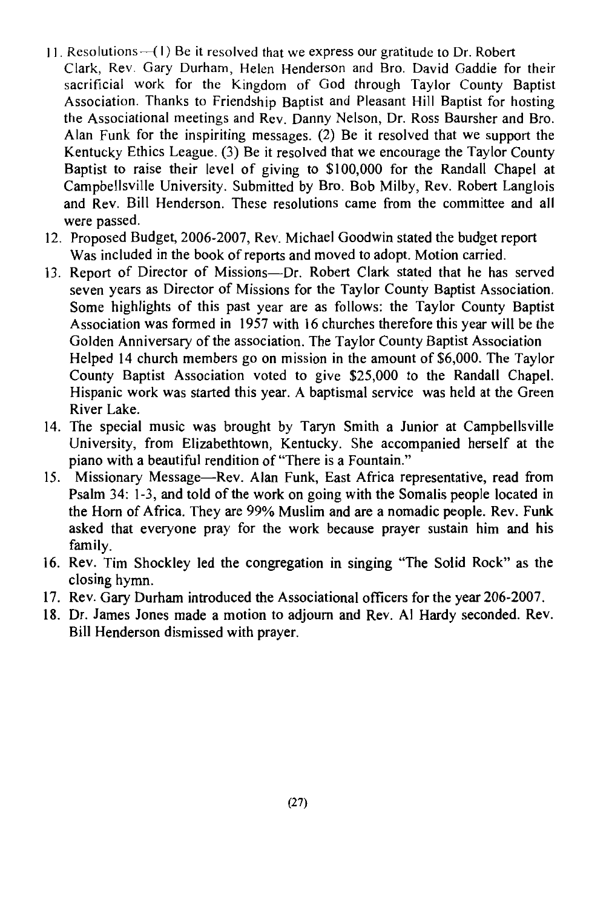11. Resolutions—(1) Be it resolved that we express our gratitude to Dr. Robert Clark, Rev. Gary Durham, Helen Henderson and Bro. David Gaddie for their sacrificial work for the Kingdom of God through Taylor County Baptist Association. Thanks to Friendship Baptist and Pleasant Hill Baptist for hosting the Associational meetings and Rev. Danny Nelson, Dr. Ross Baursher and Bro. Alan Funk for the inspiriting messages. (2) Be it resolved that we support the Kentucky Ethics League. (3) Be it resolved that we encourage the Taylor County Baptist to raise their level of giving to $100,000 for the Randall Chapel at Campbellsville University. Submitted by Bro. Bob Milby, Rev. Robert Langlois and Rev. Bill Henderson. These resolutions came from the committee and all were passed.
12. Proposed Budget, 2006-2007, Rev. Michael Goodwin stated the budget report Was included in the book of reports and moved to adopt. Motion carried.
13. Report of Director of Missions—Dr. Robert Clark stated that he has served seven years as Director of Missions for the Taylor County Baptist Association. Some highlights of this past year are as follows: the Taylor County Baptist Association was formed in 1957 with 16 churches therefore this year will be the Golden Anniversary of the association. The Taylor County Baptist Association Helped 14 church members go on mission in the amount of $6,000. The Taylor County Baptist Association voted to give $25,000 to the Randall Chapel. Hispanic work was started this year. A baptismal service was held at the Green River Lake.
14. The special music was brought by Taryn Smith a Junior at Campbellsville University, from Elizabethtown, Kentucky. She accompanied herself at the piano with a beautiful rendition of "There is a Fountain."
15. Missionary Message—Rev. Alan Funk, East Africa representative, read from Psalm 34: 1-3, and told of the work on going with the Somalis people located in the Horn of Africa. They are 99% Muslim and are a nomadic people. Rev. Funk asked that everyone pray for the work because prayer sustain him and his family.
16. Rev. Tim Shockley led the congregation in singing "The Solid Rock" as the closing hymn.
17. Rev. Gary Durham introduced the Associational officers for the year 206-2007.
18. Dr. James Jones made a motion to adjourn and Rev. Al Hardy seconded. Rev. Bill Henderson dismissed with prayer.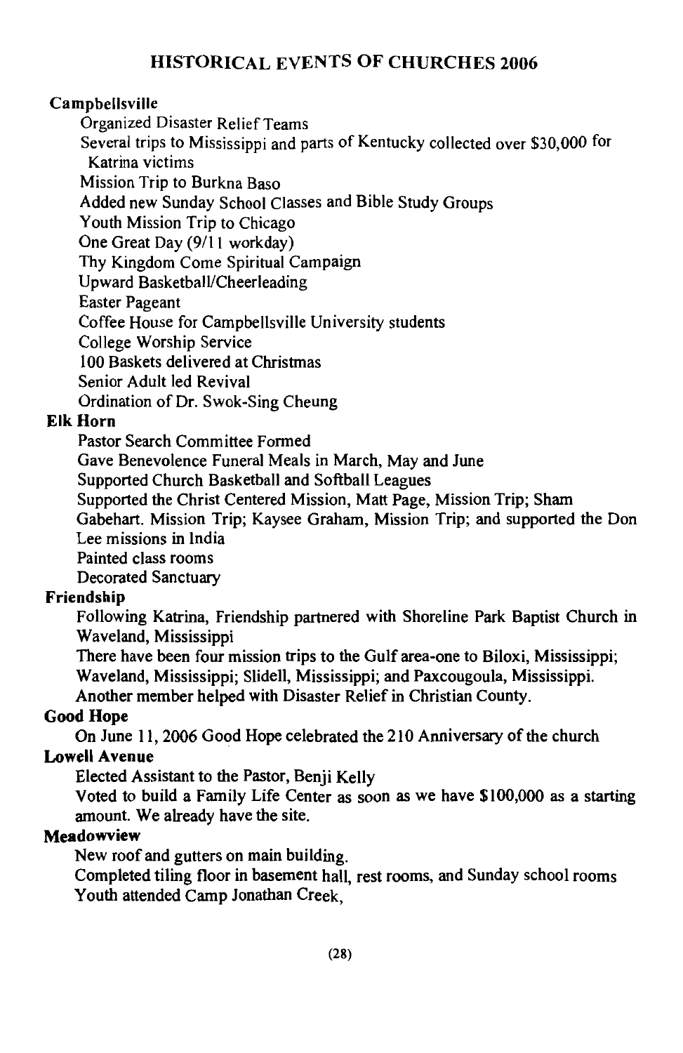# HISTORICAL EVENTS OF CHURCHES 2006

**Campbellsville**

Organized Disaster Relief Teams
Several trips to Mississippi and parts of Kentucky collected over $30,000 for Katrina victims
Mission Trip to Burkna Baso
Added new Sunday School Classes and Bible Study Groups
Youth Mission Trip to Chicago
One Great Day (9/11 workday)
Thy Kingdom Come Spiritual Campaign
Upward Basketball/Cheerleading
Easter Pageant
Coffee House for Campbellsville University students
College Worship Service
100 Baskets delivered at Christmas
Senior Adult led Revival
Ordination of Dr. Swok-Sing Cheung

**Elk Horn**

Pastor Search Committee Formed
Gave Benevolence Funeral Meals in March, May and June
Supported Church Basketball and Softball Leagues
Supported the Christ Centered Mission, Matt Page, Mission Trip; Sham Gabehart. Mission Trip; Kaysee Graham, Mission Trip; and supported the Don Lee missions in India
Painted class rooms
Decorated Sanctuary

**Friendship**

Following Katrina, Friendship partnered with Shoreline Park Baptist Church in Waveland, Mississippi
There have been four mission trips to the Gulf area-one to Biloxi, Mississippi; Waveland, Mississippi; Slidell, Mississippi; and Paxcougoula, Mississippi.
Another member helped with Disaster Relief in Christian County.

**Good Hope**

On June 11, 2006 Good Hope celebrated the 210 Anniversary of the church

**Lowell Avenue**

Elected Assistant to the Pastor, Benji Kelly
Voted to build a Family Life Center as soon as we have $100,000 as a starting amount. We already have the site.

**Meadowview**

New roof and gutters on main building.
Completed tiling floor in basement hall, rest rooms, and Sunday school rooms
Youth attended Camp Jonathan Creek,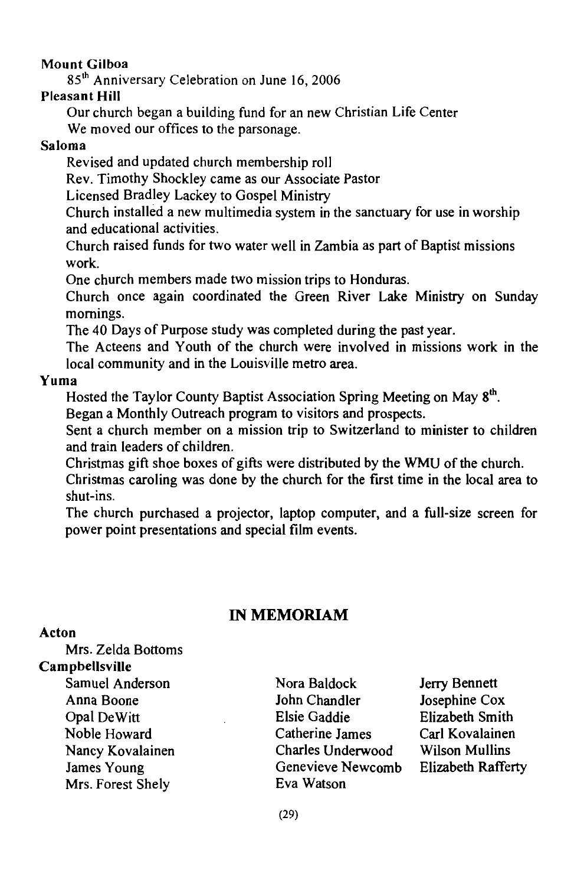**Mount Gilboa**

85th Anniversary Celebration on June 16, 2006

**Pleasant Hill**

Our church began a building fund for an new Christian Life Center

We moved our offices to the parsonage.

**Saloma**

Revised and updated church membership roll

Rev. Timothy Shockley came as our Associate Pastor

Licensed Bradley Lackey to Gospel Ministry

Church installed a new multimedia system in the sanctuary for use in worship and educational activities.

Church raised funds for two water well in Zambia as part of Baptist missions work.

One church members made two mission trips to Honduras.

Church once again coordinated the Green River Lake Ministry on Sunday mornings.

The 40 Days of Purpose study was completed during the past year.

The Acteens and Youth of the church were involved in missions work in the local community and in the Louisville metro area.

**Yuma**

Hosted the Taylor County Baptist Association Spring Meeting on May 8th.

Began a Monthly Outreach program to visitors and prospects.

Sent a church member on a mission trip to Switzerland to minister to children and train leaders of children.

Christmas gift shoe boxes of gifts were distributed by the WMU of the church.

Christmas caroling was done by the church for the first time in the local area to shut-ins.

The church purchased a projector, laptop computer, and a full-size screen for power point presentations and special film events.

## IN MEMORIAM

**Acton**

Mrs. Zelda Bottoms

**Campbellsville**

Samuel Anderson
Anna Boone
Opal DeWitt
Noble Howard
Nancy Kovalainen
James Young
Mrs. Forest Shely
Nora Baldock
John Chandler
Elsie Gaddie
Catherine James
Charles Underwood
Genevieve Newcomb
Eva Watson
Jerry Bennett
Josephine Cox
Elizabeth Smith
Carl Kovalainen
Wilson Mullins
Elizabeth Rafferty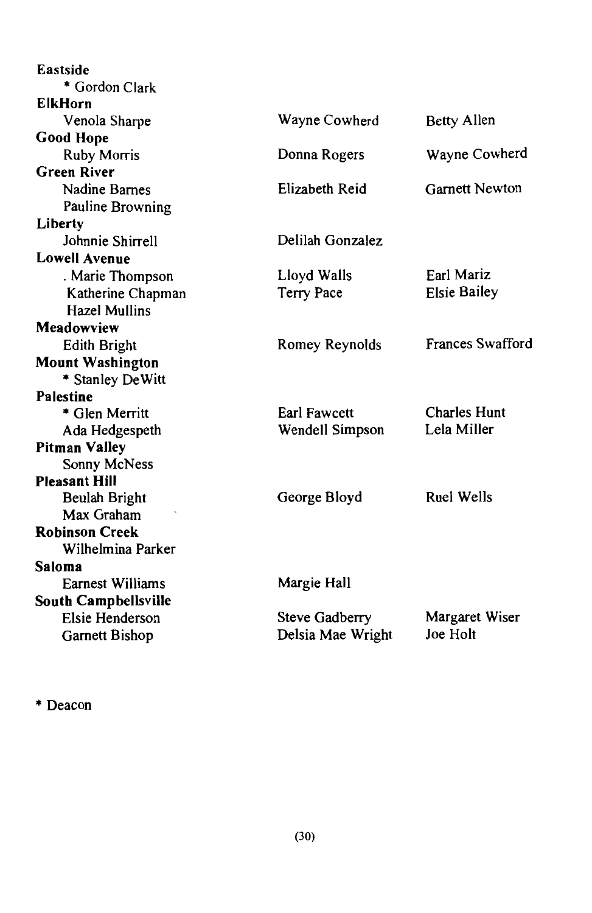| | | |
|---|---|---|
| **Eastside** | | |
| * Gordon Clark | | |
| **ElkHorn** | | |
| Venola Sharpe | Wayne Cowherd | Betty Allen |
| **Good Hope** | | |
| Ruby Morris | Donna Rogers | Wayne Cowherd |
| **Green River** | | |
| Nadine Barnes | Elizabeth Reid | Garnett Newton |
| Pauline Browning | | |
| **Liberty** | | |
| Johnnie Shirrell | Delilah Gonzalez | |
| **Lowell Avenue** | | |
| . Marie Thompson | Lloyd Walls | Earl Mariz |
| Katherine Chapman | Terry Pace | Elsie Bailey |
| Hazel Mullins | | |
| **Meadowview** | | |
| Edith Bright | Romey Reynolds | Frances Swafford |
| **Mount Washington** | | |
| * Stanley DeWitt | | |
| **Palestine** | | |
| * Glen Merritt | Earl Fawcett | Charles Hunt |
| Ada Hedgespeth | Wendell Simpson | Lela Miller |
| **Pitman Valley** | | |
| Sonny McNess | | |
| **Pleasant Hill** | | |
| Beulah Bright | George Bloyd | Ruel Wells |
| Max Graham | | |
| **Robinson Creek** | | |
| Wilhelmina Parker | | |
| **Saloma** | | |
| Earnest Williams | Margie Hall | |
| **South Campbellsville** | | |
| Elsie Henderson | Steve Gadberry | Margaret Wiser |
| Garnett Bishop | Delsia Mae Wright | Joe Holt |

* Deacon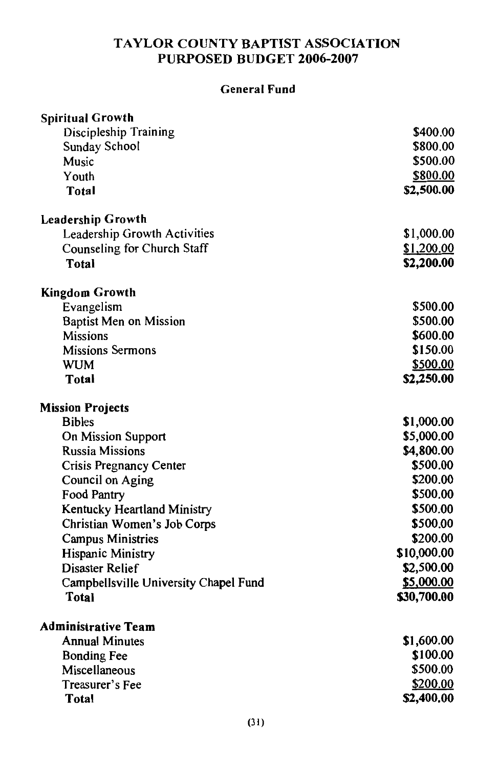# TAYLOR COUNTY BAPTIST ASSOCIATION
# PURPOSED BUDGET 2006-2007

## General Fund

| | |
|---|---|
| **Spiritual Growth** | |
| Discipleship Training | $400.00 |
| Sunday School | $800.00 |
| Music | $500.00 |
| Youth | $800.00 |
| **Total** | **$2,500.00** |
| | |
| **Leadership Growth** | |
| Leadership Growth Activities | $1,000.00 |
| Counseling for Church Staff | $1,200.00 |
| **Total** | **$2,200.00** |
| | |
| **Kingdom Growth** | |
| Evangelism | $500.00 |
| Baptist Men on Mission | $500.00 |
| Missions | $600.00 |
| Missions Sermons | $150.00 |
| WUM | $500.00 |
| **Total** | **$2,250.00** |
| | |
| **Mission Projects** | |
| Bibles | $1,000.00 |
| On Mission Support | $5,000.00 |
| Russia Missions | $4,800.00 |
| Crisis Pregnancy Center | $500.00 |
| Council on Aging | $200.00 |
| Food Pantry | $500.00 |
| Kentucky Heartland Ministry | $500.00 |
| Christian Women's Job Corps | $500.00 |
| Campus Ministries | $200.00 |
| Hispanic Ministry | $10,000.00 |
| Disaster Relief | $2,500.00 |
| Campbellsville University Chapel Fund | $5,000.00 |
| **Total** | **$30,700.00** |
| | |
| **Administrative Team** | |
| Annual Minutes | $1,600.00 |
| Bonding Fee | $100.00 |
| Miscellaneous | $500.00 |
| Treasurer's Fee | $200.00 |
| **Total** | **$2,400.00** |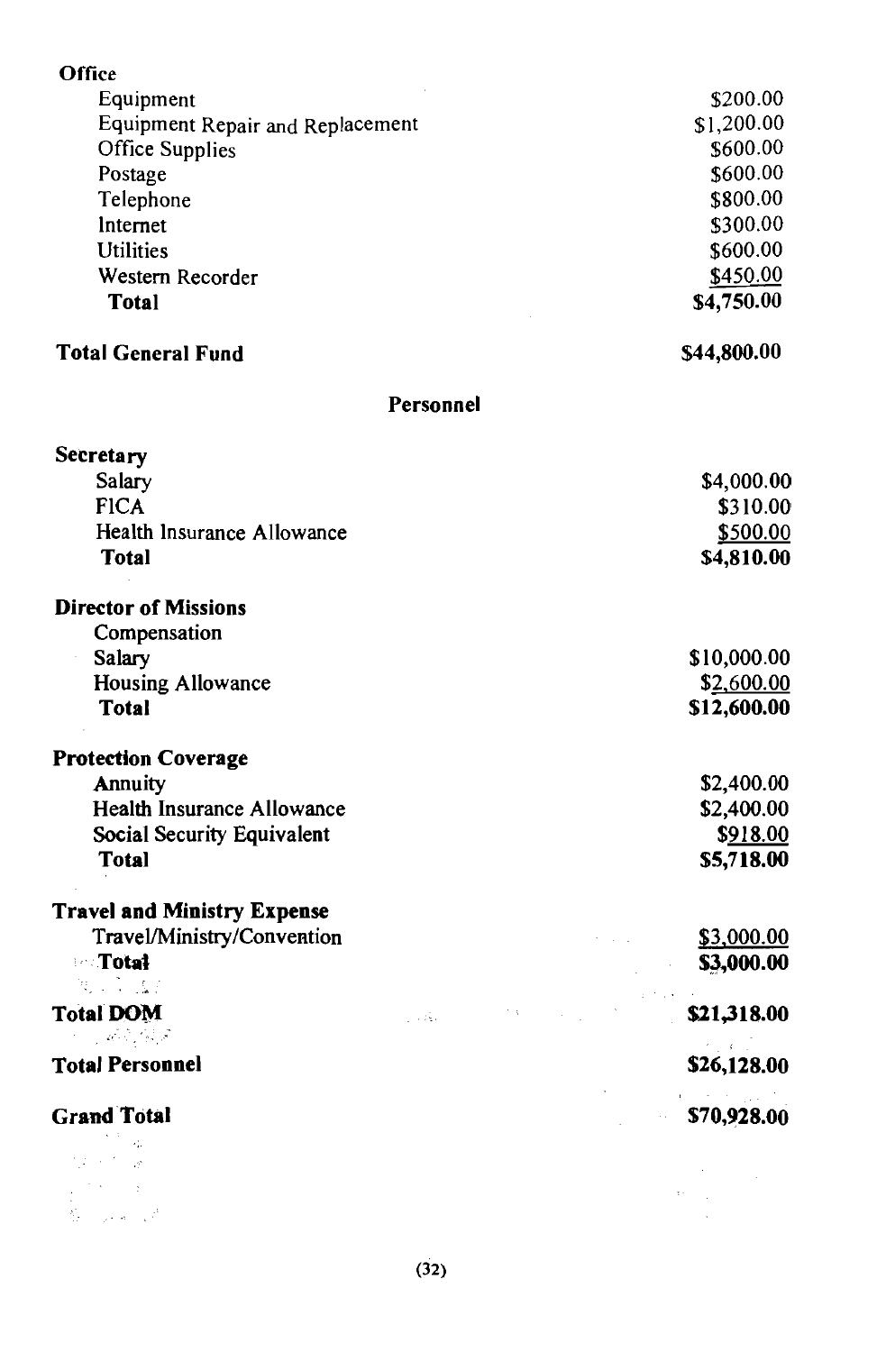**Office**

| | |
|---|---|
| Equipment | $200.00 |
| Equipment Repair and Replacement | $1,200.00 |
| Office Supplies | $600.00 |
| Postage | $600.00 |
| Telephone | $800.00 |
| Internet | $300.00 |
| Utilities | $600.00 |
| Western Recorder | $450.00 |
| **Total** | **$4,750.00** |

| | |
|---|---|
| **Total General Fund** | **$44,800.00** |

## Personnel

**Secretary**

| | |
|---|---|
| Salary | $4,000.00 |
| FICA | $310.00 |
| Health Insurance Allowance | $500.00 |
| **Total** | **$4,810.00** |

**Director of Missions**

| | |
|---|---|
| Compensation | |
| Salary | $10,000.00 |
| Housing Allowance | $2,600.00 |
| **Total** | **$12,600.00** |

**Protection Coverage**

| | |
|---|---|
| Annuity | $2,400.00 |
| Health Insurance Allowance | $2,400.00 |
| Social Security Equivalent | $918.00 |
| **Total** | **$5,718.00** |

**Travel and Ministry Expense**

| | |
|---|---|
| Travel/Ministry/Convention | $3,000.00 |
| **Total** | **$3,000.00** |

| | |
|---|---|
| **Total DOM** | **$21,318.00** |
| **Total Personnel** | **$26,128.00** |
| **Grand Total** | **$70,928.00** |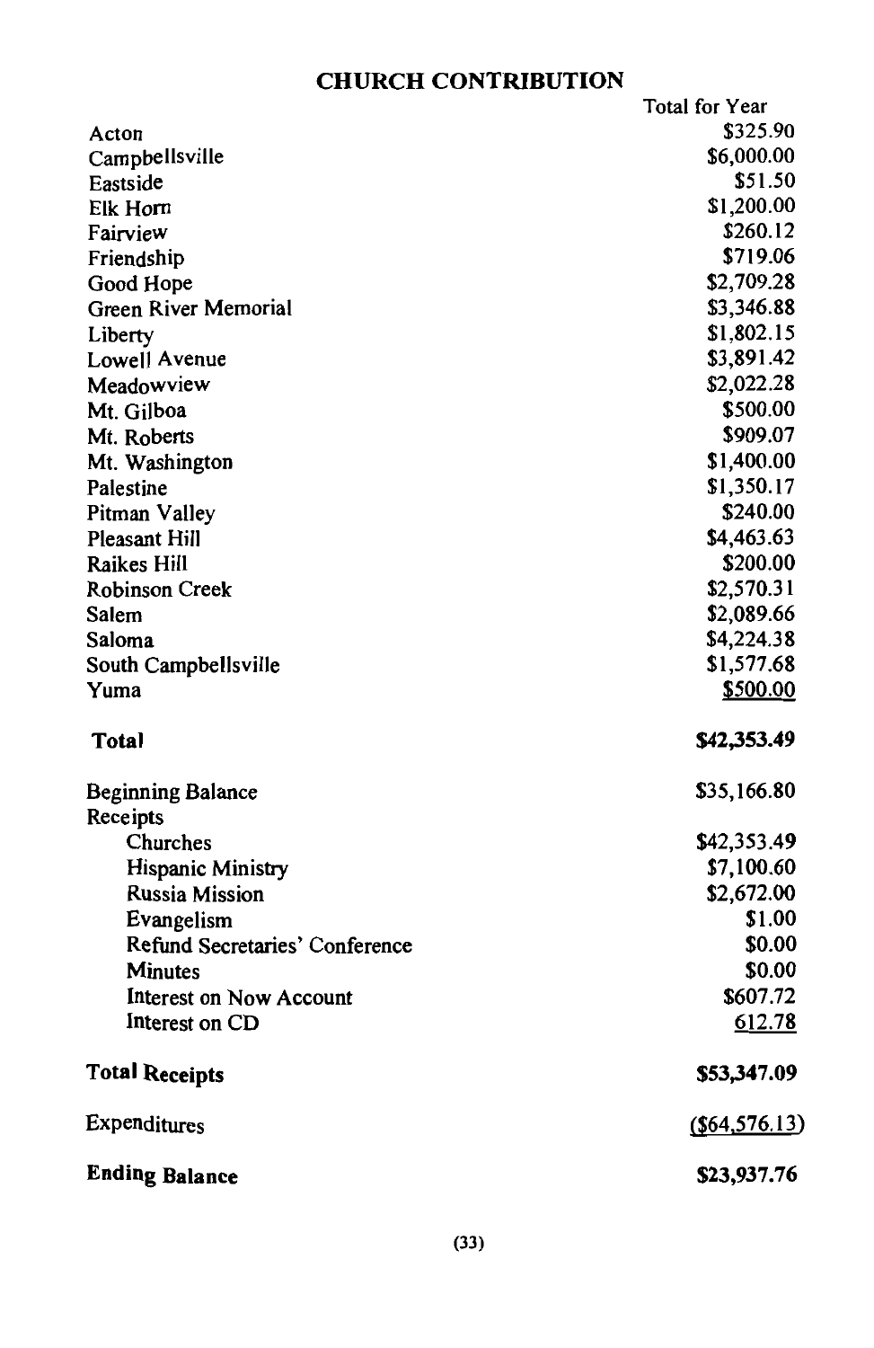## CHURCH CONTRIBUTION

| | Total for Year |
|---|---|
| Acton | $325.90 |
| Campbellsville | $6,000.00 |
| Eastside | $51.50 |
| Elk Horn | $1,200.00 |
| Fairview | $260.12 |
| Friendship | $719.06 |
| Good Hope | $2,709.28 |
| Green River Memorial | $3,346.88 |
| Liberty | $1,802.15 |
| Lowell Avenue | $3,891.42 |
| Meadowview | $2,022.28 |
| Mt. Gilboa | $500.00 |
| Mt. Roberts | $909.07 |
| Mt. Washington | $1,400.00 |
| Palestine | $1,350.17 |
| Pitman Valley | $240.00 |
| Pleasant Hill | $4,463.63 |
| Raikes Hill | $200.00 |
| Robinson Creek | $2,570.31 |
| Salem | $2,089.66 |
| Saloma | $4,224.38 |
| South Campbellsville | $1,577.68 |
| Yuma | $500.00 |
| **Total** | **$42,353.49** |

| | |
|---|---|
| Beginning Balance | $35,166.80 |
| Receipts | |
| Churches | $42,353.49 |
| Hispanic Ministry | $7,100.60 |
| Russia Mission | $2,672.00 |
| Evangelism | $1.00 |
| Refund Secretaries' Conference | $0.00 |
| Minutes | $0.00 |
| Interest on Now Account | $607.72 |
| Interest on CD | 612.78 |
| **Total Receipts** | **$53,347.09** |
| Expenditures | ($64,576.13) |
| **Ending Balance** | **$23,937.76** |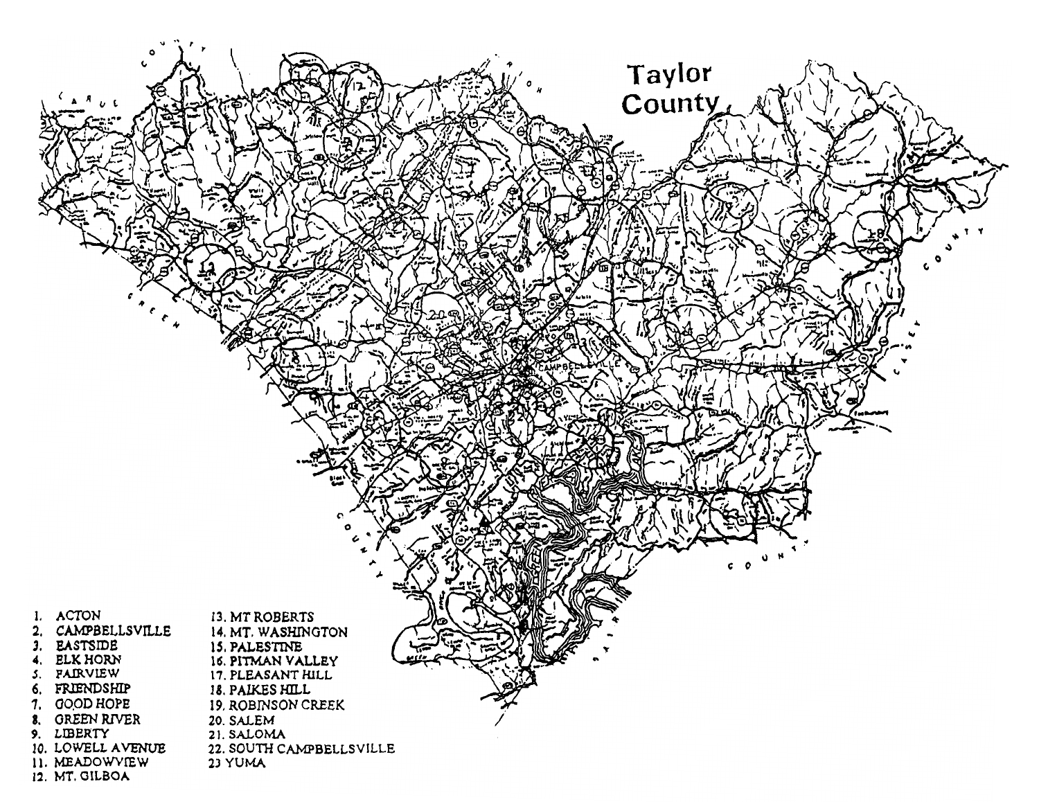# Taylor County

1. ACTON
2. CAMPBELLSVILLE
3. EASTSIDE
4. ELK HORN
5. FAIRVIEW
6. FRIENDSHIP
7. GOOD HOPE
8. GREEN RIVER
9. LIBERTY
10. LOWELL AVENUE
11. MEADOWVIEW
12. MT. GILBOA
13. MT ROBERTS
14. MT. WASHINGTON
15. PALESTINE
16. PITMAN VALLEY
17. PLEASANT HILL
18. PAIKES HILL
19. ROBINSON CREEK
20. SALEM
21. SALOMA
22. SOUTH CAMPBELLSVILLE
23. YUMA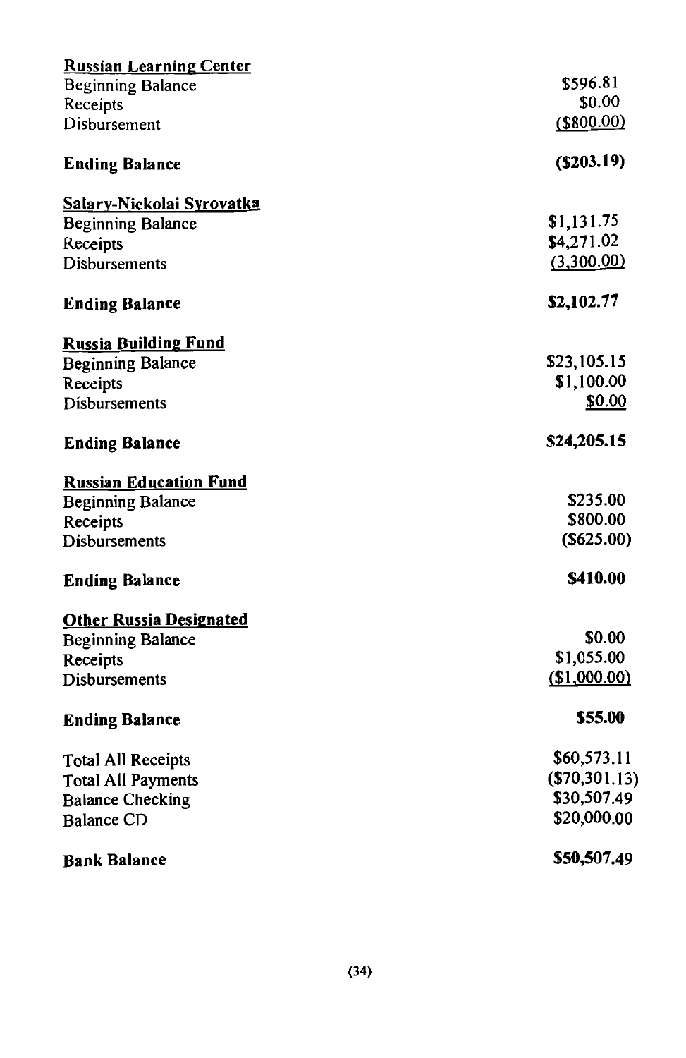**Russian Learning Center**

| | |
|---|---|
| Beginning Balance | $596.81 |
| Receipts | $0.00 |
| Disbursement | ($800.00) |
| **Ending Balance** | **($203.19)** |

**Salary-Nickolai Syrovatka**

| | |
|---|---|
| Beginning Balance | $1,131.75 |
| Receipts | $4,271.02 |
| Disbursements | (3,300.00) |
| **Ending Balance** | **$2,102.77** |

**Russia Building Fund**

| | |
|---|---|
| Beginning Balance | $23,105.15 |
| Receipts | $1,100.00 |
| Disbursements | $0.00 |
| **Ending Balance** | **$24,205.15** |

**Russian Education Fund**

| | |
|---|---|
| Beginning Balance | $235.00 |
| Receipts | $800.00 |
| Disbursements | ($625.00) |
| **Ending Balance** | **$410.00** |

**Other Russia Designated**

| | |
|---|---|
| Beginning Balance | $0.00 |
| Receipts | $1,055.00 |
| Disbursements | ($1,000.00) |
| **Ending Balance** | **$55.00** |

| | |
|---|---|
| Total All Receipts | $60,573.11 |
| Total All Payments | ($70,301.13) |
| Balance Checking | $30,507.49 |
| Balance CD | $20,000.00 |
| **Bank Balance** | **$50,507.49** |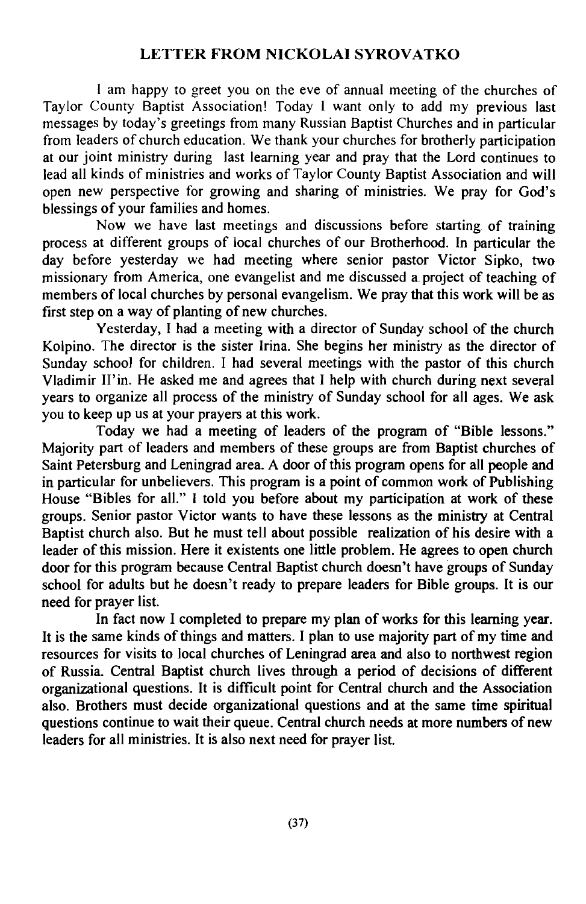## LETTER FROM NICKOLAI SYROVATKO

I am happy to greet you on the eve of annual meeting of the churches of Taylor County Baptist Association! Today I want only to add my previous last messages by today's greetings from many Russian Baptist Churches and in particular from leaders of church education. We thank your churches for brotherly participation at our joint ministry during last learning year and pray that the Lord continues to lead all kinds of ministries and works of Taylor County Baptist Association and will open new perspective for growing and sharing of ministries. We pray for God's blessings of your families and homes.

Now we have last meetings and discussions before starting of training process at different groups of local churches of our Brotherhood. In particular the day before yesterday we had meeting where senior pastor Victor Sipko, two missionary from America, one evangelist and me discussed a project of teaching of members of local churches by personal evangelism. We pray that this work will be as first step on a way of planting of new churches.

Yesterday, I had a meeting with a director of Sunday school of the church Kolpino. The director is the sister Irina. She begins her ministry as the director of Sunday school for children. I had several meetings with the pastor of this church Vladimir Il'in. He asked me and agrees that I help with church during next several years to organize all process of the ministry of Sunday school for all ages. We ask you to keep up us at your prayers at this work.

Today we had a meeting of leaders of the program of "Bible lessons." Majority part of leaders and members of these groups are from Baptist churches of Saint Petersburg and Leningrad area. A door of this program opens for all people and in particular for unbelievers. This program is a point of common work of Publishing House "Bibles for all." I told you before about my participation at work of these groups. Senior pastor Victor wants to have these lessons as the ministry at Central Baptist church also. But he must tell about possible realization of his desire with a leader of this mission. Here it existents one little problem. He agrees to open church door for this program because Central Baptist church doesn't have groups of Sunday school for adults but he doesn't ready to prepare leaders for Bible groups. It is our need for prayer list.

In fact now I completed to prepare my plan of works for this learning year. It is the same kinds of things and matters. I plan to use majority part of my time and resources for visits to local churches of Leningrad area and also to northwest region of Russia. Central Baptist church lives through a period of decisions of different organizational questions. It is difficult point for Central church and the Association also. Brothers must decide organizational questions and at the same time spiritual questions continue to wait their queue. Central church needs at more numbers of new leaders for all ministries. It is also next need for prayer list.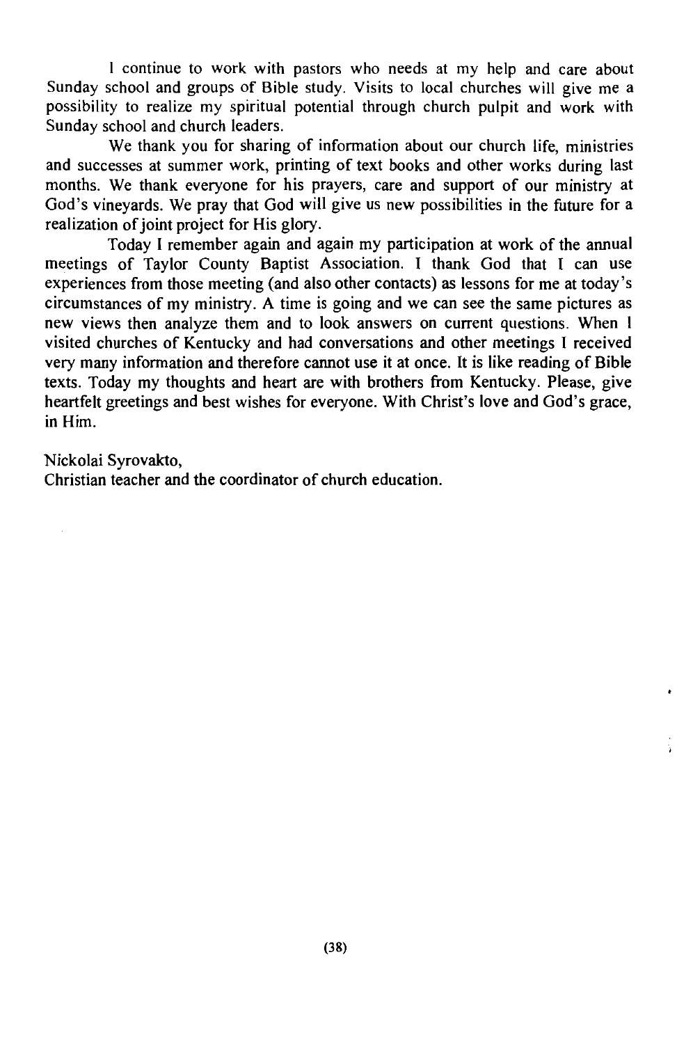I continue to work with pastors who needs at my help and care about Sunday school and groups of Bible study. Visits to local churches will give me a possibility to realize my spiritual potential through church pulpit and work with Sunday school and church leaders.

We thank you for sharing of information about our church life, ministries and successes at summer work, printing of text books and other works during last months. We thank everyone for his prayers, care and support of our ministry at God's vineyards. We pray that God will give us new possibilities in the future for a realization of joint project for His glory.

Today I remember again and again my participation at work of the annual meetings of Taylor County Baptist Association. I thank God that I can use experiences from those meeting (and also other contacts) as lessons for me at today's circumstances of my ministry. A time is going and we can see the same pictures as new views then analyze them and to look answers on current questions. When I visited churches of Kentucky and had conversations and other meetings I received very many information and therefore cannot use it at once. It is like reading of Bible texts. Today my thoughts and heart are with brothers from Kentucky. Please, give heartfelt greetings and best wishes for everyone. With Christ's love and God's grace, in Him.

Nickolai Syrovakto,
Christian teacher and the coordinator of church education.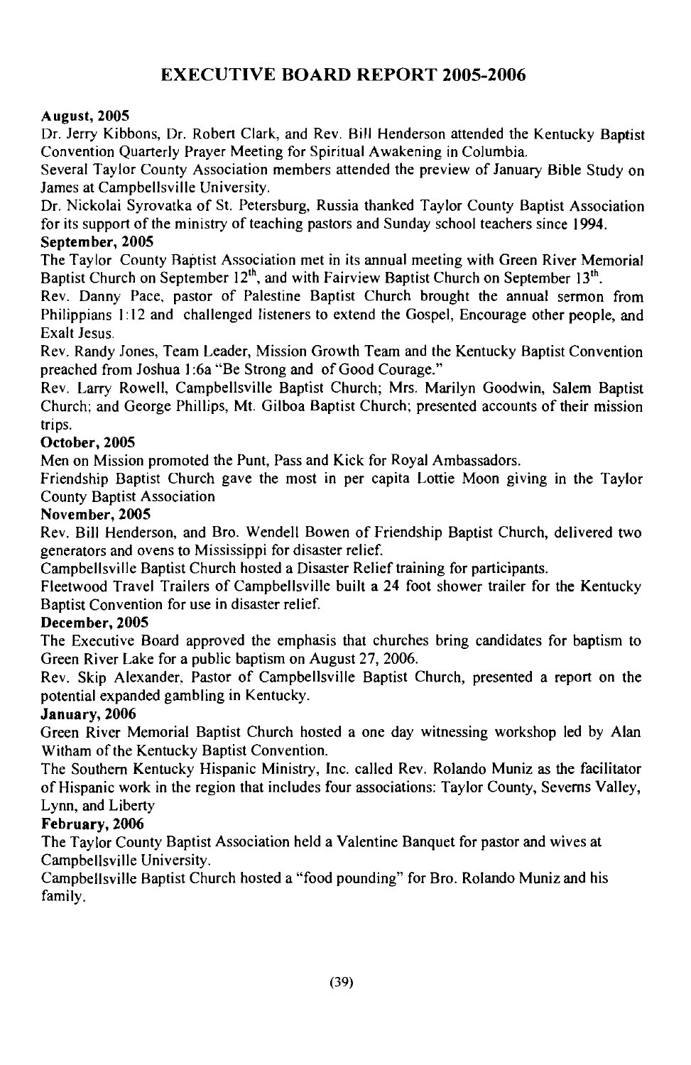# EXECUTIVE BOARD REPORT 2005-2006

**August, 2005**

Dr. Jerry Kibbons, Dr. Robert Clark, and Rev. Bill Henderson attended the Kentucky Baptist Convention Quarterly Prayer Meeting for Spiritual Awakening in Columbia.

Several Taylor County Association members attended the preview of January Bible Study on James at Campbellsville University.

Dr. Nickolai Syrovatka of St. Petersburg, Russia thanked Taylor County Baptist Association for its support of the ministry of teaching pastors and Sunday school teachers since 1994.

**September, 2005**

The Taylor County Baptist Association met in its annual meeting with Green River Memorial Baptist Church on September 12th, and with Fairview Baptist Church on September 13th.

Rev. Danny Pace, pastor of Palestine Baptist Church brought the annual sermon from Philippians 1:12 and challenged listeners to extend the Gospel, Encourage other people, and Exalt Jesus.

Rev. Randy Jones, Team Leader, Mission Growth Team and the Kentucky Baptist Convention preached from Joshua 1:6a "Be Strong and of Good Courage."

Rev. Larry Rowell, Campbellsville Baptist Church; Mrs. Marilyn Goodwin, Salem Baptist Church; and George Phillips, Mt. Gilboa Baptist Church; presented accounts of their mission trips.

**October, 2005**

Men on Mission promoted the Punt, Pass and Kick for Royal Ambassadors.

Friendship Baptist Church gave the most in per capita Lottie Moon giving in the Taylor County Baptist Association

**November, 2005**

Rev. Bill Henderson, and Bro. Wendell Bowen of Friendship Baptist Church, delivered two generators and ovens to Mississippi for disaster relief.

Campbellsville Baptist Church hosted a Disaster Relief training for participants.

Fleetwood Travel Trailers of Campbellsville built a 24 foot shower trailer for the Kentucky Baptist Convention for use in disaster relief.

**December, 2005**

The Executive Board approved the emphasis that churches bring candidates for baptism to Green River Lake for a public baptism on August 27, 2006.

Rev. Skip Alexander, Pastor of Campbellsville Baptist Church, presented a report on the potential expanded gambling in Kentucky.

**January, 2006**

Green River Memorial Baptist Church hosted a one day witnessing workshop led by Alan Witham of the Kentucky Baptist Convention.

The Southern Kentucky Hispanic Ministry, Inc. called Rev. Rolando Muniz as the facilitator of Hispanic work in the region that includes four associations: Taylor County, Severns Valley, Lynn, and Liberty

**February, 2006**

The Taylor County Baptist Association held a Valentine Banquet for pastor and wives at Campbellsville University.

Campbellsville Baptist Church hosted a "food pounding" for Bro. Rolando Muniz and his family.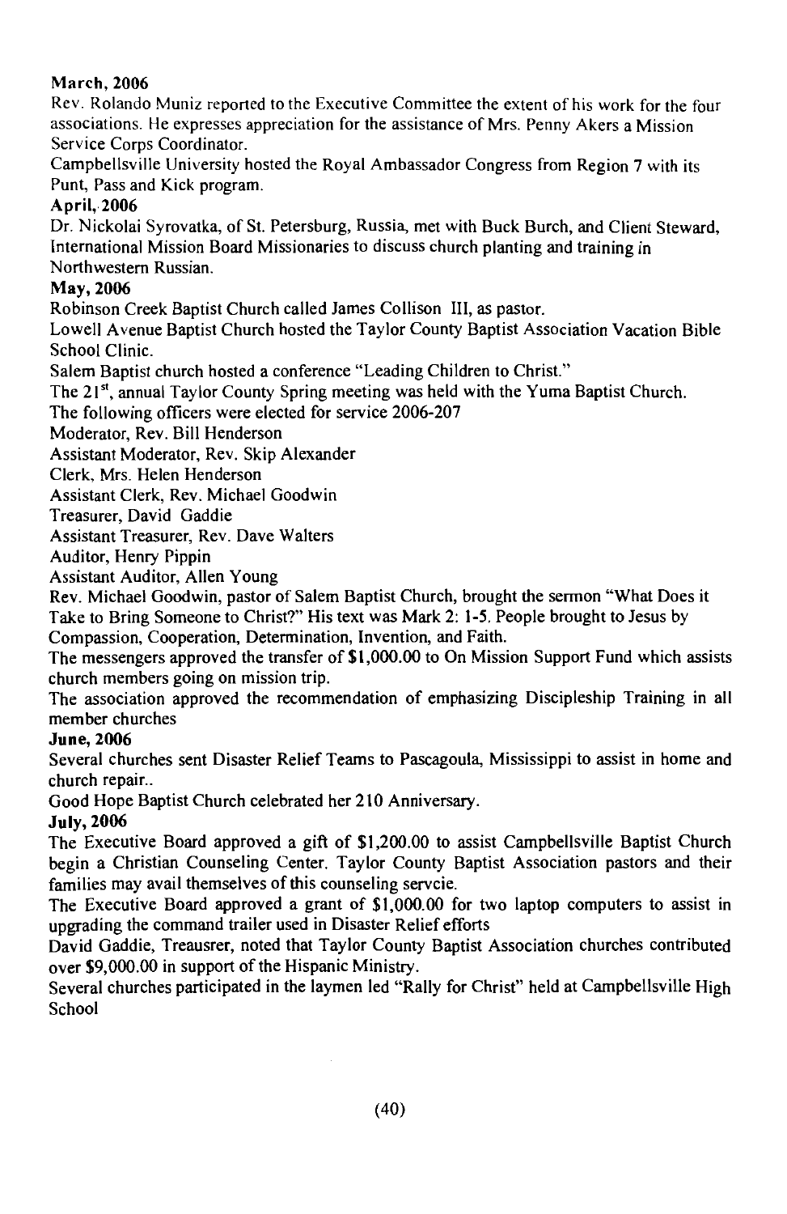**March, 2006**

Rev. Rolando Muniz reported to the Executive Committee the extent of his work for the four associations. He expresses appreciation for the assistance of Mrs. Penny Akers a Mission Service Corps Coordinator.

Campbellsville University hosted the Royal Ambassador Congress from Region 7 with its Punt, Pass and Kick program.

**April, 2006**

Dr. Nickolai Syrovatka, of St. Petersburg, Russia, met with Buck Burch, and Client Steward, International Mission Board Missionaries to discuss church planting and training in Northwestern Russian.

**May, 2006**

Robinson Creek Baptist Church called James Collison III, as pastor.

Lowell Avenue Baptist Church hosted the Taylor County Baptist Association Vacation Bible School Clinic.

Salem Baptist church hosted a conference "Leading Children to Christ."

The 21st, annual Taylor County Spring meeting was held with the Yuma Baptist Church.

The following officers were elected for service 2006-207

Moderator, Rev. Bill Henderson

Assistant Moderator, Rev. Skip Alexander

Clerk, Mrs. Helen Henderson

Assistant Clerk, Rev. Michael Goodwin

Treasurer, David Gaddie

Assistant Treasurer, Rev. Dave Walters

Auditor, Henry Pippin

Assistant Auditor, Allen Young

Rev. Michael Goodwin, pastor of Salem Baptist Church, brought the sermon "What Does it Take to Bring Someone to Christ?" His text was Mark 2: 1-5. People brought to Jesus by Compassion, Cooperation, Determination, Invention, and Faith.

The messengers approved the transfer of $1,000.00 to On Mission Support Fund which assists church members going on mission trip.

The association approved the recommendation of emphasizing Discipleship Training in all member churches

**June, 2006**

Several churches sent Disaster Relief Teams to Pascagoula, Mississippi to assist in home and church repair..

Good Hope Baptist Church celebrated her 210 Anniversary.

**July, 2006**

The Executive Board approved a gift of $1,200.00 to assist Campbellsville Baptist Church begin a Christian Counseling Center. Taylor County Baptist Association pastors and their families may avail themselves of this counseling servcie.

The Executive Board approved a grant of $1,000.00 for two laptop computers to assist in upgrading the command trailer used in Disaster Relief efforts

David Gaddie, Treausrer, noted that Taylor County Baptist Association churches contributed over $9,000.00 in support of the Hispanic Ministry.

Several churches participated in the laymen led "Rally for Christ" held at Campbellsville High School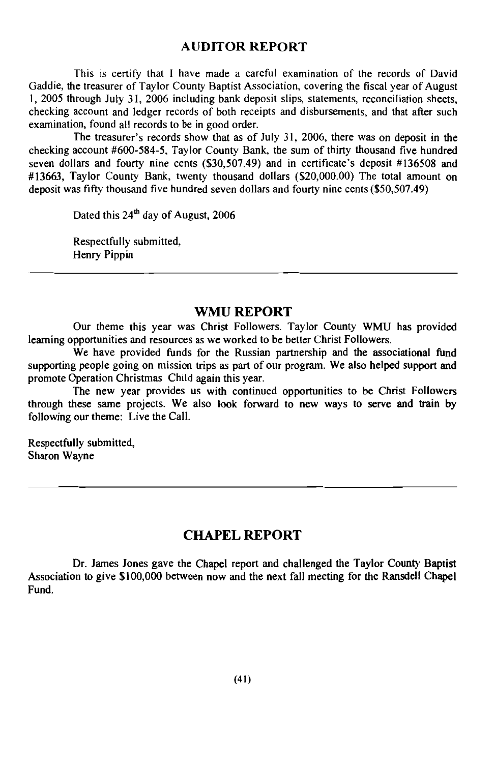## AUDITOR REPORT

This is certify that I have made a careful examination of the records of David Gaddie, the treasurer of Taylor County Baptist Association, covering the fiscal year of August 1, 2005 through July 31, 2006 including bank deposit slips, statements, reconciliation sheets, checking account and ledger records of both receipts and disbursements, and that after such examination, found all records to be in good order.

The treasurer's records show that as of July 31, 2006, there was on deposit in the checking account #600-584-5, Taylor County Bank, the sum of thirty thousand five hundred seven dollars and fourty nine cents ($30,507.49) and in certificate's deposit #136508 and #13663, Taylor County Bank, twenty thousand dollars ($20,000.00) The total amount on deposit was fifty thousand five hundred seven dollars and fourty nine cents ($50,507.49)

Dated this 24th day of August, 2006

Respectfully submitted,
Henry Pippin

---

## WMU REPORT

Our theme this year was Christ Followers. Taylor County WMU has provided learning opportunities and resources as we worked to be better Christ Followers.

We have provided funds for the Russian partnership and the associational fund supporting people going on mission trips as part of our program. We also helped support and promote Operation Christmas Child again this year.

The new year provides us with continued opportunities to be Christ Followers through these same projects. We also look forward to new ways to serve and train by following our theme: Live the Call.

Respectfully submitted,
Sharon Wayne

---

## CHAPEL REPORT

Dr. James Jones gave the Chapel report and challenged the Taylor County Baptist Association to give $100,000 between now and the next fall meeting for the Ransdell Chapel Fund.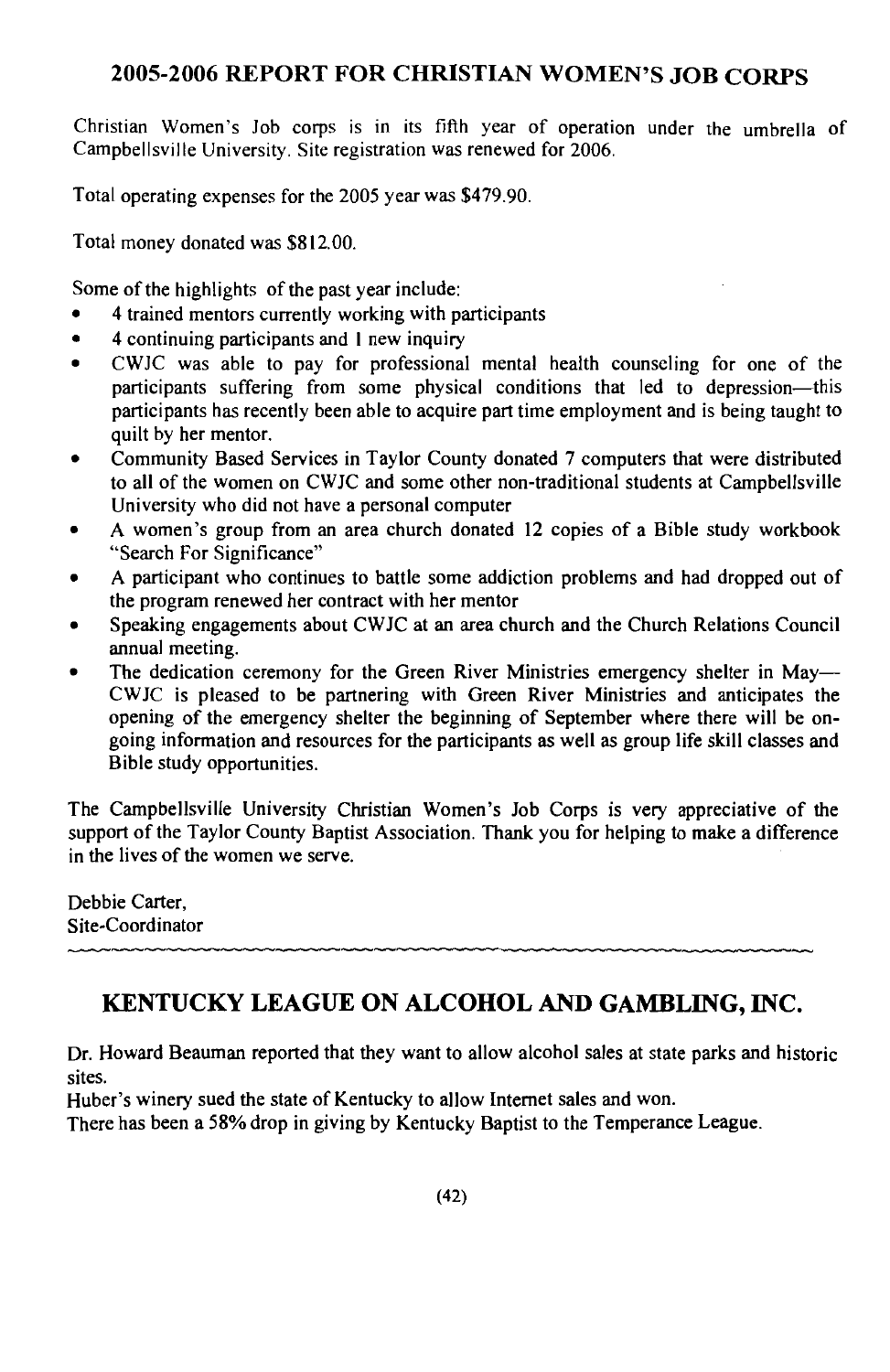## 2005-2006 REPORT FOR CHRISTIAN WOMEN'S JOB CORPS

Christian Women's Job corps is in its fifth year of operation under the umbrella of Campbellsville University. Site registration was renewed for 2006.

Total operating expenses for the 2005 year was $479.90.

Total money donated was $812.00.

Some of the highlights of the past year include:

- 4 trained mentors currently working with participants
- 4 continuing participants and 1 new inquiry
- CWJC was able to pay for professional mental health counseling for one of the participants suffering from some physical conditions that led to depression—this participants has recently been able to acquire part time employment and is being taught to quilt by her mentor.
- Community Based Services in Taylor County donated 7 computers that were distributed to all of the women on CWJC and some other non-traditional students at Campbellsville University who did not have a personal computer
- A women's group from an area church donated 12 copies of a Bible study workbook "Search For Significance"
- A participant who continues to battle some addiction problems and had dropped out of the program renewed her contract with her mentor
- Speaking engagements about CWJC at an area church and the Church Relations Council annual meeting.
- The dedication ceremony for the Green River Ministries emergency shelter in May—CWJC is pleased to be partnering with Green River Ministries and anticipates the opening of the emergency shelter the beginning of September where there will be on-going information and resources for the participants as well as group life skill classes and Bible study opportunities.

The Campbellsville University Christian Women's Job Corps is very appreciative of the support of the Taylor County Baptist Association. Thank you for helping to make a difference in the lives of the women we serve.

Debbie Carter,
Site-Coordinator

---

## KENTUCKY LEAGUE ON ALCOHOL AND GAMBLING, INC.

Dr. Howard Beauman reported that they want to allow alcohol sales at state parks and historic sites.
Huber's winery sued the state of Kentucky to allow Internet sales and won.
There has been a 58% drop in giving by Kentucky Baptist to the Temperance League.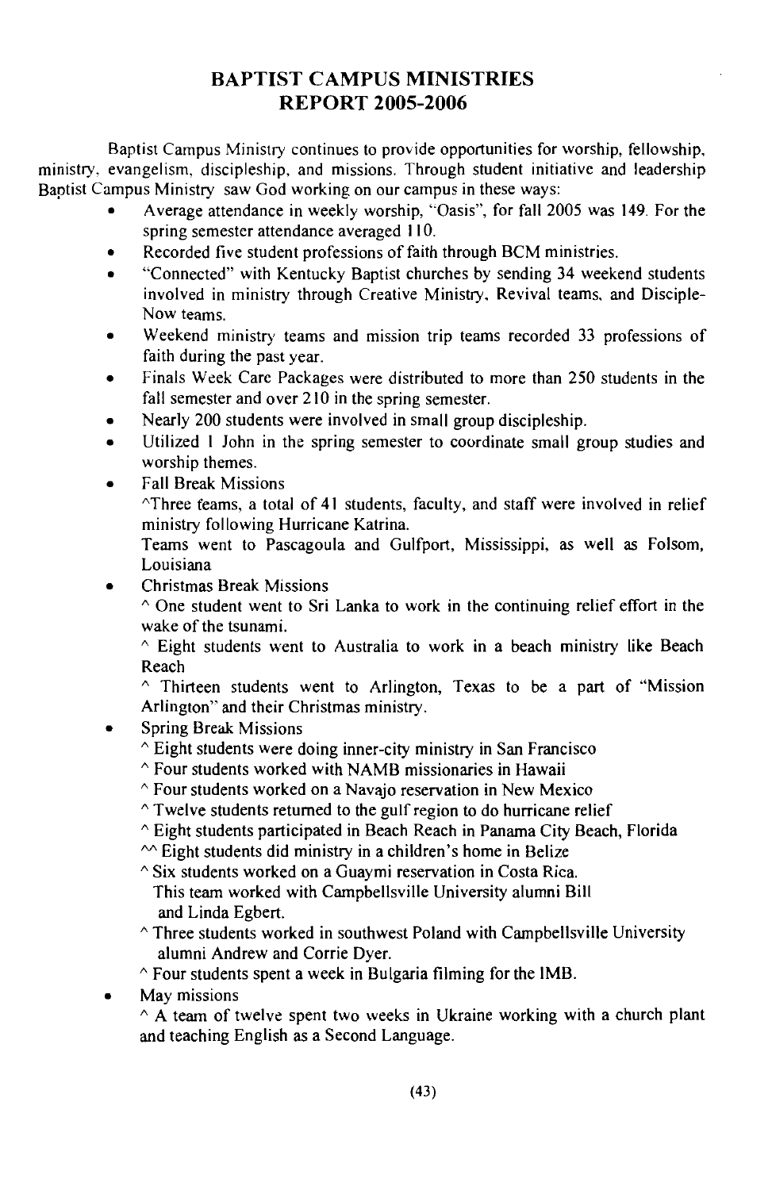# BAPTIST CAMPUS MINISTRIES
# REPORT 2005-2006

Baptist Campus Ministry continues to provide opportunities for worship, fellowship, ministry, evangelism, discipleship, and missions. Through student initiative and leadership Baptist Campus Ministry saw God working on our campus in these ways:

- Average attendance in weekly worship, "Oasis", for fall 2005 was 149. For the spring semester attendance averaged 110.
- Recorded five student professions of faith through BCM ministries.
- "Connected" with Kentucky Baptist churches by sending 34 weekend students involved in ministry through Creative Ministry, Revival teams, and Disciple-Now teams.
- Weekend ministry teams and mission trip teams recorded 33 professions of faith during the past year.
- Finals Week Care Packages were distributed to more than 250 students in the fall semester and over 210 in the spring semester.
- Nearly 200 students were involved in small group discipleship.
- Utilized I John in the spring semester to coordinate small group studies and worship themes.
- Fall Break Missions
  ^Three teams, a total of 41 students, faculty, and staff were involved in relief ministry following Hurricane Katrina.
  Teams went to Pascagoula and Gulfport, Mississippi, as well as Folsom, Louisiana
- Christmas Break Missions
  ^ One student went to Sri Lanka to work in the continuing relief effort in the wake of the tsunami.
  ^ Eight students went to Australia to work in a beach ministry like Beach Reach
  ^ Thirteen students went to Arlington, Texas to be a part of "Mission Arlington" and their Christmas ministry.
- Spring Break Missions
  ^ Eight students were doing inner-city ministry in San Francisco
  ^ Four students worked with NAMB missionaries in Hawaii
  ^ Four students worked on a Navajo reservation in New Mexico
  ^ Twelve students returned to the gulf region to do hurricane relief
  ^ Eight students participated in Beach Reach in Panama City Beach, Florida
  ^^ Eight students did ministry in a children's home in Belize
  ^ Six students worked on a Guaymi reservation in Costa Rica.
  This team worked with Campbellsville University alumni Bill and Linda Egbert.
  ^ Three students worked in southwest Poland with Campbellsville University alumni Andrew and Corrie Dyer.
  ^ Four students spent a week in Bulgaria filming for the IMB.
- May missions
  ^ A team of twelve spent two weeks in Ukraine working with a church plant and teaching English as a Second Language.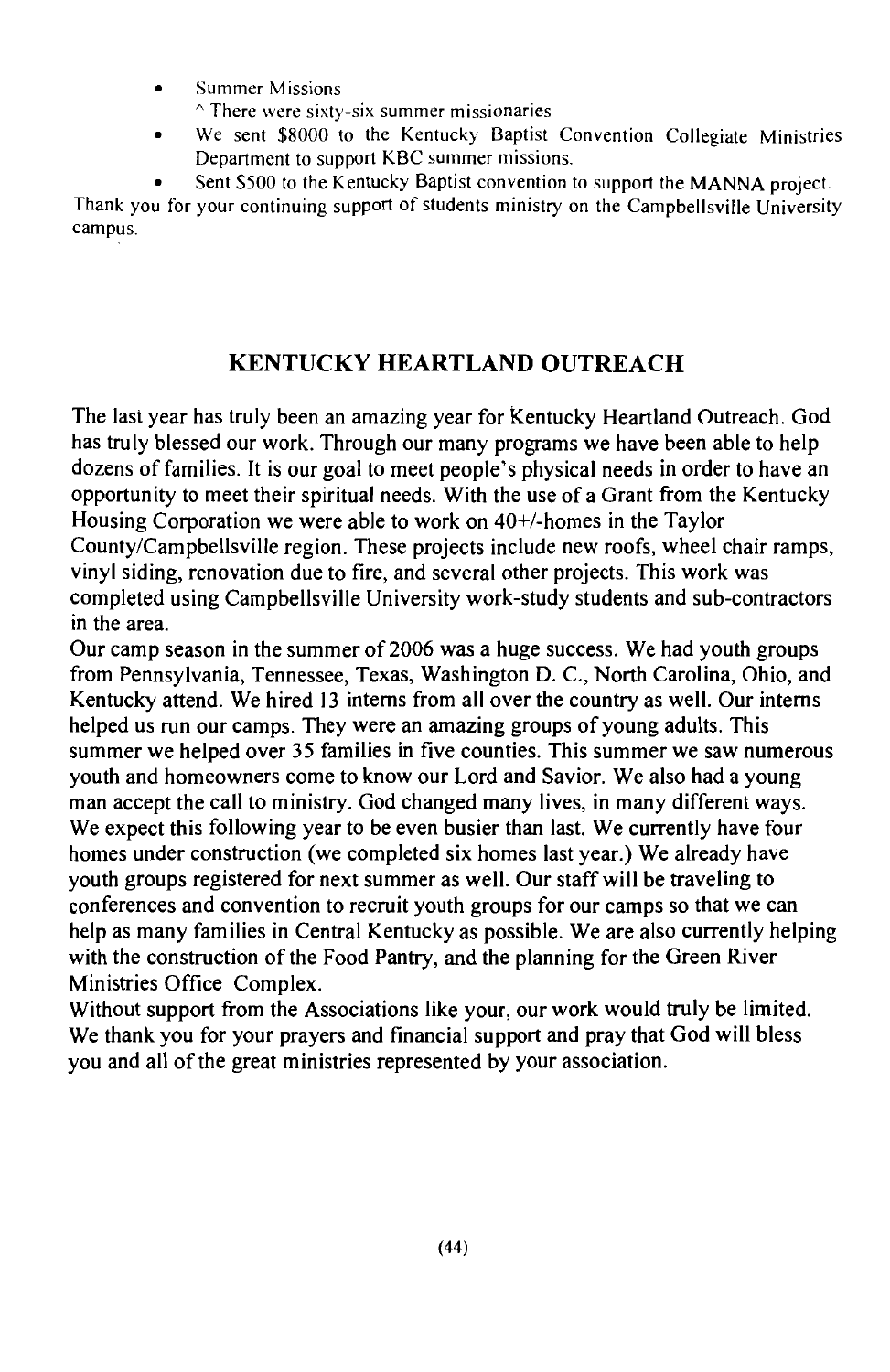- Summer Missions
  - ^ There were sixty-six summer missionaries
- We sent $8000 to the Kentucky Baptist Convention Collegiate Ministries Department to support KBC summer missions.
- Sent $500 to the Kentucky Baptist convention to support the MANNA project.

Thank you for your continuing support of students ministry on the Campbellsville University campus.

## KENTUCKY HEARTLAND OUTREACH

The last year has truly been an amazing year for Kentucky Heartland Outreach. God has truly blessed our work. Through our many programs we have been able to help dozens of families. It is our goal to meet people's physical needs in order to have an opportunity to meet their spiritual needs. With the use of a Grant from the Kentucky Housing Corporation we were able to work on 40+/-homes in the Taylor County/Campbellsville region. These projects include new roofs, wheel chair ramps, vinyl siding, renovation due to fire, and several other projects. This work was completed using Campbellsville University work-study students and sub-contractors in the area.

Our camp season in the summer of 2006 was a huge success. We had youth groups from Pennsylvania, Tennessee, Texas, Washington D. C., North Carolina, Ohio, and Kentucky attend. We hired 13 interns from all over the country as well. Our interns helped us run our camps. They were an amazing groups of young adults. This summer we helped over 35 families in five counties. This summer we saw numerous youth and homeowners come to know our Lord and Savior. We also had a young man accept the call to ministry. God changed many lives, in many different ways. We expect this following year to be even busier than last. We currently have four homes under construction (we completed six homes last year.) We already have youth groups registered for next summer as well. Our staff will be traveling to conferences and convention to recruit youth groups for our camps so that we can help as many families in Central Kentucky as possible. We are also currently helping with the construction of the Food Pantry, and the planning for the Green River Ministries Office Complex.

Without support from the Associations like your, our work would truly be limited. We thank you for your prayers and financial support and pray that God will bless you and all of the great ministries represented by your association.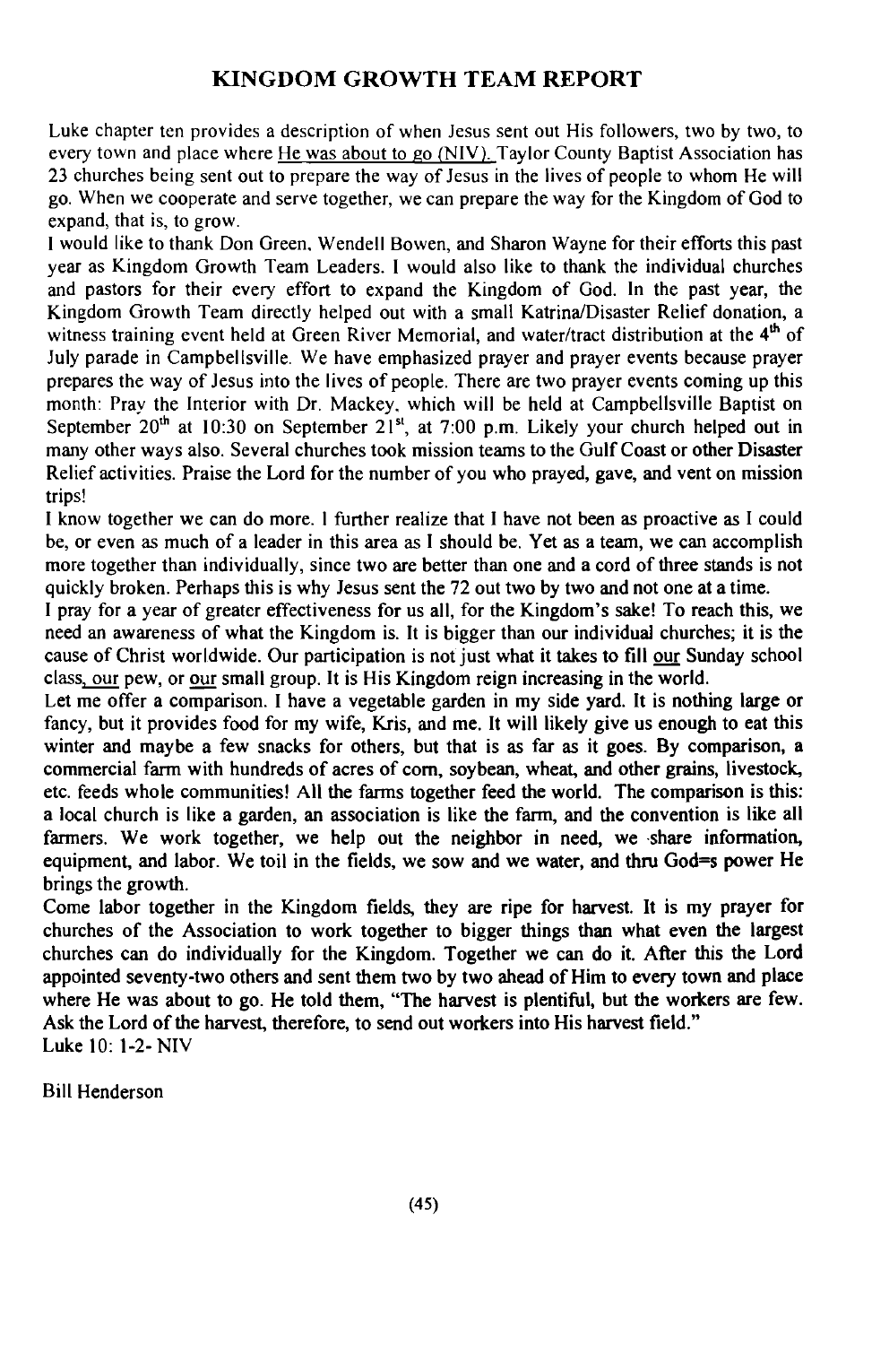# KINGDOM GROWTH TEAM REPORT

Luke chapter ten provides a description of when Jesus sent out His followers, two by two, to every town and place where <u>He was about to go (NIV).</u> Taylor County Baptist Association has 23 churches being sent out to prepare the way of Jesus in the lives of people to whom He will go. When we cooperate and serve together, we can prepare the way for the Kingdom of God to expand, that is, to grow.

I would like to thank Don Green, Wendell Bowen, and Sharon Wayne for their efforts this past year as Kingdom Growth Team Leaders. I would also like to thank the individual churches and pastors for their every effort to expand the Kingdom of God. In the past year, the Kingdom Growth Team directly helped out with a small Katrina/Disaster Relief donation, a witness training event held at Green River Memorial, and water/tract distribution at the 4th of July parade in Campbellsville. We have emphasized prayer and prayer events because prayer prepares the way of Jesus into the lives of people. There are two prayer events coming up this month: Pray the Interior with Dr. Mackey, which will be held at Campbellsville Baptist on September 20th at 10:30 on September 21st, at 7:00 p.m. Likely your church helped out in many other ways also. Several churches took mission teams to the Gulf Coast or other Disaster Relief activities. Praise the Lord for the number of you who prayed, gave, and vent on mission trips!

I know together we can do more. I further realize that I have not been as proactive as I could be, or even as much of a leader in this area as I should be. Yet as a team, we can accomplish more together than individually, since two are better than one and a cord of three stands is not quickly broken. Perhaps this is why Jesus sent the 72 out two by two and not one at a time.

I pray for a year of greater effectiveness for us all, for the Kingdom's sake! To reach this, we need an awareness of what the Kingdom is. It is bigger than our individual churches; it is the cause of Christ worldwide. Our participation is not just what it takes to fill <u>our</u> Sunday school class, <u>our</u> pew, or <u>our</u> small group. It is His Kingdom reign increasing in the world.

Let me offer a comparison. I have a vegetable garden in my side yard. It is nothing large or fancy, but it provides food for my wife, Kris, and me. It will likely give us enough to eat this winter and maybe a few snacks for others, but that is as far as it goes. By comparison, a commercial farm with hundreds of acres of corn, soybean, wheat, and other grains, livestock, etc. feeds whole communities! All the farms together feed the world. The comparison is this: a local church is like a garden, an association is like the farm, and the convention is like all farmers. We work together, we help out the neighbor in need, we share information, equipment, and labor. We toil in the fields, we sow and we water, and thru God=s power He brings the growth.

Come labor together in the Kingdom fields, they are ripe for harvest. It is my prayer for churches of the Association to work together to bigger things than what even the largest churches can do individually for the Kingdom. Together we can do it. After this the Lord appointed seventy-two others and sent them two by two ahead of Him to every town and place where He was about to go. He told them, "The harvest is plentiful, but the workers are few. Ask the Lord of the harvest, therefore, to send out workers into His harvest field."
Luke 10: 1-2- NIV

Bill Henderson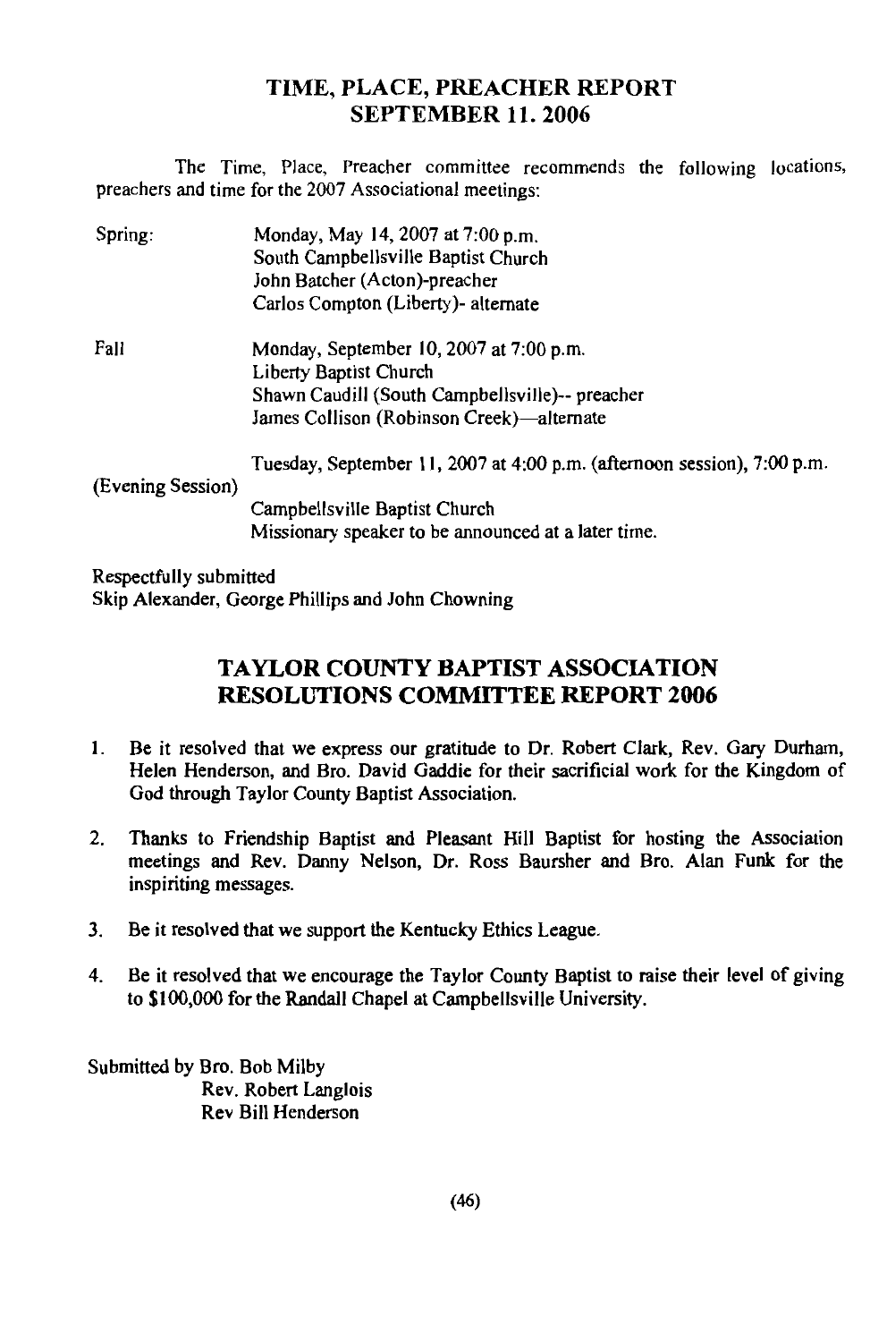# TIME, PLACE, PREACHER REPORT
# SEPTEMBER 11. 2006

The Time, Place, Preacher committee recommends the following locations, preachers and time for the 2007 Associational meetings:

Spring: Monday, May 14, 2007 at 7:00 p.m.
South Campbellsville Baptist Church
John Batcher (Acton)-preacher
Carlos Compton (Liberty)- alternate

Fall Monday, September 10, 2007 at 7:00 p.m.
Liberty Baptist Church
Shawn Caudill (South Campbellsville)-- preacher
James Collison (Robinson Creek)—alternate

Tuesday, September 11, 2007 at 4:00 p.m. (afternoon session), 7:00 p.m. (Evening Session)
Campbellsville Baptist Church
Missionary speaker to be announced at a later time.

Respectfully submitted
Skip Alexander, George Phillips and John Chowning

# TAYLOR COUNTY BAPTIST ASSOCIATION RESOLUTIONS COMMITTEE REPORT 2006

1. Be it resolved that we express our gratitude to Dr. Robert Clark, Rev. Gary Durham, Helen Henderson, and Bro. David Gaddie for their sacrificial work for the Kingdom of God through Taylor County Baptist Association.
2. Thanks to Friendship Baptist and Pleasant Hill Baptist for hosting the Association meetings and Rev. Danny Nelson, Dr. Ross Baursher and Bro. Alan Funk for the inspiriting messages.
3. Be it resolved that we support the Kentucky Ethics League.
4. Be it resolved that we encourage the Taylor County Baptist to raise their level of giving to $100,000 for the Randall Chapel at Campbellsville University.

Submitted by Bro. Bob Milby
Rev. Robert Langlois
Rev Bill Henderson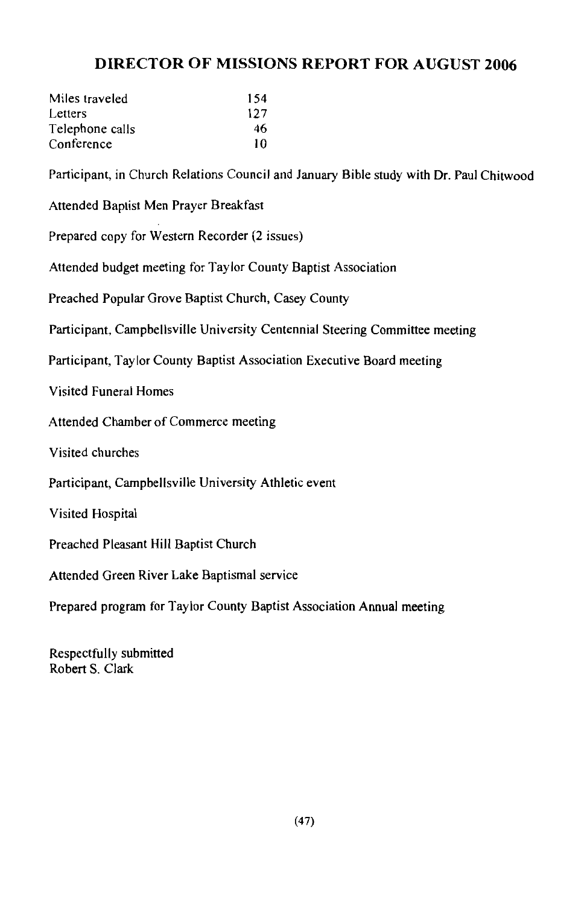# DIRECTOR OF MISSIONS REPORT FOR AUGUST 2006

| | |
|---|---|
| Miles traveled | 154 |
| Letters | 127 |
| Telephone calls | 46 |
| Conference | 10 |

Participant, in Church Relations Council and January Bible study with Dr. Paul Chitwood

Attended Baptist Men Prayer Breakfast

Prepared copy for Western Recorder (2 issues)

Attended budget meeting for Taylor County Baptist Association

Preached Popular Grove Baptist Church, Casey County

Participant, Campbellsville University Centennial Steering Committee meeting

Participant, Taylor County Baptist Association Executive Board meeting

Visited Funeral Homes

Attended Chamber of Commerce meeting

Visited churches

Participant, Campbellsville University Athletic event

Visited Hospital

Preached Pleasant Hill Baptist Church

Attended Green River Lake Baptismal service

Prepared program for Taylor County Baptist Association Annual meeting

Respectfully submitted
Robert S. Clark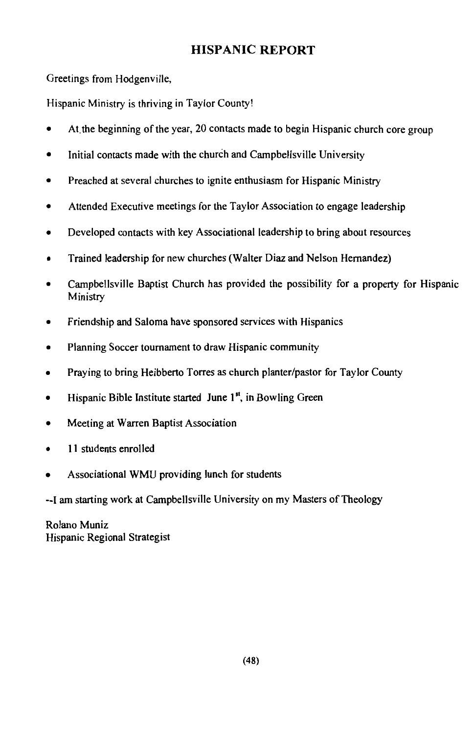## HISPANIC REPORT

Greetings from Hodgenville,

Hispanic Ministry is thriving in Taylor County!

- At the beginning of the year, 20 contacts made to begin Hispanic church core group
- Initial contacts made with the church and Campbellsville University
- Preached at several churches to ignite enthusiasm for Hispanic Ministry
- Attended Executive meetings for the Taylor Association to engage leadership
- Developed contacts with key Associational leadership to bring about resources
- Trained leadership for new churches (Walter Diaz and Nelson Hernandez)
- Campbellsville Baptist Church has provided the possibility for a property for Hispanic Ministry
- Friendship and Saloma have sponsored services with Hispanics
- Planning Soccer tournament to draw Hispanic community
- Praying to bring Heibberto Torres as church planter/pastor for Taylor County
- Hispanic Bible Institute started June 1st, in Bowling Green
- Meeting at Warren Baptist Association
- 11 students enrolled
- Associational WMU providing lunch for students

--I am starting work at Campbellsville University on my Masters of Theology

Rolano Muniz
Hispanic Regional Strategist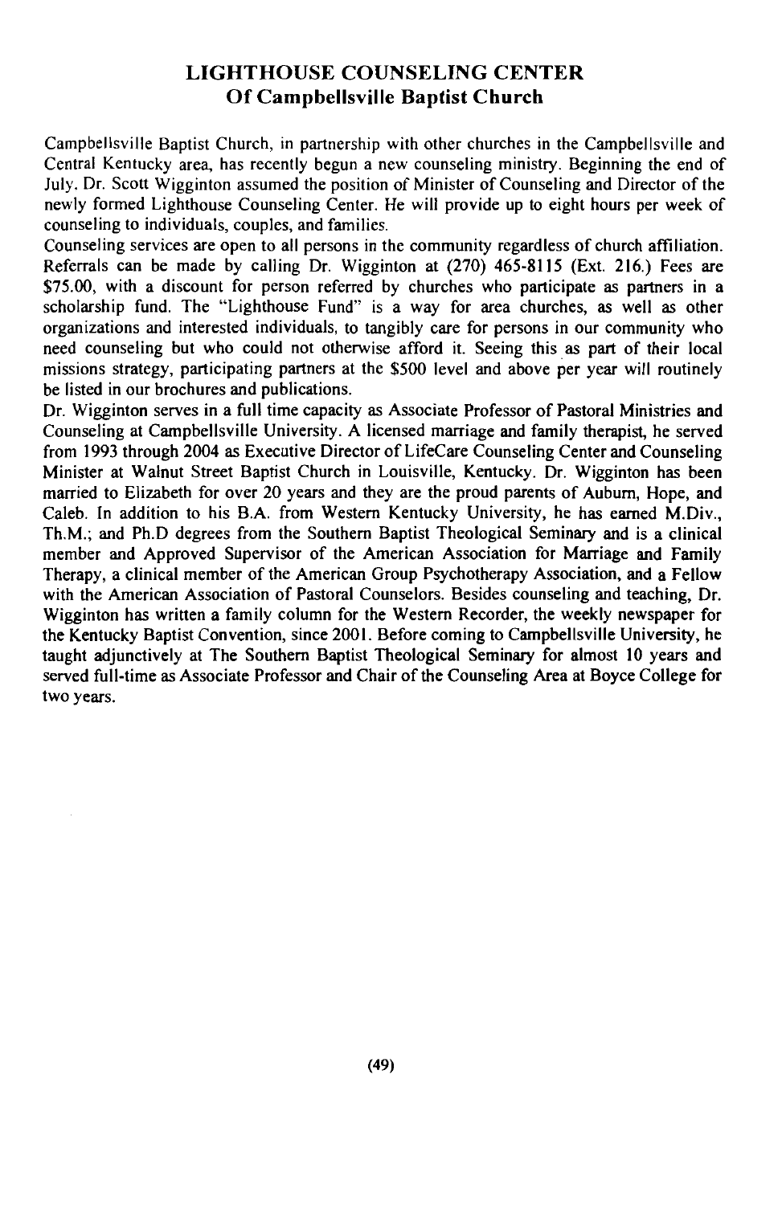## LIGHTHOUSE COUNSELING CENTER
## Of Campbellsville Baptist Church

Campbellsville Baptist Church, in partnership with other churches in the Campbellsville and Central Kentucky area, has recently begun a new counseling ministry. Beginning the end of July. Dr. Scott Wigginton assumed the position of Minister of Counseling and Director of the newly formed Lighthouse Counseling Center. He will provide up to eight hours per week of counseling to individuals, couples, and families.

Counseling services are open to all persons in the community regardless of church affiliation. Referrals can be made by calling Dr. Wigginton at (270) 465-8115 (Ext. 216.) Fees are $75.00, with a discount for person referred by churches who participate as partners in a scholarship fund. The "Lighthouse Fund" is a way for area churches, as well as other organizations and interested individuals, to tangibly care for persons in our community who need counseling but who could not otherwise afford it. Seeing this as part of their local missions strategy, participating partners at the $500 level and above per year will routinely be listed in our brochures and publications.

Dr. Wigginton serves in a full time capacity as Associate Professor of Pastoral Ministries and Counseling at Campbellsville University. A licensed marriage and family therapist, he served from 1993 through 2004 as Executive Director of LifeCare Counseling Center and Counseling Minister at Walnut Street Baptist Church in Louisville, Kentucky. Dr. Wigginton has been married to Elizabeth for over 20 years and they are the proud parents of Auburn, Hope, and Caleb. In addition to his B.A. from Western Kentucky University, he has earned M.Div., Th.M.; and Ph.D degrees from the Southern Baptist Theological Seminary and is a clinical member and Approved Supervisor of the American Association for Marriage and Family Therapy, a clinical member of the American Group Psychotherapy Association, and a Fellow with the American Association of Pastoral Counselors. Besides counseling and teaching, Dr. Wigginton has written a family column for the Western Recorder, the weekly newspaper for the Kentucky Baptist Convention, since 2001. Before coming to Campbellsville University, he taught adjunctively at The Southern Baptist Theological Seminary for almost 10 years and served full-time as Associate Professor and Chair of the Counseling Area at Boyce College for two years.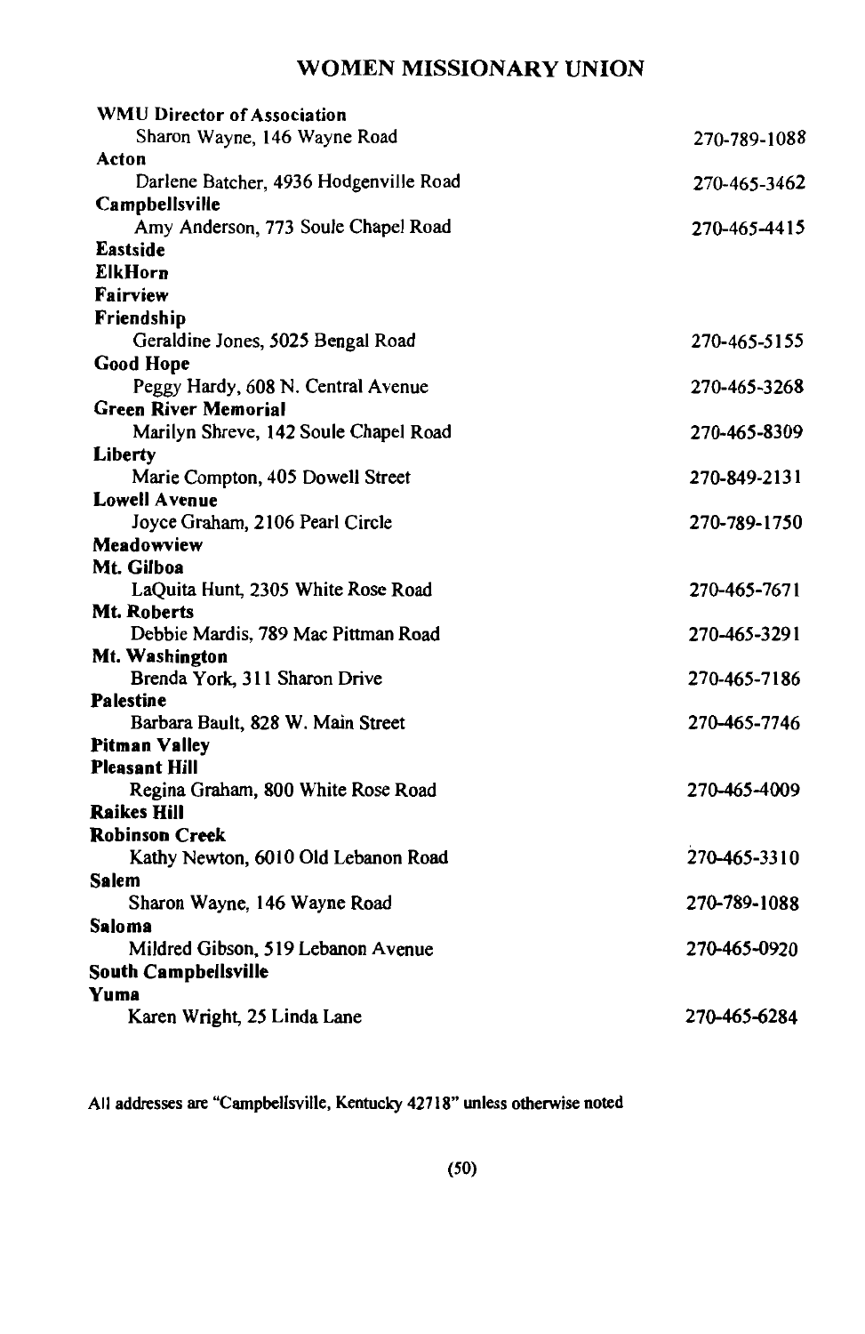# WOMEN MISSIONARY UNION

**WMU Director of Association**
Sharon Wayne, 146 Wayne Road — 270-789-1088

**Acton**
Darlene Batcher, 4936 Hodgenville Road — 270-465-3462

**Campbellsville**
Amy Anderson, 773 Soule Chapel Road — 270-465-4415

**Eastside**

**ElkHorn**

**Fairview**

**Friendship**
Geraldine Jones, 5025 Bengal Road — 270-465-5155

**Good Hope**
Peggy Hardy, 608 N. Central Avenue — 270-465-3268

**Green River Memorial**
Marilyn Shreve, 142 Soule Chapel Road — 270-465-8309

**Liberty**
Marie Compton, 405 Dowell Street — 270-849-2131

**Lowell Avenue**
Joyce Graham, 2106 Pearl Circle — 270-789-1750

**Meadowview**

**Mt. Gilboa**
LaQuita Hunt, 2305 White Rose Road — 270-465-7671

**Mt. Roberts**
Debbie Mardis, 789 Mac Pittman Road — 270-465-3291

**Mt. Washington**
Brenda York, 311 Sharon Drive — 270-465-7186

**Palestine**
Barbara Bault, 828 W. Main Street — 270-465-7746

**Pitman Valley**

**Pleasant Hill**
Regina Graham, 800 White Rose Road — 270-465-4009

**Raikes Hill**

**Robinson Creek**
Kathy Newton, 6010 Old Lebanon Road — 270-465-3310

**Salem**
Sharon Wayne, 146 Wayne Road — 270-789-1088

**Saloma**
Mildred Gibson, 519 Lebanon Avenue — 270-465-0920

**South Campbellsville**

**Yuma**
Karen Wright, 25 Linda Lane — 270-465-6284

All addresses are "Campbellsville, Kentucky 42718" unless otherwise noted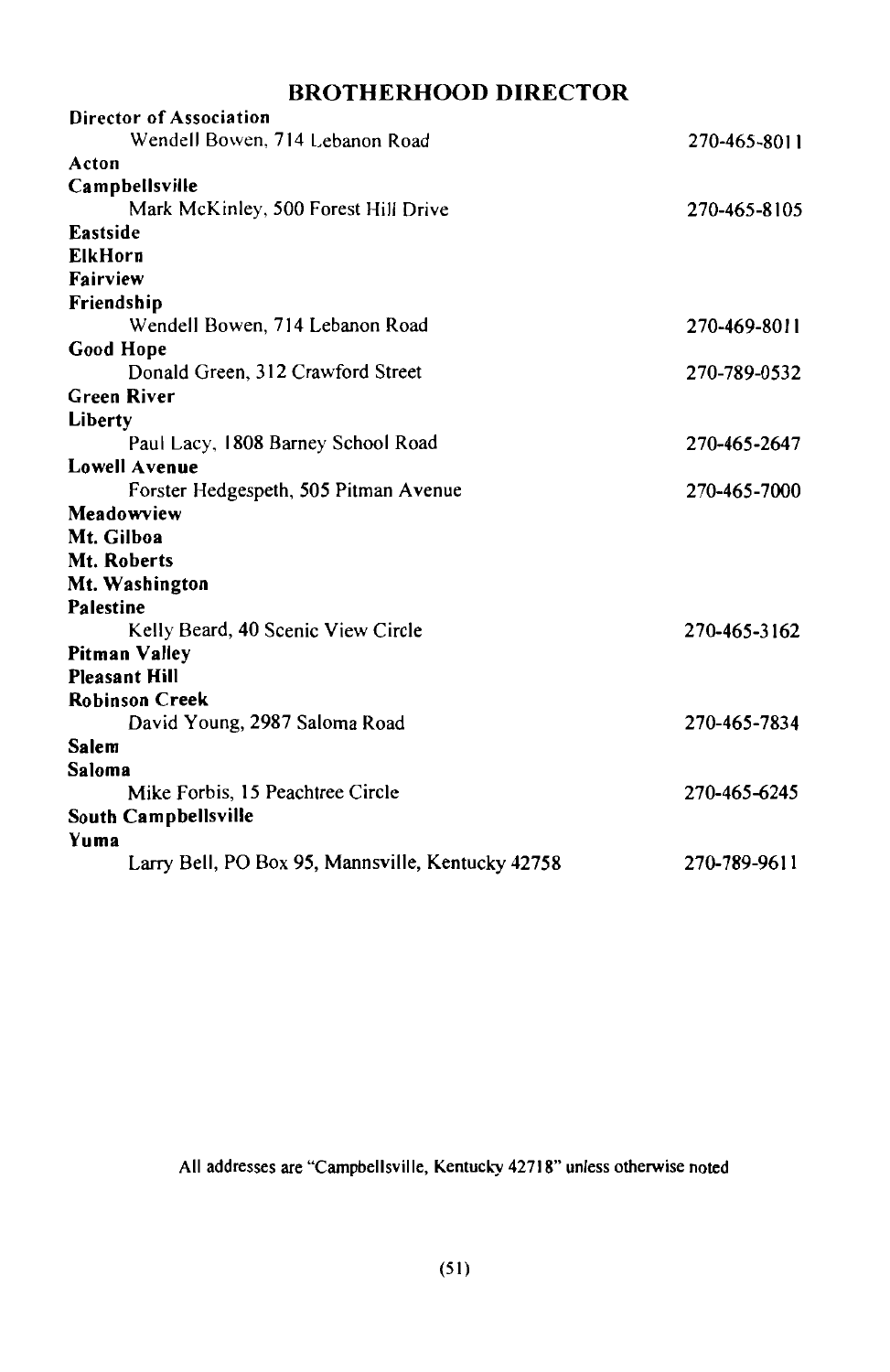## BROTHERHOOD DIRECTOR

**Director of Association**
Wendell Bowen, 714 Lebanon Road 270-465-8011

**Acton**

**Campbellsville**
Mark McKinley, 500 Forest Hill Drive 270-465-8105

**Eastside**

**ElkHorn**

**Fairview**

**Friendship**
Wendell Bowen, 714 Lebanon Road 270-469-8011

**Good Hope**
Donald Green, 312 Crawford Street 270-789-0532

**Green River**

**Liberty**
Paul Lacy, 1808 Barney School Road 270-465-2647

**Lowell Avenue**
Forster Hedgespeth, 505 Pitman Avenue 270-465-7000

**Meadowview**

**Mt. Gilboa**

**Mt. Roberts**

**Mt. Washington**

**Palestine**
Kelly Beard, 40 Scenic View Circle 270-465-3162

**Pitman Valley**

**Pleasant Hill**

**Robinson Creek**
David Young, 2987 Saloma Road 270-465-7834

**Salem**

**Saloma**
Mike Forbis, 15 Peachtree Circle 270-465-6245

**South Campbellsville**

**Yuma**
Larry Bell, PO Box 95, Mannsville, Kentucky 42758 270-789-9611

All addresses are "Campbellsville, Kentucky 42718" unless otherwise noted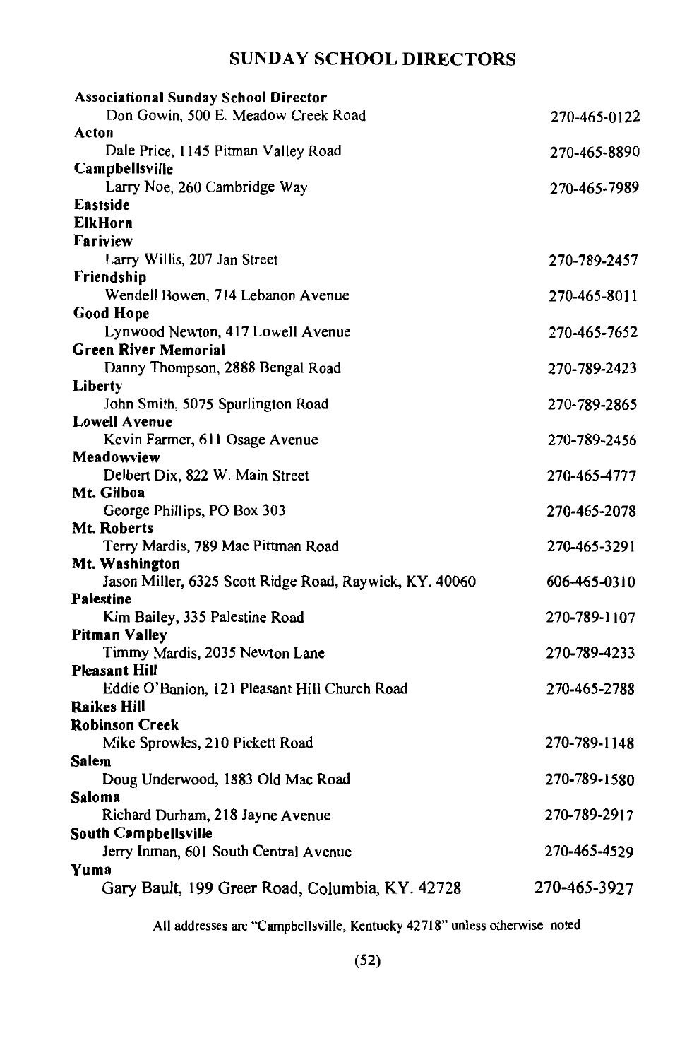# SUNDAY SCHOOL DIRECTORS

**Associational Sunday School Director**
Don Gowin, 500 E. Meadow Creek Road 270-465-0122

**Acton**
Dale Price, 1145 Pitman Valley Road 270-465-8890

**Campbellsville**
Larry Noe, 260 Cambridge Way 270-465-7989

**Eastside**

**ElkHorn**

**Fariview**
Larry Willis, 207 Jan Street 270-789-2457

**Friendship**
Wendell Bowen, 714 Lebanon Avenue 270-465-8011

**Good Hope**
Lynwood Newton, 417 Lowell Avenue 270-465-7652

**Green River Memorial**
Danny Thompson, 2888 Bengal Road 270-789-2423

**Liberty**
John Smith, 5075 Spurlington Road 270-789-2865

**Lowell Avenue**
Kevin Farmer, 611 Osage Avenue 270-789-2456

**Meadowview**
Delbert Dix, 822 W. Main Street 270-465-4777

**Mt. Gilboa**
George Phillips, PO Box 303 270-465-2078

**Mt. Roberts**
Terry Mardis, 789 Mac Pittman Road 270-465-3291

**Mt. Washington**
Jason Miller, 6325 Scott Ridge Road, Raywick, KY. 40060 606-465-0310

**Palestine**
Kim Bailey, 335 Palestine Road 270-789-1107

**Pitman Valley**
Timmy Mardis, 2035 Newton Lane 270-789-4233

**Pleasant Hill**
Eddie O'Banion, 121 Pleasant Hill Church Road 270-465-2788

**Raikes Hill**

**Robinson Creek**
Mike Sprowles, 210 Pickett Road 270-789-1148

**Salem**
Doug Underwood, 1883 Old Mac Road 270-789-1580

**Saloma**
Richard Durham, 218 Jayne Avenue 270-789-2917

**South Campbellsville**
Jerry Inman, 601 South Central Avenue 270-465-4529

**Yuma**
Gary Bault, 199 Greer Road, Columbia, KY. 42728 270-465-3927

All addresses are "Campbellsville, Kentucky 42718" unless otherwise noted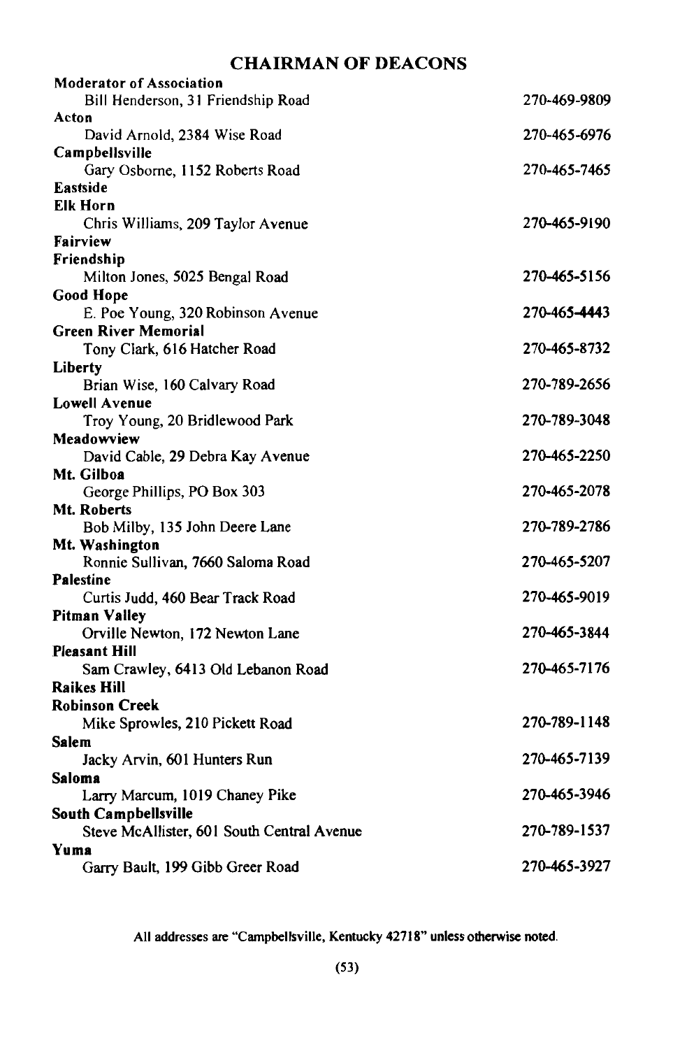## CHAIRMAN OF DEACONS

**Moderator of Association**
Bill Henderson, 31 Friendship Road — 270-469-9809

**Acton**
David Arnold, 2384 Wise Road — 270-465-6976

**Campbellsville**
Gary Osborne, 1152 Roberts Road — 270-465-7465

**Eastside**

**Elk Horn**
Chris Williams, 209 Taylor Avenue — 270-465-9190

**Fairview**

**Friendship**
Milton Jones, 5025 Bengal Road — 270-465-5156

**Good Hope**
E. Poe Young, 320 Robinson Avenue — 270-465-4443

**Green River Memorial**
Tony Clark, 616 Hatcher Road — 270-465-8732

**Liberty**
Brian Wise, 160 Calvary Road — 270-789-2656

**Lowell Avenue**
Troy Young, 20 Bridlewood Park — 270-789-3048

**Meadowview**
David Cable, 29 Debra Kay Avenue — 270-465-2250

**Mt. Gilboa**
George Phillips, PO Box 303 — 270-465-2078

**Mt. Roberts**
Bob Milby, 135 John Deere Lane — 270-789-2786

**Mt. Washington**
Ronnie Sullivan, 7660 Saloma Road — 270-465-5207

**Palestine**
Curtis Judd, 460 Bear Track Road — 270-465-9019

**Pitman Valley**
Orville Newton, 172 Newton Lane — 270-465-3844

**Pleasant Hill**
Sam Crawley, 6413 Old Lebanon Road — 270-465-7176

**Raikes Hill**

**Robinson Creek**
Mike Sprowles, 210 Pickett Road — 270-789-1148

**Salem**
Jacky Arvin, 601 Hunters Run — 270-465-7139

**Saloma**
Larry Marcum, 1019 Chaney Pike — 270-465-3946

**South Campbellsville**
Steve McAllister, 601 South Central Avenue — 270-789-1537

**Yuma**
Garry Bault, 199 Gibb Greer Road — 270-465-3927

All addresses are "Campbellsville, Kentucky 42718" unless otherwise noted.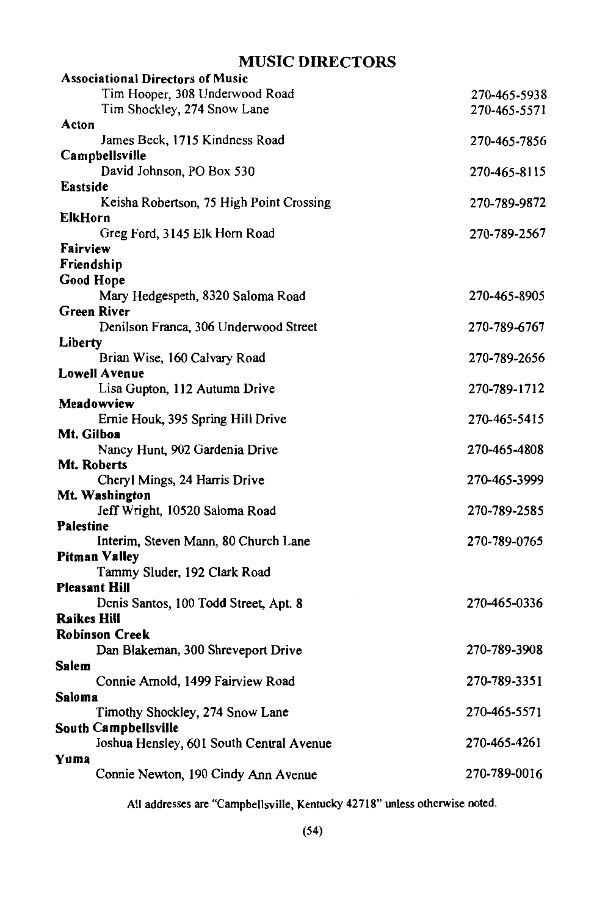# MUSIC DIRECTORS

**Associational Directors of Music**

Tim Hooper, 308 Underwood Road — 270-465-5938
Tim Shockley, 274 Snow Lane — 270-465-5571

**Acton**

James Beck, 1715 Kindness Road — 270-465-7856

**Campbellsville**

David Johnson, PO Box 530 — 270-465-8115

**Eastside**

Keisha Robertson, 75 High Point Crossing — 270-789-9872

**ElkHorn**

Greg Ford, 3145 Elk Horn Road — 270-789-2567

**Fairview**

**Friendship**

**Good Hope**

Mary Hedgespeth, 8320 Saloma Road — 270-465-8905

**Green River**

Denilson Franca, 306 Underwood Street — 270-789-6767

**Liberty**

Brian Wise, 160 Calvary Road — 270-789-2656

**Lowell Avenue**

Lisa Gupton, 112 Autumn Drive — 270-789-1712

**Meadowview**

Ernie Houk, 395 Spring Hill Drive — 270-465-5415

**Mt. Gilboa**

Nancy Hunt, 902 Gardenia Drive — 270-465-4808

**Mt. Roberts**

Cheryl Mings, 24 Harris Drive — 270-465-3999

**Mt. Washington**

Jeff Wright, 10520 Saloma Road — 270-789-2585

**Palestine**

Interim, Steven Mann, 80 Church Lane — 270-789-0765

**Pitman Valley**

Tammy Sluder, 192 Clark Road

**Pleasant Hill**

Denis Santos, 100 Todd Street, Apt. 8 — 270-465-0336

**Raikes Hill**

**Robinson Creek**

Dan Blakeman, 300 Shreveport Drive — 270-789-3908

**Salem**

Connie Arnold, 1499 Fairview Road — 270-789-3351

**Saloma**

Timothy Shockley, 274 Snow Lane — 270-465-5571

**South Campbellsville**

Joshua Hensley, 601 South Central Avenue — 270-465-4261

**Yuma**

Connie Newton, 190 Cindy Ann Avenue — 270-789-0016

All addresses are "Campbellsville, Kentucky 42718" unless otherwise noted.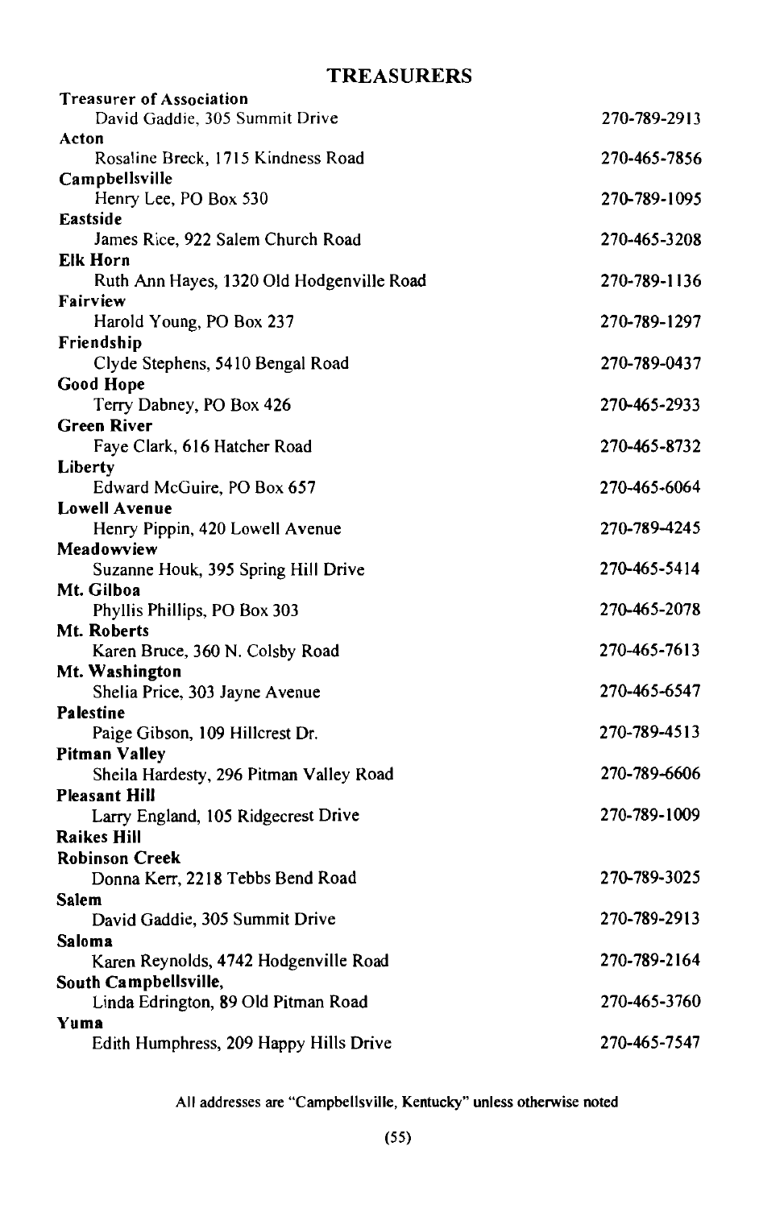## TREASURERS

**Treasurer of Association**
David Gaddie, 305 Summit Drive 270-789-2913

**Acton**
Rosaline Breck, 1715 Kindness Road 270-465-7856

**Campbellsville**
Henry Lee, PO Box 530 270-789-1095

**Eastside**
James Rice, 922 Salem Church Road 270-465-3208

**Elk Horn**
Ruth Ann Hayes, 1320 Old Hodgenville Road 270-789-1136

**Fairview**
Harold Young, PO Box 237 270-789-1297

**Friendship**
Clyde Stephens, 5410 Bengal Road 270-789-0437

**Good Hope**
Terry Dabney, PO Box 426 270-465-2933

**Green River**
Faye Clark, 616 Hatcher Road 270-465-8732

**Liberty**
Edward McGuire, PO Box 657 270-465-6064

**Lowell Avenue**
Henry Pippin, 420 Lowell Avenue 270-789-4245

**Meadowview**
Suzanne Houk, 395 Spring Hill Drive 270-465-5414

**Mt. Gilboa**
Phyllis Phillips, PO Box 303 270-465-2078

**Mt. Roberts**
Karen Bruce, 360 N. Colsby Road 270-465-7613

**Mt. Washington**
Shelia Price, 303 Jayne Avenue 270-465-6547

**Palestine**
Paige Gibson, 109 Hillcrest Dr. 270-789-4513

**Pitman Valley**
Sheila Hardesty, 296 Pitman Valley Road 270-789-6606

**Pleasant Hill**
Larry England, 105 Ridgecrest Drive 270-789-1009

**Raikes Hill**

**Robinson Creek**
Donna Kerr, 2218 Tebbs Bend Road 270-789-3025

**Salem**
David Gaddie, 305 Summit Drive 270-789-2913

**Saloma**
Karen Reynolds, 4742 Hodgenville Road 270-789-2164

**South Campbellsville,**
Linda Edrington, 89 Old Pitman Road 270-465-3760

**Yuma**
Edith Humphress, 209 Happy Hills Drive 270-465-7547

All addresses are "Campbellsville, Kentucky" unless otherwise noted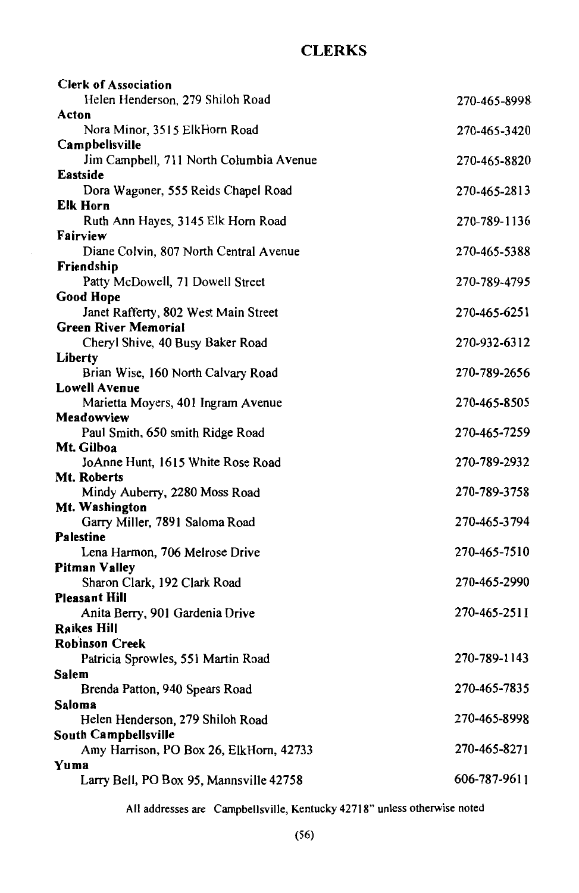# CLERKS

**Clerk of Association**
Helen Henderson, 279 Shiloh Road — 270-465-8998

**Acton**
Nora Minor, 3515 ElkHorn Road — 270-465-3420

**Campbellsville**
Jim Campbell, 711 North Columbia Avenue — 270-465-8820

**Eastside**
Dora Wagoner, 555 Reids Chapel Road — 270-465-2813

**Elk Horn**
Ruth Ann Hayes, 3145 Elk Horn Road — 270-789-1136

**Fairview**
Diane Colvin, 807 North Central Avenue — 270-465-5388

**Friendship**
Patty McDowell, 71 Dowell Street — 270-789-4795

**Good Hope**
Janet Rafferty, 802 West Main Street — 270-465-6251

**Green River Memorial**
Cheryl Shive, 40 Busy Baker Road — 270-932-6312

**Liberty**
Brian Wise, 160 North Calvary Road — 270-789-2656

**Lowell Avenue**
Marietta Moyers, 401 Ingram Avenue — 270-465-8505

**Meadowview**
Paul Smith, 650 smith Ridge Road — 270-465-7259

**Mt. Gilboa**
JoAnne Hunt, 1615 White Rose Road — 270-789-2932

**Mt. Roberts**
Mindy Auberry, 2280 Moss Road — 270-789-3758

**Mt. Washington**
Garry Miller, 7891 Saloma Road — 270-465-3794

**Palestine**
Lena Harmon, 706 Melrose Drive — 270-465-7510

**Pitman Valley**
Sharon Clark, 192 Clark Road — 270-465-2990

**Pleasant Hill**
Anita Berry, 901 Gardenia Drive — 270-465-2511

**Raikes Hill**

**Robinson Creek**
Patricia Sprowles, 551 Martin Road — 270-789-1143

**Salem**
Brenda Patton, 940 Spears Road — 270-465-7835

**Saloma**
Helen Henderson, 279 Shiloh Road — 270-465-8998

**South Campbellsville**
Amy Harrison, PO Box 26, ElkHorn, 42733 — 270-465-8271

**Yuma**
Larry Bell, PO Box 95, Mannsville 42758 — 606-787-9611

All addresses are Campbellsville, Kentucky 42718" unless otherwise noted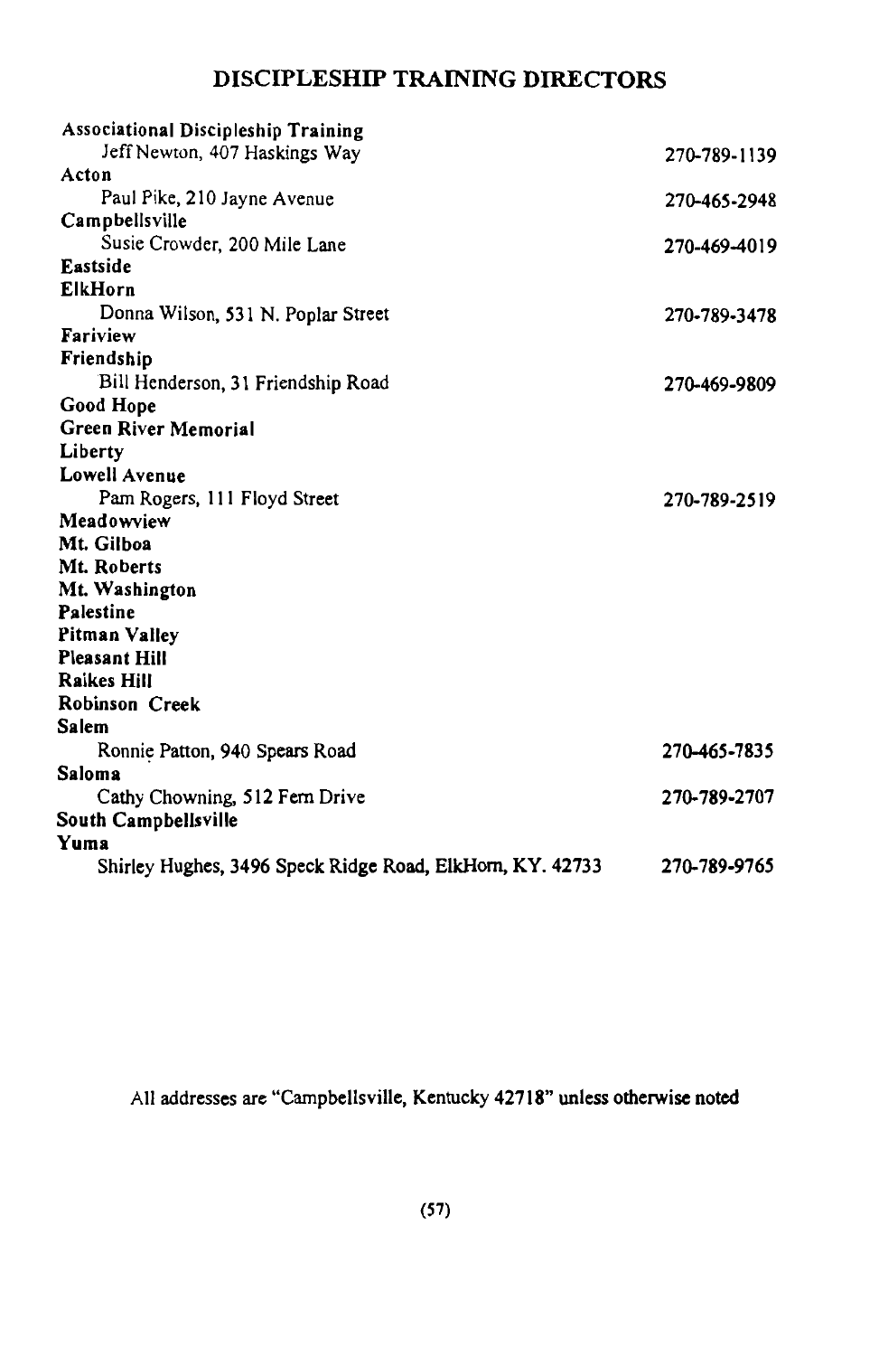# DISCIPLESHIP TRAINING DIRECTORS

**Associational Discipleship Training**
Jeff Newton, 407 Haskings Way — 270-789-1139

**Acton**
Paul Pike, 210 Jayne Avenue — 270-465-2948

**Campbellsville**
Susie Crowder, 200 Mile Lane — 270-469-4019

**Eastside**

**ElkHorn**
Donna Wilson, 531 N. Poplar Street — 270-789-3478

**Fariview**

**Friendship**
Bill Henderson, 31 Friendship Road — 270-469-9809

**Good Hope**

**Green River Memorial**

**Liberty**

**Lowell Avenue**
Pam Rogers, 111 Floyd Street — 270-789-2519

**Meadowview**

**Mt. Gilboa**

**Mt. Roberts**

**Mt. Washington**

**Palestine**

**Pitman Valley**

**Pleasant Hill**

**Raikes Hill**

**Robinson Creek**

**Salem**
Ronnie Patton, 940 Spears Road — 270-465-7835

**Saloma**
Cathy Chowning, 512 Fern Drive — 270-789-2707

**South Campbellsville**

**Yuma**
Shirley Hughes, 3496 Speck Ridge Road, ElkHorn, KY. 42733 — 270-789-9765

All addresses are "Campbellsville, Kentucky 42718" unless otherwise noted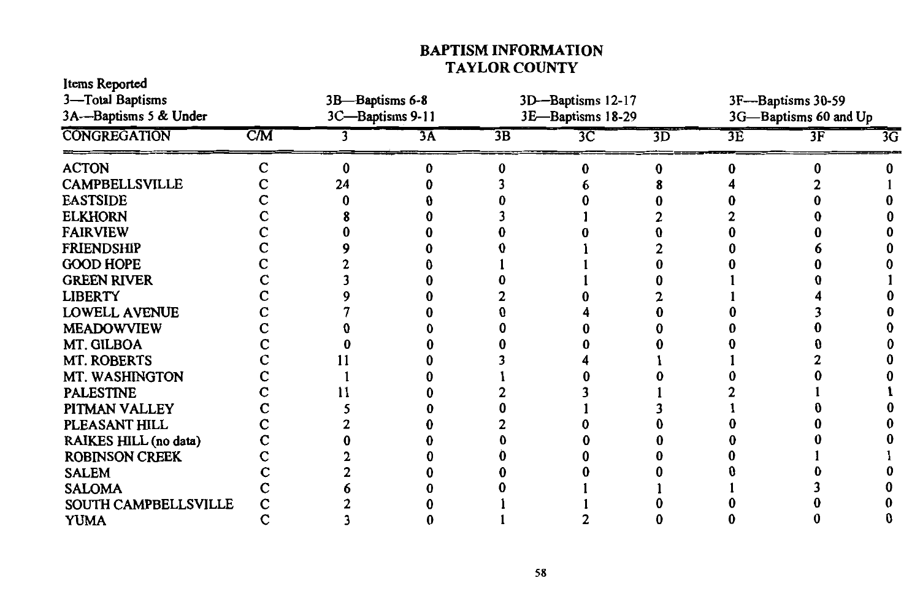# BAPTISM INFORMATION
## TAYLOR COUNTY

Items Reported
3—Total Baptisms
3A—Baptisms 5 & Under
3B—Baptisms 6-8
3C—Baptisms 9-11
3D—Baptisms 12-17
3E—Baptisms 18-29
3F—Baptisms 30-59
3G—Baptisms 60 and Up

| CONGREGATION | C/M | 3 | 3A | 3B | 3C | 3D | 3E | 3F | 3G |
|---|---|---|---|---|---|---|---|---|---|
| ACTON | C | 0 | 0 | 0 | 0 | 0 | 0 | 0 | 0 |
| CAMPBELLSVILLE | C | 24 | 0 | 3 | 6 | 8 | 4 | 2 | 1 |
| EASTSIDE | C | 0 | 0 | 0 | 0 | 0 | 0 | 0 | 0 |
| ELKHORN | C | 8 | 0 | 3 | 1 | 2 | 2 | 0 | 0 |
| FAIRVIEW | C | 0 | 0 | 0 | 0 | 0 | 0 | 0 | 0 |
| FRIENDSHIP | C | 9 | 0 | 0 | 1 | 2 | 0 | 6 | 0 |
| GOOD HOPE | C | 2 | 0 | 1 | 1 | 0 | 0 | 0 | 0 |
| GREEN RIVER | C | 3 | 0 | 0 | 1 | 0 | 1 | 0 | 1 |
| LIBERTY | C | 9 | 0 | 2 | 0 | 2 | 1 | 4 | 0 |
| LOWELL AVENUE | C | 7 | 0 | 0 | 4 | 0 | 0 | 3 | 0 |
| MEADOWVIEW | C | 0 | 0 | 0 | 0 | 0 | 0 | 0 | 0 |
| MT. GILBOA | C | 0 | 0 | 0 | 0 | 0 | 0 | 0 | 0 |
| MT. ROBERTS | C | 11 | 0 | 3 | 4 | 1 | 1 | 2 | 0 |
| MT. WASHINGTON | C | 1 | 0 | 1 | 0 | 0 | 0 | 0 | 0 |
| PALESTINE | C | 11 | 0 | 2 | 3 | 1 | 2 | 1 | 1 |
| PITMAN VALLEY | C | 5 | 0 | 0 | 1 | 3 | 1 | 0 | 0 |
| PLEASANT HILL | C | 2 | 0 | 2 | 0 | 0 | 0 | 0 | 0 |
| RAIKES HILL (no data) | C | 0 | 0 | 0 | 0 | 0 | 0 | 0 | 0 |
| ROBINSON CREEK | C | 2 | 0 | 0 | 0 | 0 | 0 | 1 | 1 |
| SALEM | C | 2 | 0 | 0 | 0 | 0 | 0 | 0 | 0 |
| SALOMA | C | 6 | 0 | 0 | 1 | 1 | 1 | 3 | 0 |
| SOUTH CAMPBELLSVILLE | C | 2 | 0 | 1 | 1 | 0 | 0 | 0 | 0 |
| YUMA | C | 3 | 0 | 1 | 2 | 0 | 0 | 0 | 0 |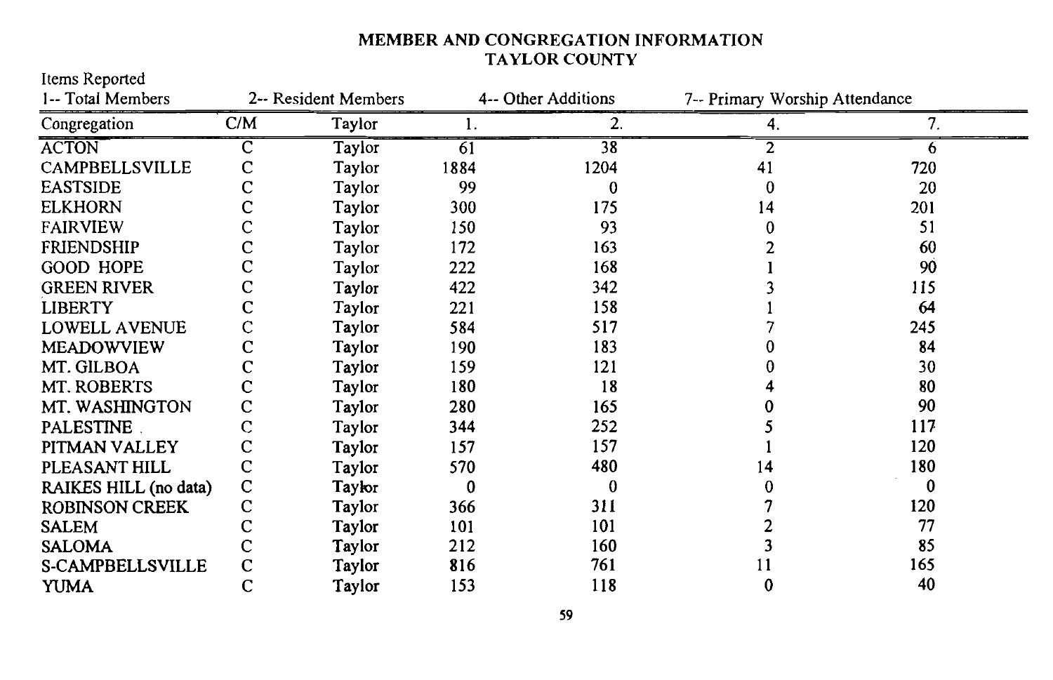# MEMBER AND CONGREGATION INFORMATION
# TAYLOR COUNTY

Items Reported

| 1-- Total Members | 2-- Resident Members | 4-- Other Additions | 7-- Primary Worship Attendance |
|---|---|---|---|

| Congregation | C/M | Taylor | 1. | 2. | 4. | 7. |
|---|---|---|---|---|---|---|
| ACTON | C | Taylor | 61 | 38 | 2 | 6 |
| CAMPBELLSVILLE | C | Taylor | 1884 | 1204 | 41 | 720 |
| EASTSIDE | C | Taylor | 99 | 0 | 0 | 20 |
| ELKHORN | C | Taylor | 300 | 175 | 14 | 201 |
| FAIRVIEW | C | Taylor | 150 | 93 | 0 | 51 |
| FRIENDSHIP | C | Taylor | 172 | 163 | 2 | 60 |
| GOOD HOPE | C | Taylor | 222 | 168 | 1 | 90 |
| GREEN RIVER | C | Taylor | 422 | 342 | 3 | 115 |
| LIBERTY | C | Taylor | 221 | 158 | 1 | 64 |
| LOWELL AVENUE | C | Taylor | 584 | 517 | 7 | 245 |
| MEADOWVIEW | C | Taylor | 190 | 183 | 0 | 84 |
| MT. GILBOA | C | Taylor | 159 | 121 | 0 | 30 |
| MT. ROBERTS | C | Taylor | 180 | 18 | 4 | 80 |
| MT. WASHINGTON | C | Taylor | 280 | 165 | 0 | 90 |
| PALESTINE | C | Taylor | 344 | 252 | 5 | 117 |
| PITMAN VALLEY | C | Taylor | 157 | 157 | 1 | 120 |
| PLEASANT HILL | C | Taylor | 570 | 480 | 14 | 180 |
| RAIKES HILL (no data) | C | Taylor | 0 | 0 | 0 | 0 |
| ROBINSON CREEK | C | Taylor | 366 | 311 | 7 | 120 |
| SALEM | C | Taylor | 101 | 101 | 2 | 77 |
| SALOMA | C | Taylor | 212 | 160 | 3 | 85 |
| S-CAMPBELLSVILLE | C | Taylor | 816 | 761 | 11 | 165 |
| YUMA | C | Taylor | 153 | 118 | 0 | 40 |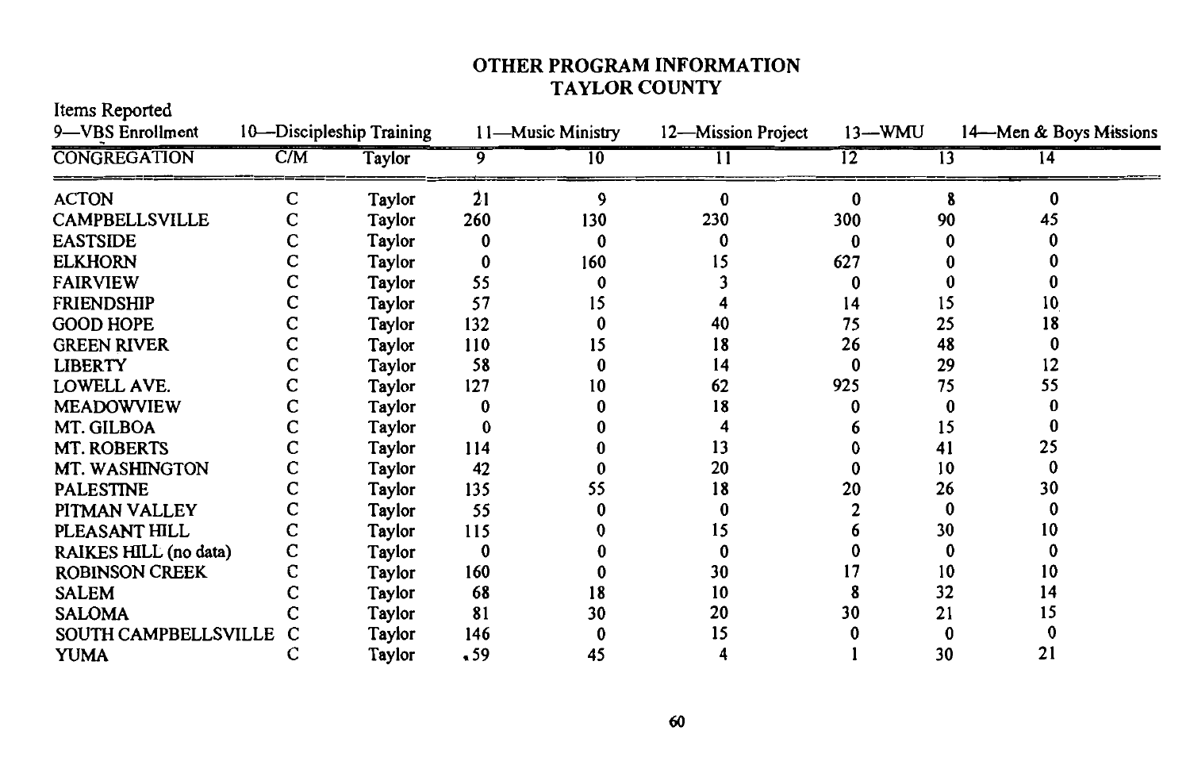# OTHER PROGRAM INFORMATION
# TAYLOR COUNTY

Items Reported
9—VBS Enrollment 10—Discipleship Training 11—Music Ministry 12—Mission Project 13—WMU 14—Men & Boys Missions

| CONGREGATION | C/M | Taylor | 9 | 10 | 11 | 12 | 13 | 14 |
|---|---|---|---|---|---|---|---|---|
| ACTON | C | Taylor | 21 | 9 | 0 | 0 | 8 | 0 |
| CAMPBELLSVILLE | C | Taylor | 260 | 130 | 230 | 300 | 90 | 45 |
| EASTSIDE | C | Taylor | 0 | 0 | 0 | 0 | 0 | 0 |
| ELKHORN | C | Taylor | 0 | 160 | 15 | 627 | 0 | 0 |
| FAIRVIEW | C | Taylor | 55 | 0 | 3 | 0 | 0 | 0 |
| FRIENDSHIP | C | Taylor | 57 | 15 | 4 | 14 | 15 | 10 |
| GOOD HOPE | C | Taylor | 132 | 0 | 40 | 75 | 25 | 18 |
| GREEN RIVER | C | Taylor | 110 | 15 | 18 | 26 | 48 | 0 |
| LIBERTY | C | Taylor | 58 | 0 | 14 | 0 | 29 | 12 |
| LOWELL AVE. | C | Taylor | 127 | 10 | 62 | 925 | 75 | 55 |
| MEADOWVIEW | C | Taylor | 0 | 0 | 18 | 0 | 0 | 0 |
| MT. GILBOA | C | Taylor | 0 | 0 | 4 | 6 | 15 | 0 |
| MT. ROBERTS | C | Taylor | 114 | 0 | 13 | 0 | 41 | 25 |
| MT. WASHINGTON | C | Taylor | 42 | 0 | 20 | 0 | 10 | 0 |
| PALESTINE | C | Taylor | 135 | 55 | 18 | 20 | 26 | 30 |
| PITMAN VALLEY | C | Taylor | 55 | 0 | 0 | 2 | 0 | 0 |
| PLEASANT HILL | C | Taylor | 115 | 0 | 15 | 6 | 30 | 10 |
| RAIKES HILL (no data) | C | Taylor | 0 | 0 | 0 | 0 | 0 | 0 |
| ROBINSON CREEK | C | Taylor | 160 | 0 | 30 | 17 | 10 | 10 |
| SALEM | C | Taylor | 68 | 18 | 10 | 8 | 32 | 14 |
| SALOMA | C | Taylor | 81 | 30 | 20 | 30 | 21 | 15 |
| SOUTH CAMPBELLSVILLE | C | Taylor | 146 | 0 | 15 | 0 | 0 | 0 |
| YUMA | C | Taylor | 59 | 45 | 4 | 1 | 30 | 21 |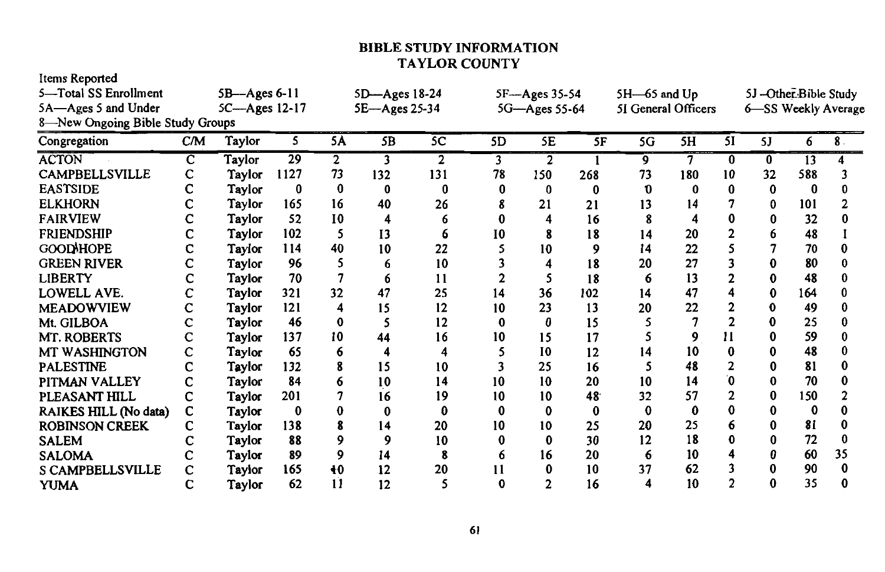# BIBLE STUDY INFORMATION
## TAYLOR COUNTY

Items Reported

5—Total SS Enrollment
5A—Ages 5 and Under
5B—Ages 6-11
5C—Ages 12-17
5D—Ages 18-24
5E—Ages 25-34
5F—Ages 35-54
5G—Ages 55-64
5H—65 and Up
5I General Officers
5J—Other Bible Study
6—SS Weekly Average
8—New Ongoing Bible Study Groups

| Congregation | C/M | Taylor | 5 | 5A | 5B | 5C | 5D | 5E | 5F | 5G | 5H | 5I | 5J | 6 | 8 |
|---|---|---|---|---|---|---|---|---|---|---|---|---|---|---|---|
| ACTON | C | Taylor | 29 | 2 | 3 | 2 | 3 | 2 | 1 | 9 | 7 | 0 | 0 | 13 | 4 |
| CAMPBELLSVILLE | C | Taylor | 1127 | 73 | 132 | 131 | 78 | 150 | 268 | 73 | 180 | 10 | 32 | 588 | 3 |
| EASTSIDE | C | Taylor | 0 | 0 | 0 | 0 | 0 | 0 | 0 | 0 | 0 | 0 | 0 | 0 | 0 |
| ELKHORN | C | Taylor | 165 | 16 | 40 | 26 | 8 | 21 | 21 | 13 | 14 | 7 | 0 | 101 | 2 |
| FAIRVIEW | C | Taylor | 52 | 10 | 4 | 6 | 0 | 4 | 16 | 8 | 4 | 0 | 0 | 32 | 0 |
| FRIENDSHIP | C | Taylor | 102 | 5 | 13 | 6 | 10 | 8 | 18 | 14 | 20 | 2 | 6 | 48 | 1 |
| GOODHOPE | C | Taylor | 114 | 40 | 10 | 22 | 5 | 10 | 9 | 14 | 22 | 5 | 7 | 70 | 0 |
| GREEN RIVER | C | Taylor | 96 | 5 | 6 | 10 | 3 | 4 | 18 | 20 | 27 | 3 | 0 | 80 | 0 |
| LIBERTY | C | Taylor | 70 | 7 | 6 | 11 | 2 | 5 | 18 | 6 | 13 | 2 | 0 | 48 | 0 |
| LOWELL AVE. | C | Taylor | 321 | 32 | 47 | 25 | 14 | 36 | 102 | 14 | 47 | 4 | 0 | 164 | 0 |
| MEADOWVIEW | C | Taylor | 121 | 4 | 15 | 12 | 10 | 23 | 13 | 20 | 22 | 2 | 0 | 49 | 0 |
| Mt. GILBOA | C | Taylor | 46 | 0 | 5 | 12 | 0 | 0 | 15 | 5 | 7 | 2 | 0 | 25 | 0 |
| MT. ROBERTS | C | Taylor | 137 | 10 | 44 | 16 | 10 | 15 | 17 | 5 | 9 | 11 | 0 | 59 | 0 |
| MT WASHINGTON | C | Taylor | 65 | 6 | 4 | 4 | 5 | 10 | 12 | 14 | 10 | 0 | 0 | 48 | 0 |
| PALESTINE | C | Taylor | 132 | 8 | 15 | 10 | 3 | 25 | 16 | 5 | 48 | 2 | 0 | 81 | 0 |
| PITMAN VALLEY | C | Taylor | 84 | 6 | 10 | 14 | 10 | 10 | 20 | 10 | 14 | 0 | 0 | 70 | 0 |
| PLEASANT HILL | C | Taylor | 201 | 7 | 16 | 19 | 10 | 10 | 48 | 32 | 57 | 2 | 0 | 150 | 2 |
| RAIKES HILL (No data) | C | Taylor | 0 | 0 | 0 | 0 | 0 | 0 | 0 | 0 | 0 | 0 | 0 | 0 | 0 |
| ROBINSON CREEK | C | Taylor | 138 | 8 | 14 | 20 | 10 | 10 | 25 | 20 | 25 | 6 | 0 | 81 | 0 |
| SALEM | C | Taylor | 88 | 9 | 9 | 10 | 0 | 0 | 30 | 12 | 18 | 0 | 0 | 72 | 0 |
| SALOMA | C | Taylor | 89 | 9 | 14 | 8 | 6 | 16 | 20 | 6 | 10 | 4 | 0 | 60 | 35 |
| S CAMPBELLSVILLE | C | Taylor | 165 | 10 | 12 | 20 | 11 | 0 | 10 | 37 | 62 | 3 | 0 | 90 | 0 |
| YUMA | C | Taylor | 62 | 11 | 12 | 5 | 0 | 2 | 16 | 4 | 10 | 2 | 0 | 35 | 0 |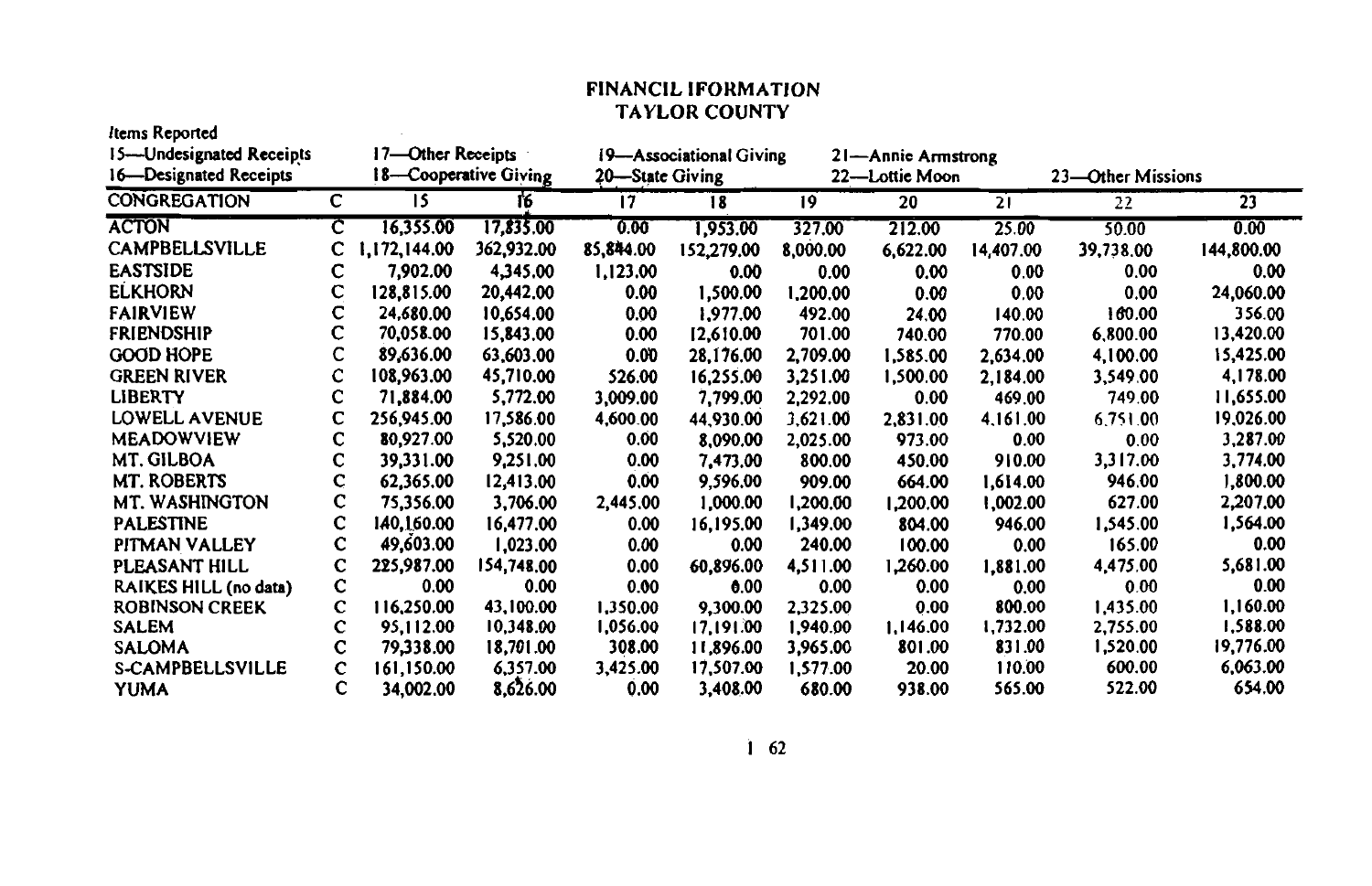# FINANCIL IFORMATION
## TAYLOR COUNTY

*Items Reported*

15—Undesignated Receipts
16—Designated Receipts
17—Other Receipts
18—Cooperative Giving
19—Associational Giving
20—State Giving
21—Annie Armstrong
22—Lottie Moon
23—Other Missions

| CONGREGATION | C | 15 | 16 | 17 | 18 | 19 | 20 | 21 | 22 | 23 |
|---|---|---|---|---|---|---|---|---|---|---|
| ACTON | C | 16,355.00 | 17,835.00 | 0.00 | 1,953.00 | 327.00 | 212.00 | 25.00 | 50.00 | 0.00 |
| CAMPBELLSVILLE | C | 1,172,144.00 | 362,932.00 | 85,844.00 | 152,279.00 | 8,000.00 | 6,622.00 | 14,407.00 | 39,738.00 | 144,800.00 |
| EASTSIDE | C | 7,902.00 | 4,345.00 | 1,123.00 | 0.00 | 0.00 | 0.00 | 0.00 | 0.00 | 0.00 |
| ELKHORN | C | 128,815.00 | 20,442.00 | 0.00 | 1,500.00 | 1,200.00 | 0.00 | 0.00 | 0.00 | 24,060.00 |
| FAIRVIEW | C | 24,680.00 | 10,654.00 | 0.00 | 1,977.00 | 492.00 | 24.00 | 140.00 | 160.00 | 356.00 |
| FRIENDSHIP | C | 70,058.00 | 15,843.00 | 0.00 | 12,610.00 | 701.00 | 740.00 | 770.00 | 6,800.00 | 13,420.00 |
| GOOD HOPE | C | 89,636.00 | 63,603.00 | 0.00 | 28,176.00 | 2,709.00 | 1,585.00 | 2,634.00 | 4,100.00 | 15,425.00 |
| GREEN RIVER | C | 108,963.00 | 45,710.00 | 526.00 | 16,255.00 | 3,251.00 | 1,500.00 | 2,184.00 | 3,549.00 | 4,178.00 |
| LIBERTY | C | 71,884.00 | 5,772.00 | 3,009.00 | 7,799.00 | 2,292.00 | 0.00 | 469.00 | 749.00 | 11,655.00 |
| LOWELL AVENUE | C | 256,945.00 | 17,586.00 | 4,600.00 | 44,930.00 | 3,621.00 | 2,831.00 | 4,161.00 | 6,751.00 | 19,026.00 |
| MEADOWVIEW | C | 80,927.00 | 5,520.00 | 0.00 | 8,090.00 | 2,025.00 | 973.00 | 0.00 | 0.00 | 3,287.00 |
| MT. GILBOA | C | 39,331.00 | 9,251.00 | 0.00 | 7,473.00 | 800.00 | 450.00 | 910.00 | 3,317.00 | 3,774.00 |
| MT. ROBERTS | C | 62,365.00 | 12,413.00 | 0.00 | 9,596.00 | 909.00 | 664.00 | 1,614.00 | 946.00 | 1,800.00 |
| MT. WASHINGTON | C | 75,356.00 | 3,706.00 | 2,445.00 | 1,000.00 | 1,200.00 | 1,200.00 | 1,002.00 | 627.00 | 2,207.00 |
| PALESTINE | C | 140,160.00 | 16,477.00 | 0.00 | 16,195.00 | 1,349.00 | 804.00 | 946.00 | 1,545.00 | 1,564.00 |
| PITMAN VALLEY | C | 49,603.00 | 1,023.00 | 0.00 | 0.00 | 240.00 | 100.00 | 0.00 | 165.00 | 0.00 |
| PLEASANT HILL | C | 225,987.00 | 154,748.00 | 0.00 | 60,896.00 | 4,511.00 | 1,260.00 | 1,881.00 | 4,475.00 | 5,681.00 |
| RAIKES HILL (no data) | C | 0.00 | 0.00 | 0.00 | 0.00 | 0.00 | 0.00 | 0.00 | 0.00 | 0.00 |
| ROBINSON CREEK | C | 116,250.00 | 43,100.00 | 1,350.00 | 9,300.00 | 2,325.00 | 0.00 | 800.00 | 1,435.00 | 1,160.00 |
| SALEM | C | 95,112.00 | 10,348.00 | 1,056.00 | 17,191.00 | 1,940.00 | 1,146.00 | 1,732.00 | 2,755.00 | 1,588.00 |
| SALOMA | C | 79,338.00 | 18,701.00 | 308.00 | 11,896.00 | 3,965.00 | 801.00 | 831.00 | 1,520.00 | 19,776.00 |
| S-CAMPBELLSVILLE | C | 161,150.00 | 6,357.00 | 3,425.00 | 17,507.00 | 1,577.00 | 20.00 | 110.00 | 600.00 | 6,063.00 |
| YUMA | C | 34,002.00 | 8,626.00 | 0.00 | 3,408.00 | 680.00 | 938.00 | 565.00 | 522.00 | 654.00 |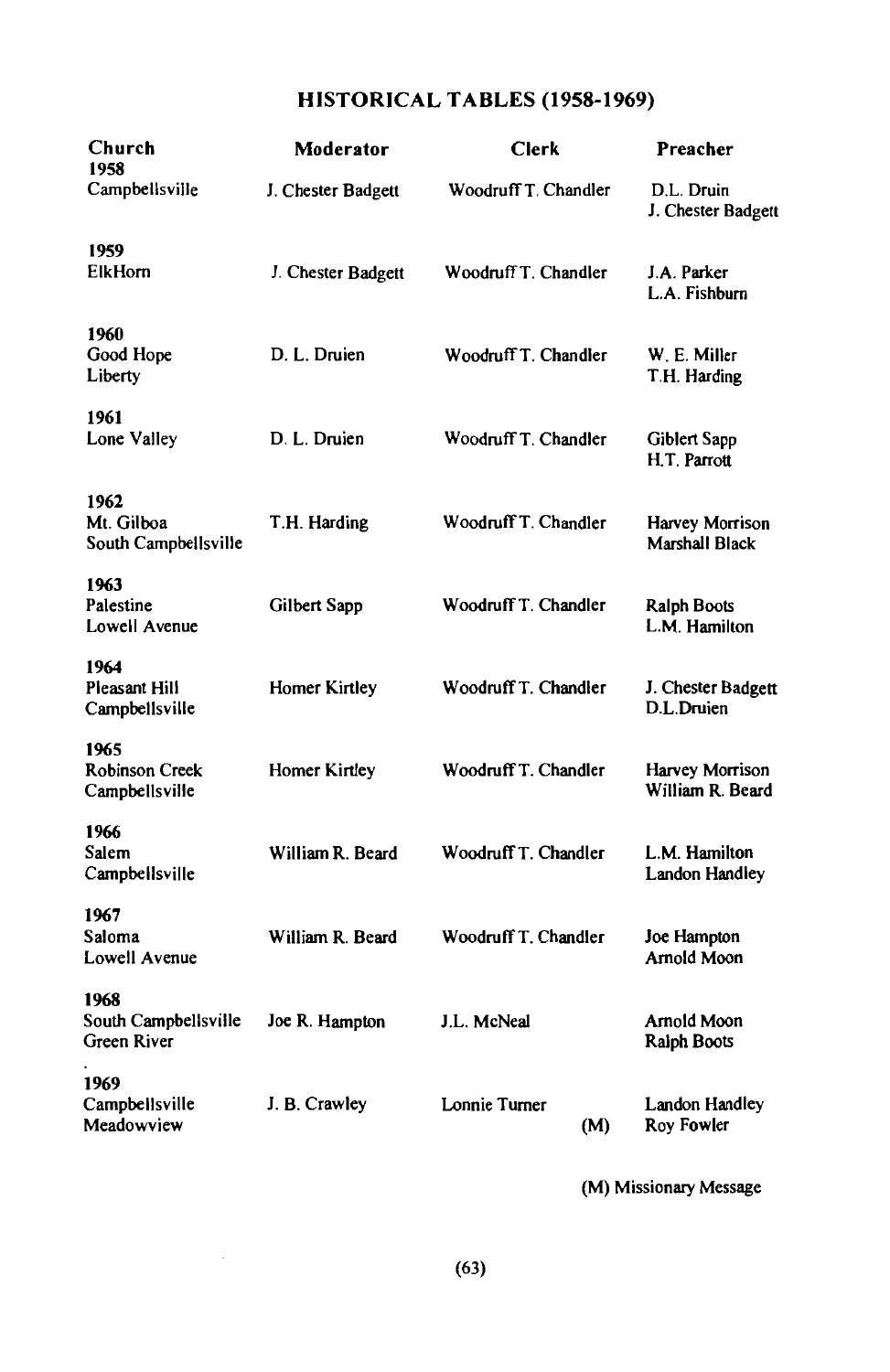## HISTORICAL TABLES (1958-1969)

| Church | Moderator | Clerk | Preacher |
|---|---|---|---|
| **1958** | | | |
| Campbellsville | J. Chester Badgett | Woodruff T. Chandler | D.L. Druin<br>J. Chester Badgett |
| **1959** | | | |
| ElkHorn | J. Chester Badgett | Woodruff T. Chandler | J.A. Parker<br>L.A. Fishburn |
| **1960** | | | |
| Good Hope<br>Liberty | D. L. Druien | Woodruff T. Chandler | W. E. Miller<br>T.H. Harding |
| **1961** | | | |
| Lone Valley | D. L. Druien | Woodruff T. Chandler | Giblert Sapp<br>H.T. Parrott |
| **1962** | | | |
| Mt. Gilboa<br>South Campbellsville | T.H. Harding | Woodruff T. Chandler | Harvey Morrison<br>Marshall Black |
| **1963** | | | |
| Palestine<br>Lowell Avenue | Gilbert Sapp | Woodruff T. Chandler | Ralph Boots<br>L.M. Hamilton |
| **1964** | | | |
| Pleasant Hill<br>Campbellsville | Homer Kirtley | Woodruff T. Chandler | J. Chester Badgett<br>D.L.Druien |
| **1965** | | | |
| Robinson Creek<br>Campbellsville | Homer Kirtley | Woodruff T. Chandler | Harvey Morrison<br>William R. Beard |
| **1966** | | | |
| Salem<br>Campbellsville | William R. Beard | Woodruff T. Chandler | L.M. Hamilton<br>Landon Handley |
| **1967** | | | |
| Saloma<br>Lowell Avenue | William R. Beard | Woodruff T. Chandler | Joe Hampton<br>Arnold Moon |
| **1968** | | | |
| South Campbellsville<br>Green River | Joe R. Hampton | J.L. McNeal | Arnold Moon<br>Ralph Boots |
| **1969** | | | |
| Campbellsville<br>Meadowview | J. B. Crawley | Lonnie Turner<br>(M) | Landon Handley<br>Roy Fowler |

(M) Missionary Message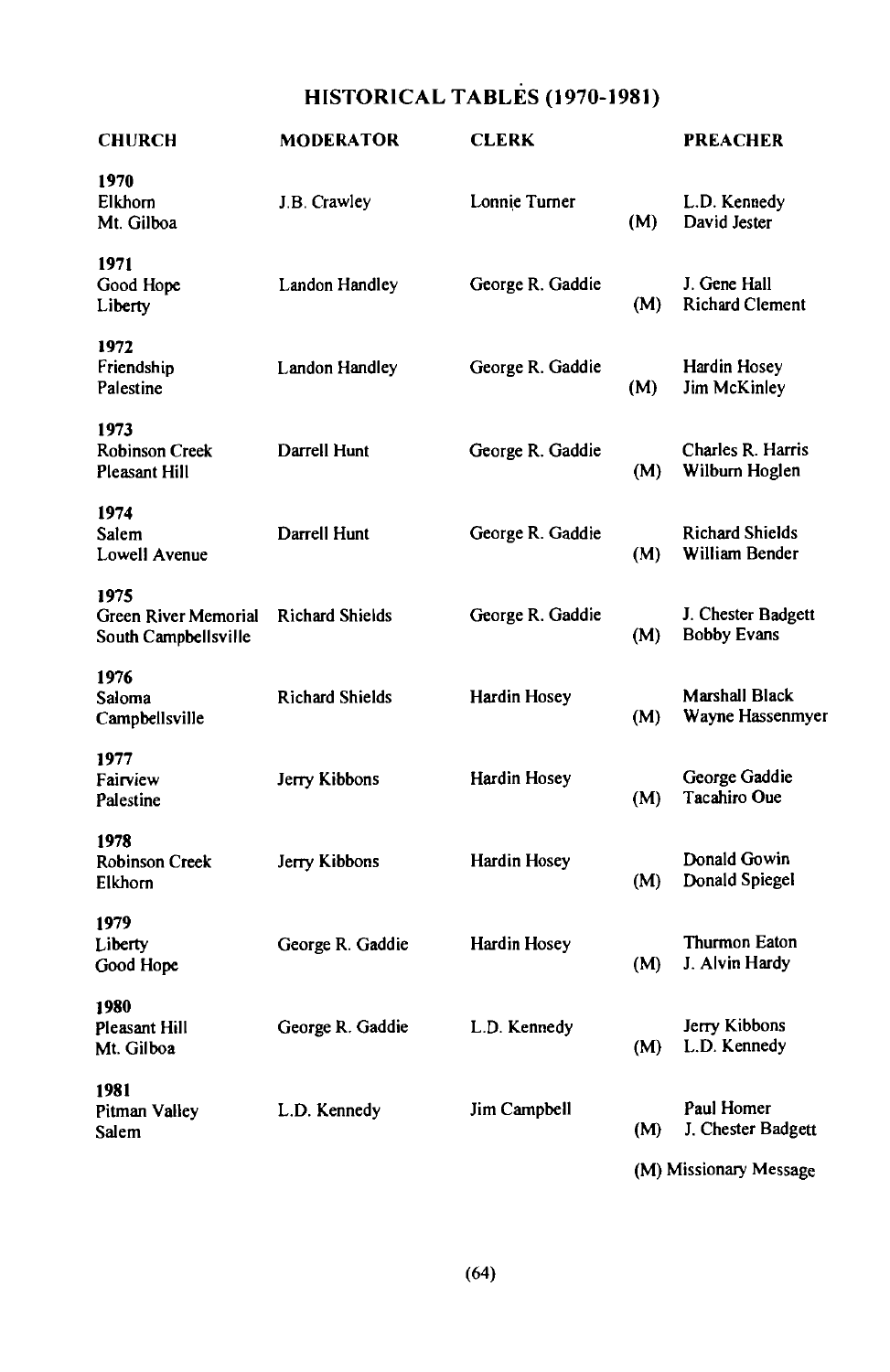## HISTORICAL TABLES (1970-1981)

| CHURCH | MODERATOR | CLERK | | PREACHER |
|---|---|---|---|---|
| **1970** | | | | |
| Elkhorn | J.B. Crawley | Lonnie Turner | | L.D. Kennedy |
| Mt. Gilboa | | | (M) | David Jester |
| **1971** | | | | |
| Good Hope | Landon Handley | George R. Gaddie | | J. Gene Hall |
| Liberty | | | (M) | Richard Clement |
| **1972** | | | | |
| Friendship | Landon Handley | George R. Gaddie | | Hardin Hosey |
| Palestine | | | (M) | Jim McKinley |
| **1973** | | | | |
| Robinson Creek | Darrell Hunt | George R. Gaddie | | Charles R. Harris |
| Pleasant Hill | | | (M) | Wilburn Hoglen |
| **1974** | | | | |
| Salem | Darrell Hunt | George R. Gaddie | | Richard Shields |
| Lowell Avenue | | | (M) | William Bender |
| **1975** | | | | |
| Green River Memorial | Richard Shields | George R. Gaddie | | J. Chester Badgett |
| South Campbellsville | | | (M) | Bobby Evans |
| **1976** | | | | |
| Saloma | Richard Shields | Hardin Hosey | | Marshall Black |
| Campbellsville | | | (M) | Wayne Hassenmyer |
| **1977** | | | | |
| Fairview | Jerry Kibbons | Hardin Hosey | | George Gaddie |
| Palestine | | | (M) | Tacahiro Oue |
| **1978** | | | | |
| Robinson Creek | Jerry Kibbons | Hardin Hosey | | Donald Gowin |
| Elkhorn | | | (M) | Donald Spiegel |
| **1979** | | | | |
| Liberty | George R. Gaddie | Hardin Hosey | | Thurmon Eaton |
| Good Hope | | | (M) | J. Alvin Hardy |
| **1980** | | | | |
| Pleasant Hill | George R. Gaddie | L.D. Kennedy | | Jerry Kibbons |
| Mt. Gilboa | | | (M) | L.D. Kennedy |
| **1981** | | | | |
| Pitman Valley | L.D. Kennedy | Jim Campbell | | Paul Homer |
| Salem | | | (M) | J. Chester Badgett |

(M) Missionary Message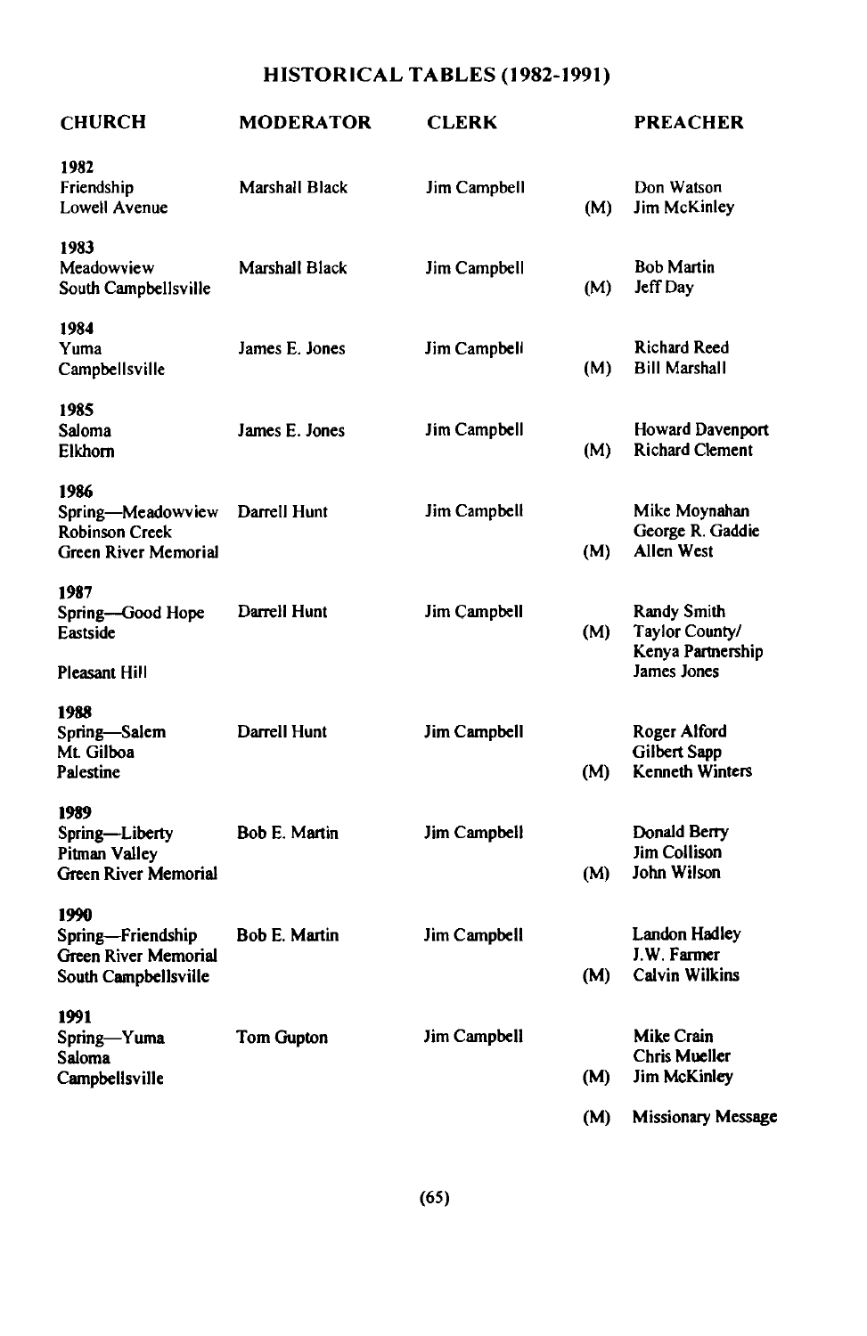## HISTORICAL TABLES (1982-1991)

| CHURCH | MODERATOR | CLERK | | PREACHER |
|---|---|---|---|---|
| **1982** | | | | |
| Friendship | Marshall Black | Jim Campbell | | Don Watson |
| Lowell Avenue | | | (M) | Jim McKinley |
| **1983** | | | | |
| Meadowview | Marshall Black | Jim Campbell | | Bob Martin |
| South Campbellsville | | | (M) | Jeff Day |
| **1984** | | | | |
| Yuma | James E. Jones | Jim Campbell | | Richard Reed |
| Campbellsville | | | (M) | Bill Marshall |
| **1985** | | | | |
| Saloma | James E. Jones | Jim Campbell | | Howard Davenport |
| Elkhorn | | | (M) | Richard Clement |
| **1986** | | | | |
| Spring—Meadowview | Darrell Hunt | Jim Campbell | | Mike Moynahan |
| Robinson Creek | | | | George R. Gaddie |
| Green River Memorial | | | (M) | Allen West |
| **1987** | | | | |
| Spring—Good Hope | Darrell Hunt | Jim Campbell | | Randy Smith |
| Eastside | | | (M) | Taylor County/ Kenya Partnership |
| Pleasant Hill | | | | James Jones |
| **1988** | | | | |
| Spring—Salem | Darrell Hunt | Jim Campbell | | Roger Alford |
| Mt. Gilboa | | | | Gilbert Sapp |
| Palestine | | | (M) | Kenneth Winters |
| **1989** | | | | |
| Spring—Liberty | Bob E. Martin | Jim Campbell | | Donald Berry |
| Pitman Valley | | | | Jim Collison |
| Green River Memorial | | | (M) | John Wilson |
| **1990** | | | | |
| Spring—Friendship | Bob E. Martin | Jim Campbell | | Landon Hadley |
| Green River Memorial | | | | J.W. Farmer |
| South Campbellsville | | | (M) | Calvin Wilkins |
| **1991** | | | | |
| Spring—Yuma | Tom Gupton | Jim Campbell | | Mike Crain |
| Saloma | | | | Chris Mueller |
| Campbellsville | | | (M) | Jim McKinley |

(M) Missionary Message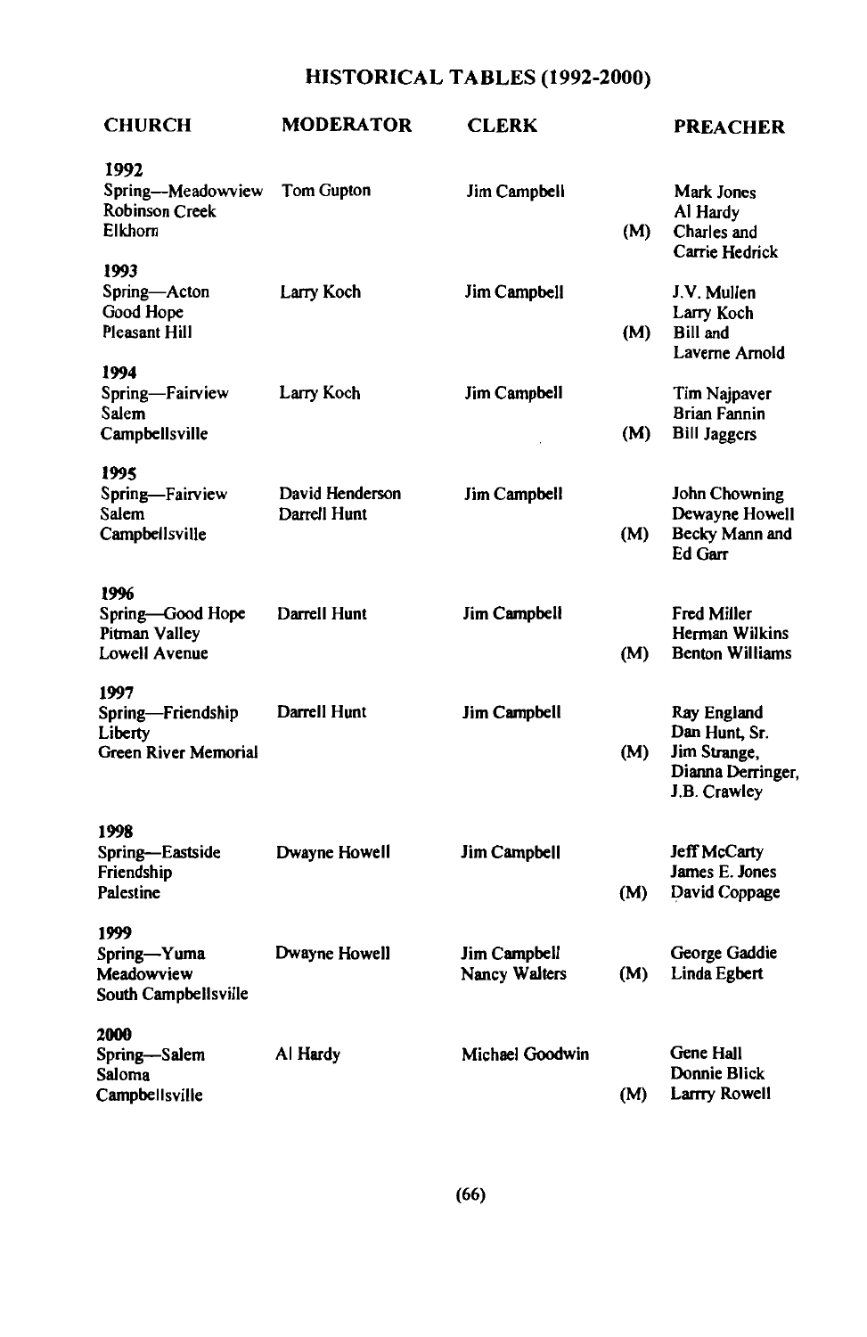# HISTORICAL TABLES (1992-2000)

| CHURCH | MODERATOR | CLERK | | PREACHER |
|---|---|---|---|---|
| **1992** | | | | |
| Spring—Meadowview | Tom Gupton | Jim Campbell | | Mark Jones |
| Robinson Creek | | | | Al Hardy |
| Elkhorn | | | (M) | Charles and Carrie Hedrick |
| **1993** | | | | |
| Spring—Acton | Larry Koch | Jim Campbell | | J.V. Mullen |
| Good Hope | | | | Larry Koch |
| Pleasant Hill | | | (M) | Bill and Laverne Arnold |
| **1994** | | | | |
| Spring—Fairview | Larry Koch | Jim Campbell | | Tim Najpaver |
| Salem | | | | Brian Fannin |
| Campbellsville | | | (M) | Bill Jaggers |
| **1995** | | | | |
| Spring—Fairview | David Henderson | Jim Campbell | | John Chowning |
| Salem | Darrell Hunt | | | Dewayne Howell |
| Campbellsville | | | (M) | Becky Mann and Ed Garr |
| **1996** | | | | |
| Spring—Good Hope | Darrell Hunt | Jim Campbell | | Fred Miller |
| Pitman Valley | | | | Herman Wilkins |
| Lowell Avenue | | | (M) | Benton Williams |
| **1997** | | | | |
| Spring—Friendship | Darrell Hunt | Jim Campbell | | Ray England |
| Liberty | | | | Dan Hunt, Sr. |
| Green River Memorial | | | (M) | Jim Strange, Dianna Derringer, J.B. Crawley |
| **1998** | | | | |
| Spring—Eastside | Dwayne Howell | Jim Campbell | | Jeff McCarty |
| Friendship | | | | James E. Jones |
| Palestine | | | (M) | David Coppage |
| **1999** | | | | |
| Spring—Yuma | Dwayne Howell | Jim Campbell | | George Gaddie |
| Meadowview | | Nancy Walters | (M) | Linda Egbert |
| South Campbellsville | | | | |
| **2000** | | | | |
| Spring—Salem | Al Hardy | Michael Goodwin | | Gene Hall |
| Saloma | | | | Donnie Blick |
| Campbellsville | | | (M) | Larrry Rowell |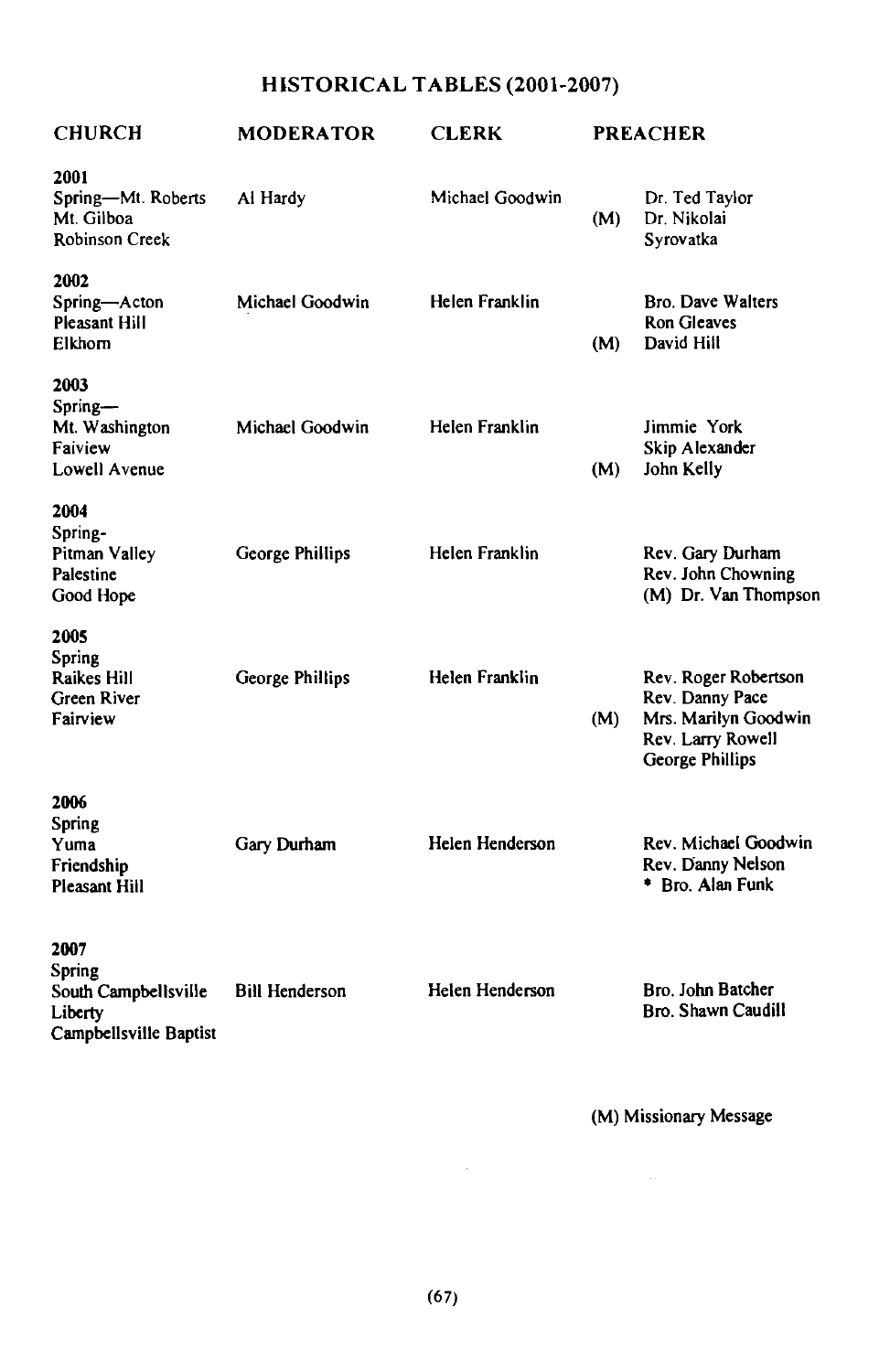## HISTORICAL TABLES (2001-2007)

| CHURCH | MODERATOR | CLERK | PREACHER |
|---|---|---|---|
| **2001** | | | |
| Spring—Mt. Roberts | Al Hardy | Michael Goodwin | Dr. Ted Taylor |
| Mt. Gilboa | | | (M) Dr. Nikolai Syrovatka |
| Robinson Creek | | | |
| **2002** | | | |
| Spring—Acton | Michael Goodwin | Helen Franklin | Bro. Dave Walters |
| Pleasant Hill | | | Ron Gleaves |
| Elkhorn | | | (M) David Hill |
| **2003** | | | |
| Spring—Mt. Washington | Michael Goodwin | Helen Franklin | Jimmie York |
| Faiview | | | Skip Alexander |
| Lowell Avenue | | | (M) John Kelly |
| **2004** | | | |
| Spring-Pitman Valley | George Phillips | Helen Franklin | Rev. Gary Durham |
| Palestine | | | Rev. John Chowning |
| Good Hope | | | (M) Dr. Van Thompson |
| **2005** | | | |
| Spring Raikes Hill | George Phillips | Helen Franklin | Rev. Roger Robertson |
| Green River | | | Rev. Danny Pace |
| Fairview | | | (M) Mrs. Marilyn Goodwin |
| | | | Rev. Larry Rowell |
| | | | George Phillips |
| **2006** | | | |
| Spring Yuma | Gary Durham | Helen Henderson | Rev. Michael Goodwin |
| Friendship | | | Rev. Danny Nelson |
| Pleasant Hill | | | * Bro. Alan Funk |
| **2007** | | | |
| Spring South Campbellsville | Bill Henderson | Helen Henderson | Bro. John Batcher |
| Liberty | | | Bro. Shawn Caudill |
| Campbellsville Baptist | | | |

(M) Missionary Message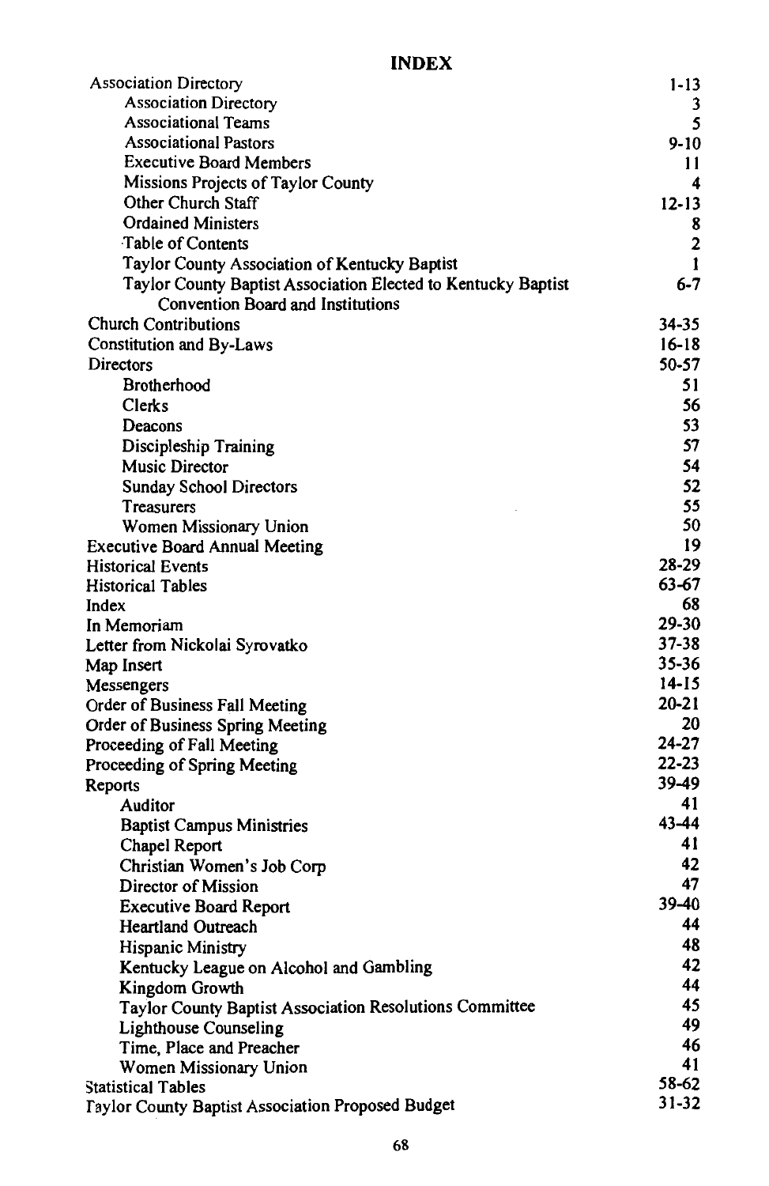# INDEX

| | |
|---|---|
| Association Directory | 1-13 |
| Association Directory | 3 |
| Associational Teams | 5 |
| Associational Pastors | 9-10 |
| Executive Board Members | 11 |
| Missions Projects of Taylor County | 4 |
| Other Church Staff | 12-13 |
| Ordained Ministers | 8 |
| Table of Contents | 2 |
| Taylor County Association of Kentucky Baptist | 1 |
| Taylor County Baptist Association Elected to Kentucky Baptist Convention Board and Institutions | 6-7 |
| Church Contributions | 34-35 |
| Constitution and By-Laws | 16-18 |
| Directors | 50-57 |
| Brotherhood | 51 |
| Clerks | 56 |
| Deacons | 53 |
| Discipleship Training | 57 |
| Music Director | 54 |
| Sunday School Directors | 52 |
| Treasurers | 55 |
| Women Missionary Union | 50 |
| Executive Board Annual Meeting | 19 |
| Historical Events | 28-29 |
| Historical Tables | 63-67 |
| Index | 68 |
| In Memoriam | 29-30 |
| Letter from Nickolai Syrovatko | 37-38 |
| Map Insert | 35-36 |
| Messengers | 14-15 |
| Order of Business Fall Meeting | 20-21 |
| Order of Business Spring Meeting | 20 |
| Proceeding of Fall Meeting | 24-27 |
| Proceeding of Spring Meeting | 22-23 |
| Reports | 39-49 |
| Auditor | 41 |
| Baptist Campus Ministries | 43-44 |
| Chapel Report | 41 |
| Christian Women's Job Corp | 42 |
| Director of Mission | 47 |
| Executive Board Report | 39-40 |
| Heartland Outreach | 44 |
| Hispanic Ministry | 48 |
| Kentucky League on Alcohol and Gambling | 42 |
| Kingdom Growth | 44 |
| Taylor County Baptist Association Resolutions Committee | 45 |
| Lighthouse Counseling | 49 |
| Time, Place and Preacher | 46 |
| Women Missionary Union | 41 |
| Statistical Tables | 58-62 |
| Taylor County Baptist Association Proposed Budget | 31-32 |